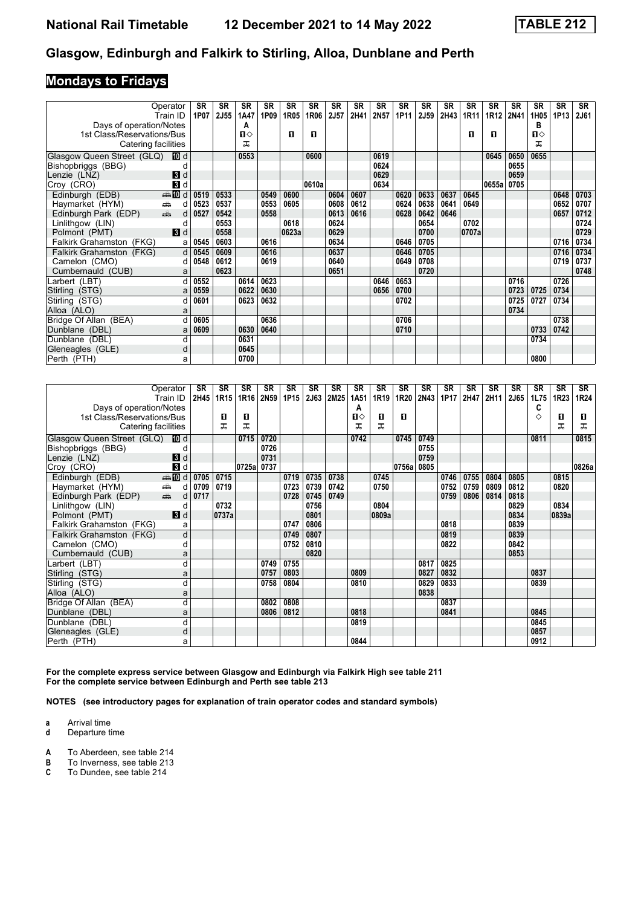## Glasgow, Edinburgh and Falkirk to Stirling, Alloa, Dunblane and Perth

### Mondays to Fridays

| Operator | | SR | SR | SR | SR | SR | SR | SR | SR | SR | SR | SR | SR | SR | SR | SR | SR | SR | SR |
|---|---|---|---|---|---|---|---|---|---|---|---|---|---|---|---|---|---|---|---|
| Train ID | | 1P07 | 2J55 | 1A47 | 1P09 | 1R05 | 1R06 | 2J57 | 2H41 | 2N57 | 1P11 | 2J59 | 2H43 | 1R11 | 1R12 | 2N41 | 1H05 | 1P13 | 2J61 |
| Days of operation/Notes | | | | A | | | | | | | | | | | | | B | | |
| 1st Class/Reservations/Bus | | | | 1◇ | | 1 | 1 | | | | | | | 1 | 1 | | 1◇ | | |
| Catering facilities | | | | Trolley | | | | | | | | | | | | | Trolley | | |
| Glasgow Queen Street (GLQ) 10 | d | | | 0553 | | | 0600 | | | 0619 | | | | | 0645 | 0650 | 0655 | | |
| Bishopbriggs (BBG) | d | | | | | | | | | 0624 | | | | | | 0655 | | | |
| Lenzie (LNZ) 3 | d | | | | | | | | | 0629 | | | | | | 0659 | | | |
| Croy (CRO) 3 | d | | | | | | 0610a | | | 0634 | | | | | 0655a | 0705 | | | |
| Edinburgh (EDB) 10 | d | 0519 | 0533 | | 0549 | 0600 | | 0604 | 0607 | | 0620 | 0633 | 0637 | 0645 | | | | 0648 | 0703 |
| Haymarket (HYM) | d | 0523 | 0537 | | 0553 | 0605 | | 0608 | 0612 | | 0624 | 0638 | 0641 | 0649 | | | | 0652 | 0707 |
| Edinburgh Park (EDP) | d | 0527 | 0542 | | 0558 | | | 0613 | 0616 | | 0628 | 0642 | 0646 | | | | | 0657 | 0712 |
| Linlithgow (LIN) | d | | 0553 | | | 0618 | | 0624 | | | | 0654 | | 0702 | | | | | 0724 |
| Polmont (PMT) 3 | d | | 0558 | | | 0623a | | 0629 | | | | 0700 | | 0707a | | | | | 0729 |
| Falkirk Grahamston (FKG) | a | 0545 | 0603 | | 0616 | | | 0634 | | | 0646 | 0705 | | | | | | 0716 | 0734 |
| Falkirk Grahamston (FKG) | d | 0545 | 0609 | | 0616 | | | 0637 | | | 0646 | 0705 | | | | | | 0716 | 0734 |
| Camelon (CMO) | d | 0548 | 0612 | | 0619 | | | 0640 | | | 0649 | 0708 | | | | | | 0719 | 0737 |
| Cumbernauld (CUB) | a | | 0623 | | | | | 0651 | | | | 0720 | | | | | | | 0748 |
| Larbert (LBT) | d | 0552 | | 0614 | 0623 | | | | | 0646 | 0653 | | | | | 0716 | | 0726 | |
| Stirling (STG) | a | 0559 | | 0622 | 0630 | | | | | 0656 | 0700 | | | | | 0723 | 0725 | 0734 | |
| Stirling (STG) | d | 0601 | | 0623 | 0632 | | | | | | 0702 | | | | | 0725 | 0727 | 0734 | |
| Alloa (ALO) | a | | | | | | | | | | | | | | | 0734 | | | |
| Bridge Of Allan (BEA) | d | 0605 | | | 0636 | | | | | | 0706 | | | | | | | 0738 | |
| Dunblane (DBL) | a | 0609 | | 0630 | 0640 | | | | | | 0710 | | | | | | 0733 | 0742 | |
| Dunblane (DBL) | d | | | 0631 | | | | | | | | | | | | | 0734 | | |
| Gleneagles (GLE) | d | | | 0645 | | | | | | | | | | | | | | | |
| Perth (PTH) | a | | | 0700 | | | | | | | | | | | | | 0800 | | |

| Operator | | SR | SR | SR | SR | SR | SR | SR | SR | SR | SR | SR | SR | SR | SR | SR | SR | SR | SR |
|---|---|---|---|---|---|---|---|---|---|---|---|---|---|---|---|---|---|---|---|
| Train ID | | 2H45 | 1R15 | 1R16 | 2N59 | 1P15 | 2J63 | 2M25 | 1A51 | 1R19 | 1R20 | 2N43 | 1P17 | 2H47 | 2H11 | 2J65 | 1L75 | 1R23 | 1R24 |
| Days of operation/Notes | | | | | | | | | A | | | | | | | | C | | |
| 1st Class/Reservations/Bus | | | 1 | 1 | | | | | 1◇ | 1 | 1 | | | | | | ◇ | 1 | 1 |
| Catering facilities | | | Trolley | Trolley | | | | | Trolley | Trolley | | | | | | | | Trolley | Trolley |
| Glasgow Queen Street (GLQ) 10 | d | | | 0715 | 0720 | | | | 0742 | | 0745 | 0749 | | | | | 0811 | | 0815 |
| Bishopbriggs (BBG) | d | | | | 0726 | | | | | | | 0755 | | | | | | | |
| Lenzie (LNZ) 3 | d | | | | 0731 | | | | | | | 0759 | | | | | | | |
| Croy (CRO) 3 | d | | | 0725a | 0737 | | | | | | 0756a | 0805 | | | | | | | 0826a |
| Edinburgh (EDB) 10 | d | 0705 | 0715 | | | 0719 | 0735 | 0738 | | 0745 | | | 0746 | 0755 | 0804 | 0805 | | 0815 | |
| Haymarket (HYM) | d | 0709 | 0719 | | | 0723 | 0739 | 0742 | | 0750 | | | 0752 | 0759 | 0809 | 0812 | | 0820 | |
| Edinburgh Park (EDP) | d | 0717 | | | | 0728 | 0745 | 0749 | | | | | 0759 | 0806 | 0814 | 0818 | | | |
| Linlithgow (LIN) | d | | 0732 | | | | 0756 | | | 0804 | | | | | | 0829 | | 0834 | |
| Polmont (PMT) 3 | d | | 0737a | | | | 0801 | | | 0809a | | | | | | 0834 | | 0839a | |
| Falkirk Grahamston (FKG) | a | | | | | 0747 | 0806 | | | | | | 0818 | | | 0839 | | | |
| Falkirk Grahamston (FKG) | d | | | | | 0749 | 0807 | | | | | | 0819 | | | 0839 | | | |
| Camelon (CMO) | d | | | | | 0752 | 0810 | | | | | | 0822 | | | 0842 | | | |
| Cumbernauld (CUB) | a | | | | | | 0820 | | | | | | | | | 0853 | | | |
| Larbert (LBT) | d | | | | 0749 | 0755 | | | | | | 0817 | 0825 | | | | | | |
| Stirling (STG) | a | | | | 0757 | 0803 | | | 0809 | | | 0827 | 0832 | | | | 0837 | | |
| Stirling (STG) | d | | | | 0758 | 0804 | | | 0810 | | | 0829 | 0833 | | | | 0839 | | |
| Alloa (ALO) | a | | | | | | | | | | | 0838 | | | | | | | |
| Bridge Of Allan (BEA) | d | | | | 0802 | 0808 | | | | | | | 0837 | | | | | | |
| Dunblane (DBL) | a | | | | 0806 | 0812 | | | 0818 | | | | 0841 | | | | 0845 | | |
| Dunblane (DBL) | d | | | | | | | | 0819 | | | | | | | | 0845 | | |
| Gleneagles (GLE) | d | | | | | | | | | | | | | | | | 0857 | | |
| Perth (PTH) | a | | | | | | | | 0844 | | | | | | | | 0912 | | |

**For the complete express service between Glasgow and Edinburgh via Falkirk High see table 211**
**For the complete service between Edinburgh and Perth see table 213**

**NOTES (see introductory pages for explanation of train operator codes and standard symbols)**

- **a** Arrival time
- **d** Departure time

- **A** To Aberdeen, see table 214
- **B** To Inverness, see table 213
- **C** To Dundee, see table 214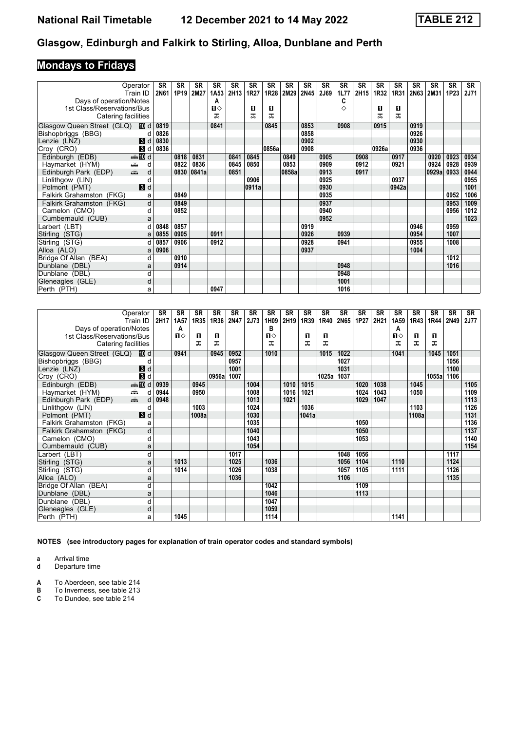# Glasgow, Edinburgh and Falkirk to Stirling, Alloa, Dunblane and Perth

## Mondays to Fridays

| Operator | | SR | SR | SR | SR | SR | SR | SR | SR | SR | SR | SR | SR | SR | SR | SR | SR | SR | SR |
|---|---|---|---|---|---|---|---|---|---|---|---|---|---|---|---|---|---|---|---|
| Train ID | | 2N61 | 1P19 | 2M27 | 1A53 | 2H13 | 1R27 | 1R28 | 2M29 | 2N45 | 2J69 | 1L77 | 2H15 | 1R32 | 1R31 | 2N63 | 2M31 | 1P23 | 2J71 |
| Days of operation/Notes | | | | | A | | | | | | | C | | | | | | | |
| 1st Class/Reservations/Bus | | | | | 1◇ | | 1 | 1 | | | | ◇ | | 1 | 1 | | | | |
| Catering facilities | | | | | T | | T | T | | | | | | T | T | | | | |
| Glasgow Queen Street (GLQ) | d | 0819 | | | 0841 | | | 0845 | | 0853 | | 0908 | | 0915 | | 0919 | | | |
| Bishopbriggs (BBG) | d | 0826 | | | | | | | | 0858 | | | | | | 0926 | | | |
| Lenzie (LNZ) | d | 0830 | | | | | | | | 0902 | | | | | | 0930 | | | |
| Croy (CRO) | d | 0836 | | | | | | 0856a | | 0908 | | | | 0926a | | 0936 | | | |
| Edinburgh (EDB) | d | | 0818 | 0831 | | 0841 | 0845 | | 0849 | | 0905 | | 0908 | | 0917 | | 0920 | 0923 | 0934 |
| Haymarket (HYM) | d | | 0822 | 0836 | | 0845 | 0850 | | 0853 | | 0909 | | 0912 | | 0921 | | 0924 | 0928 | 0939 |
| Edinburgh Park (EDP) | d | | 0830 | 0841a | | 0851 | | | 0858a | | 0913 | | 0917 | | | | 0929a | 0933 | 0944 |
| Linlithgow (LIN) | d | | | | | | 0906 | | | | 0925 | | | | 0937 | | | | 0955 |
| Polmont (PMT) | d | | | | | | 0911a | | | | 0930 | | | | 0942a | | | | 1001 |
| Falkirk Grahamston (FKG) | a | | 0849 | | | | | | | | 0935 | | | | | | | 0952 | 1006 |
| Falkirk Grahamston (FKG) | d | | 0849 | | | | | | | | 0937 | | | | | | | 0953 | 1009 |
| Camelon (CMO) | d | | 0852 | | | | | | | | 0940 | | | | | | | 0956 | 1012 |
| Cumbernauld (CUB) | a | | | | | | | | | | 0952 | | | | | | | | 1023 |
| Larbert (LBT) | d | 0848 | 0857 | | | | | | | 0919 | | | | | | 0946 | | 0959 | |
| Stirling (STG) | a | 0855 | 0905 | | 0911 | | | | | 0926 | | 0939 | | | | 0954 | | 1007 | |
| Stirling (STG) | d | 0857 | 0906 | | 0912 | | | | | 0928 | | 0941 | | | | 0955 | | 1008 | |
| Alloa (ALO) | a | 0906 | | | | | | | | 0937 | | | | | | 1004 | | | |
| Bridge Of Allan (BEA) | d | | 0910 | | | | | | | | | | | | | | | 1012 | |
| Dunblane (DBL) | a | | 0914 | | | | | | | | | 0948 | | | | | | 1016 | |
| Dunblane (DBL) | d | | | | | | | | | | | 0948 | | | | | | | |
| Gleneagles (GLE) | d | | | | | | | | | | | 1001 | | | | | | | |
| Perth (PTH) | a | | | | 0947 | | | | | | | 1016 | | | | | | | |

| Operator | | SR | SR | SR | SR | SR | SR | SR | SR | SR | SR | SR | SR | SR | SR | SR | SR | SR | SR |
|---|---|---|---|---|---|---|---|---|---|---|---|---|---|---|---|---|---|---|---|
| Train ID | | 2H17 | 1A57 | 1R35 | 1R36 | 2N47 | 2J73 | 1H09 | 2H19 | 1R39 | 1R40 | 2N65 | 1P27 | 2H21 | 1A59 | 1R43 | 1R44 | 2N49 | 2J77 |
| Days of operation/Notes | | | A | | | | | B | | | | | | | A | | | | |
| 1st Class/Reservations/Bus | | | 1◇ | 1 | 1 | | | 1◇ | | 1 | 1 | | | | 1◇ | 1 | 1 | | |
| Catering facilities | | | | T | T | | | T | | T | T | | | | T | T | T | | |
| Glasgow Queen Street (GLQ) | d | | 0941 | | 0945 | 0952 | | 1010 | | | 1015 | 1022 | | | 1041 | | 1045 | 1051 | |
| Bishopbriggs (BBG) | d | | | | | 0957 | | | | | | 1027 | | | | | | 1056 | |
| Lenzie (LNZ) | d | | | | | 1001 | | | | | | 1031 | | | | | | 1100 | |
| Croy (CRO) | d | | | | 0956a | 1007 | | | | | 1025a | 1037 | | | | | 1055a | 1106 | |
| Edinburgh (EDB) | d | 0939 | | 0945 | | | 1004 | | 1010 | 1015 | | | 1020 | 1038 | | 1045 | | | 1105 |
| Haymarket (HYM) | d | 0944 | | 0950 | | | 1008 | | 1016 | 1021 | | | 1024 | 1043 | | 1050 | | | 1109 |
| Edinburgh Park (EDP) | d | 0948 | | | | | 1013 | | 1021 | | | | 1029 | 1047 | | | | | 1113 |
| Linlithgow (LIN) | d | | | 1003 | | | 1024 | | | 1036 | | | | | | 1103 | | | 1126 |
| Polmont (PMT) | d | | | 1008a | | | 1030 | | | 1041a | | | | | | 1108a | | | 1131 |
| Falkirk Grahamston (FKG) | a | | | | | | 1035 | | | | | | 1050 | | | | | | 1136 |
| Falkirk Grahamston (FKG) | d | | | | | | 1040 | | | | | | 1050 | | | | | | 1137 |
| Camelon (CMO) | d | | | | | | 1043 | | | | | | 1053 | | | | | | 1140 |
| Cumbernauld (CUB) | a | | | | | | 1054 | | | | | | | | | | | | 1154 |
| Larbert (LBT) | d | | | | | 1017 | | | | | | 1048 | 1056 | | | | | 1117 | |
| Stirling (STG) | a | | 1013 | | | 1025 | | 1036 | | | | 1056 | 1104 | | 1110 | | | 1124 | |
| Stirling (STG) | d | | 1014 | | | 1026 | | 1038 | | | | 1057 | 1105 | | 1111 | | | 1126 | |
| Alloa (ALO) | a | | | | | 1036 | | | | | | 1106 | | | | | | 1135 | |
| Bridge Of Allan (BEA) | d | | | | | | | 1042 | | | | | 1109 | | | | | | |
| Dunblane (DBL) | a | | | | | | | 1046 | | | | | 1113 | | | | | | |
| Dunblane (DBL) | d | | | | | | | 1047 | | | | | | | | | | | |
| Gleneagles (GLE) | d | | | | | | | 1059 | | | | | | | | | | | |
| Perth (PTH) | a | | 1045 | | | | | 1114 | | | | | | | 1141 | | | | |

**NOTES (see introductory pages for explanation of train operator codes and standard symbols)**

- **a** Arrival time
- **d** Departure time

- **A** To Aberdeen, see table 214
- **B** To Inverness, see table 213
- **C** To Dundee, see table 214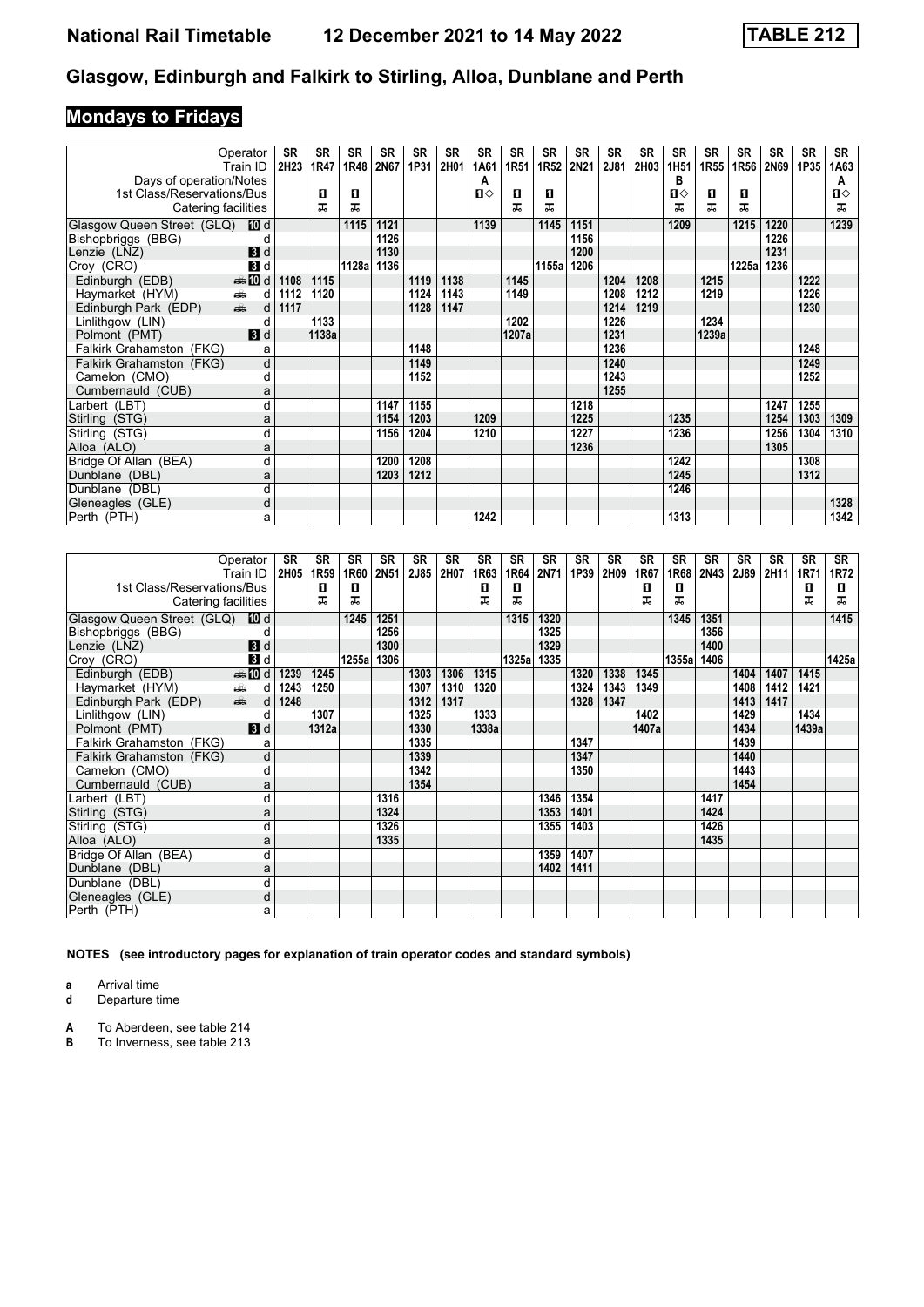# Glasgow, Edinburgh and Falkirk to Stirling, Alloa, Dunblane and Perth

## Mondays to Fridays

| Operator | | SR | SR | SR | SR | SR | SR | SR | SR | SR | SR | SR | SR | SR | SR | SR | SR | SR | SR |
|---|---|---|---|---|---|---|---|---|---|---|---|---|---|---|---|---|---|---|---|
| Train ID | | 2H23 | 1R47 | 1R48 | 2N67 | 1P31 | 2H01 | 1A61 | 1R51 | 1R52 | 2N21 | 2J81 | 2H03 | 1H51 | 1R55 | 1R56 | 2N69 | 1P35 | 1A63 |
| Days of operation/Notes | | | | | | | | A | | | | | | B | | | | | A |
| 1st Class/Reservations/Bus | | | ■ | ■ | | | | ■◇ | ■ | ■ | | | | ■◇ | ■ | ■ | | | ■◇ |
| Catering facilities | | | ⊼ | ⊼ | | | | | ⊼ | ⊼ | | | | ⊼ | ⊼ | ⊼ | | | ⊼ |
| Glasgow Queen Street (GLQ) | 10 d | | | 1115 | 1121 | | | 1139 | | 1145 | 1151 | | | 1209 | | 1215 | 1220 | | 1239 |
| Bishopbriggs (BBG) | d | | | | 1126 | | | | | | 1156 | | | | | | 1226 | | |
| Lenzie (LNZ) | 3 d | | | | 1130 | | | | | | 1200 | | | | | | 1231 | | |
| Croy (CRO) | 3 d | | | 1128a | 1136 | | | | | 1155a | 1206 | | | | | 1225a | 1236 | | |
| Edinburgh (EDB) | 10 d | 1108 | 1115 | | | 1119 | 1138 | | 1145 | | | 1204 | 1208 | | 1215 | | | 1222 | |
| Haymarket (HYM) | d | 1112 | 1120 | | | 1124 | 1143 | | 1149 | | | 1208 | 1212 | | 1219 | | | 1226 | |
| Edinburgh Park (EDP) | d | 1117 | | | | 1128 | 1147 | | | | | 1214 | 1219 | | | | | 1230 | |
| Linlithgow (LIN) | d | | 1133 | | | | | | 1202 | | | 1226 | | | 1234 | | | | |
| Polmont (PMT) | 3 d | | 1138a | | | | | | 1207a | | | 1231 | | | 1239a | | | | |
| Falkirk Grahamston (FKG) | a | | | | | 1148 | | | | | | 1236 | | | | | | 1248 | |
| Falkirk Grahamston (FKG) | d | | | | | 1149 | | | | | | 1240 | | | | | | 1249 | |
| Camelon (CMO) | d | | | | | 1152 | | | | | | 1243 | | | | | | 1252 | |
| Cumbernauld (CUB) | a | | | | | | | | | | | 1255 | | | | | | | |
| Larbert (LBT) | d | | | | 1147 | 1155 | | | | | 1218 | | | | | | 1247 | 1255 | |
| Stirling (STG) | a | | | | 1154 | 1203 | | 1209 | | | 1225 | | | 1235 | | | 1254 | 1303 | 1309 |
| Stirling (STG) | d | | | | 1156 | 1204 | | 1210 | | | 1227 | | | 1236 | | | 1256 | 1304 | 1310 |
| Alloa (ALO) | a | | | | | | | | | | 1236 | | | | | | 1305 | | |
| Bridge Of Allan (BEA) | d | | | | 1200 | 1208 | | | | | | | | 1242 | | | | 1308 | |
| Dunblane (DBL) | a | | | | 1203 | 1212 | | | | | | | | 1245 | | | | 1312 | |
| Dunblane (DBL) | d | | | | | | | | | | | | | 1246 | | | | | |
| Gleneagles (GLE) | d | | | | | | | | | | | | | | | | | | 1328 |
| Perth (PTH) | a | | | | | | | 1242 | | | | | | 1313 | | | | | 1342 |

| Operator | | SR | SR | SR | SR | SR | SR | SR | SR | SR | SR | SR | SR | SR | SR | SR | SR | SR | SR |
|---|---|---|---|---|---|---|---|---|---|---|---|---|---|---|---|---|---|---|---|
| Train ID | | 2H05 | 1R59 | 1R60 | 2N51 | 2J85 | 2H07 | 1R63 | 1R64 | 2N71 | 1P39 | 2H09 | 1R67 | 1R68 | 2N43 | 2J89 | 2H11 | 1R71 | 1R72 |
| 1st Class/Reservations/Bus | | | ■ | ■ | | | | ■ | ■ | | | | ■ | ■ | | | | ■ | ■ |
| Catering facilities | | | ⊼ | ⊼ | | | | ⊼ | ⊼ | | | | ⊼ | ⊼ | | | | ⊼ | ⊼ |
| Glasgow Queen Street (GLQ) | 10 d | | | 1245 | 1251 | | | | 1315 | 1320 | | | | 1345 | 1351 | | | | 1415 |
| Bishopbriggs (BBG) | d | | | | 1256 | | | | | 1325 | | | | | 1356 | | | | |
| Lenzie (LNZ) | 3 d | | | | 1300 | | | | | 1329 | | | | | 1400 | | | | |
| Croy (CRO) | 3 d | | | 1255a | 1306 | | | | 1325a | 1335 | | | | 1355a | 1406 | | | | 1425a |
| Edinburgh (EDB) | 10 d | 1239 | 1245 | | | 1303 | 1306 | 1315 | | | 1320 | 1338 | 1345 | | | 1404 | 1407 | 1415 | |
| Haymarket (HYM) | d | 1243 | 1250 | | | 1307 | 1310 | 1320 | | | 1324 | 1343 | 1349 | | | 1408 | 1412 | 1421 | |
| Edinburgh Park (EDP) | d | 1248 | | | | 1312 | 1317 | | | | 1328 | 1347 | | | | 1413 | 1417 | | |
| Linlithgow (LIN) | d | | 1307 | | | 1325 | | 1333 | | | | | 1402 | | | 1429 | | 1434 | |
| Polmont (PMT) | 3 d | | 1312a | | | 1330 | | 1338a | | | | | 1407a | | | 1434 | | 1439a | |
| Falkirk Grahamston (FKG) | a | | | | | 1335 | | | | | 1347 | | | | | 1439 | | | |
| Falkirk Grahamston (FKG) | d | | | | | 1339 | | | | | 1347 | | | | | 1440 | | | |
| Camelon (CMO) | d | | | | | 1342 | | | | | 1350 | | | | | 1443 | | | |
| Cumbernauld (CUB) | a | | | | | 1354 | | | | | | | | | | 1454 | | | |
| Larbert (LBT) | d | | | | 1316 | | | | | 1346 | 1354 | | | | 1417 | | | | |
| Stirling (STG) | a | | | | 1324 | | | | | 1353 | 1401 | | | | 1424 | | | | |
| Stirling (STG) | d | | | | 1326 | | | | | 1355 | 1403 | | | | 1426 | | | | |
| Alloa (ALO) | a | | | | 1335 | | | | | | | | | | 1435 | | | | |
| Bridge Of Allan (BEA) | d | | | | | | | | | 1359 | 1407 | | | | | | | | |
| Dunblane (DBL) | a | | | | | | | | | 1402 | 1411 | | | | | | | | |
| Dunblane (DBL) | d | | | | | | | | | | | | | | | | | | |
| Gleneagles (GLE) | d | | | | | | | | | | | | | | | | | | |
| Perth (PTH) | a | | | | | | | | | | | | | | | | | | |

**NOTES (see introductory pages for explanation of train operator codes and standard symbols)**

**a** Arrival time
**d** Departure time

**A** To Aberdeen, see table 214
**B** To Inverness, see table 213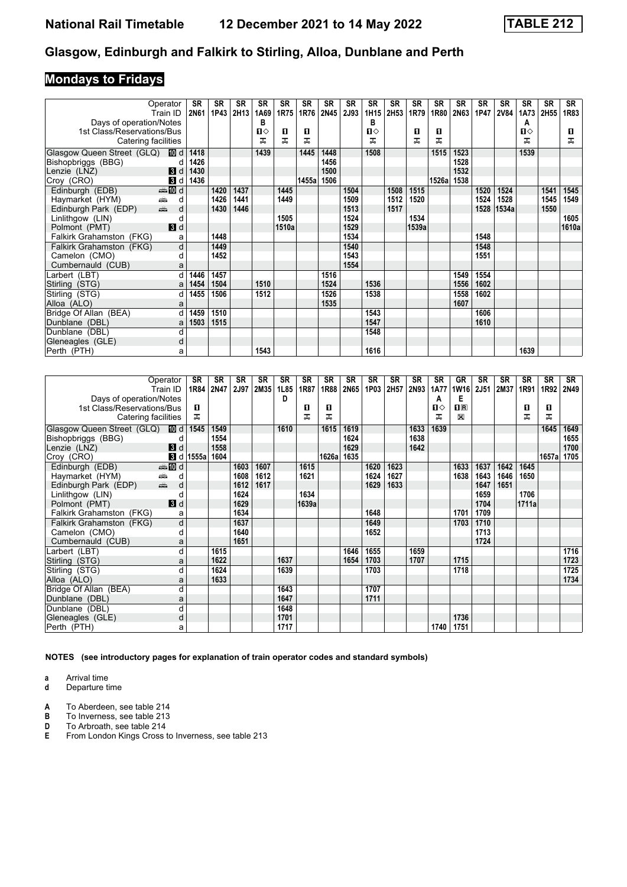# National Rail Timetable 12 December 2021 to 14 May 2022 TABLE 212

## Glasgow, Edinburgh and Falkirk to Stirling, Alloa, Dunblane and Perth

### Mondays to Fridays

| Operator | | SR | SR | SR | SR | SR | SR | SR | SR | SR | SR | SR | SR | SR | SR | SR | SR | SR | SR |
|---|---|---|---|---|---|---|---|---|---|---|---|---|---|---|---|---|---|---|---|
| Train ID | | 2N61 | 1P43 | 2H13 | 1A69 | 1R75 | 1R76 | 2N45 | 2J93 | 1H15 | 2H53 | 1R79 | 1R80 | 2N63 | 1P47 | 2V84 | 1A73 | 2H55 | 1R83 |
| Days of operation/Notes | | | | | B | | | | | B | | | | | | | A | | |
| 1st Class/Reservations/Bus | | | | | 1◇ | 1 | 1 | | | 1◇ | | 1 | 1 | | | | 1◇ | | 1 |
| Catering facilities | | | | | ⊼ | ⊼ | ⊼ | | | ⊼ | | ⊼ | ⊼ | | | | ⊼ | | ⊼ |
| Glasgow Queen Street (GLQ) 10 | d | 1418 | | | 1439 | | 1445 | 1448 | | 1508 | | | 1515 | 1523 | | | 1539 | | |
| Bishopbriggs (BBG) | d | 1426 | | | | | | 1456 | | | | | | 1528 | | | | | |
| Lenzie (LNZ) 3 | d | 1430 | | | | | | 1500 | | | | | | 1532 | | | | | |
| Croy (CRO) 3 | d | 1436 | | | | | 1455a | 1506 | | | | | 1526a | 1538 | | | | | |
| Edinburgh (EDB) 10 | d | | 1420 | 1437 | | 1445 | | | 1504 | | 1508 | 1515 | | | 1520 | 1524 | | 1541 | 1545 |
| Haymarket (HYM) | d | | 1426 | 1441 | | 1449 | | | 1509 | | 1512 | 1520 | | | 1524 | 1528 | | 1545 | 1549 |
| Edinburgh Park (EDP) | d | | 1430 | 1446 | | | | | 1513 | | 1517 | | | | 1528 | 1534a | | 1550 | |
| Linlithgow (LIN) | d | | | | | 1505 | | | 1524 | | | 1534 | | | | | | | 1605 |
| Polmont (PMT) 3 | d | | | | | 1510a | | | 1529 | | | 1539a | | | | | | | 1610a |
| Falkirk Grahamston (FKG) | a | | 1448 | | | | | | 1534 | | | | | | 1548 | | | | |
| Falkirk Grahamston (FKG) | d | | 1449 | | | | | | 1540 | | | | | | 1548 | | | | |
| Camelon (CMO) | d | | 1452 | | | | | | 1543 | | | | | | 1551 | | | | |
| Cumbernauld (CUB) | a | | | | | | | | 1554 | | | | | | | | | | |
| Larbert (LBT) | d | 1446 | 1457 | | | | | 1516 | | | | | | 1549 | 1554 | | | | |
| Stirling (STG) | a | 1454 | 1504 | | 1510 | | | 1524 | | 1536 | | | | 1556 | 1602 | | | | |
| Stirling (STG) | d | 1455 | 1506 | | 1512 | | | 1526 | | 1538 | | | | 1558 | 1602 | | | | |
| Alloa (ALO) | a | | | | | | | 1535 | | | | | | 1607 | | | | | |
| Bridge Of Allan (BEA) | d | 1459 | 1510 | | | | | | | 1543 | | | | | 1606 | | | | |
| Dunblane (DBL) | a | 1503 | 1515 | | | | | | | 1547 | | | | | 1610 | | | | |
| Dunblane (DBL) | d | | | | | | | | | 1548 | | | | | | | | | |
| Gleneagles (GLE) | d | | | | | | | | | | | | | | | | | | |
| Perth (PTH) | a | | | | 1543 | | | | | 1616 | | | | | | | 1639 | | |

| Operator | | SR | SR | SR | SR | SR | SR | SR | SR | SR | SR | SR | SR | GR | SR | SR | SR | SR | SR |
|---|---|---|---|---|---|---|---|---|---|---|---|---|---|---|---|---|---|---|---|
| Train ID | | 1R84 | 2N47 | 2J97 | 2M35 | 1L85 | 1R87 | 1R88 | 2N65 | 1P03 | 2H57 | 2N93 | 1A77 | 1W16 | 2J51 | 2M37 | 1R91 | 1R92 | 2N49 |
| Days of operation/Notes | | | | | | D | | | | | | | A | E | | | | | |
| 1st Class/Reservations/Bus | | 1 | | | | | 1 | 1 | | | | | 1◇ | 1R | | | 1 | 1 | |
| Catering facilities | | ⊼ | | | | | ⊼ | ⊼ | | | | | ⊼ | ⊠ | | | ⊼ | ⊼ | |
| Glasgow Queen Street (GLQ) 10 | d | 1545 | 1549 | | | 1610 | | 1615 | 1619 | | | 1633 | 1639 | | | | | 1645 | 1649 |
| Bishopbriggs (BBG) | d | | 1554 | | | | | | 1624 | | | 1638 | | | | | | | 1655 |
| Lenzie (LNZ) 3 | d | | 1558 | | | | | | 1629 | | | 1642 | | | | | | | 1700 |
| Croy (CRO) 3 | d | 1555a | 1604 | | | | | 1626a | 1635 | | | | | | | | | 1657a | 1705 |
| Edinburgh (EDB) 10 | d | | | 1603 | 1607 | | 1615 | | | 1620 | 1623 | | | 1633 | 1637 | 1642 | 1645 | | |
| Haymarket (HYM) | d | | | 1608 | 1612 | | 1621 | | | 1624 | 1627 | | | 1638 | 1643 | 1646 | 1650 | | |
| Edinburgh Park (EDP) | d | | | 1612 | 1617 | | | | | 1629 | 1633 | | | | 1647 | 1651 | | | |
| Linlithgow (LIN) | d | | | 1624 | | | 1634 | | | | | | | | 1659 | | 1706 | | |
| Polmont (PMT) 3 | d | | | 1629 | | | 1639a | | | | | | | | 1704 | | 1711a | | |
| Falkirk Grahamston (FKG) | a | | | 1634 | | | | | | 1648 | | | | 1701 | 1709 | | | | |
| Falkirk Grahamston (FKG) | d | | | 1637 | | | | | | 1649 | | | | 1703 | 1710 | | | | |
| Camelon (CMO) | d | | | 1640 | | | | | | 1652 | | | | | 1713 | | | | |
| Cumbernauld (CUB) | a | | | 1651 | | | | | | | | | | | 1724 | | | | |
| Larbert (LBT) | d | | 1615 | | | | | | 1646 | 1655 | | 1659 | | | | | | | 1716 |
| Stirling (STG) | a | | 1622 | | | 1637 | | | 1654 | 1703 | | 1707 | | 1715 | | | | | 1723 |
| Stirling (STG) | d | | 1624 | | | 1639 | | | | 1703 | | | | 1718 | | | | | 1725 |
| Alloa (ALO) | a | | 1633 | | | | | | | | | | | | | | | | 1734 |
| Bridge Of Allan (BEA) | d | | | | | 1643 | | | | 1707 | | | | | | | | | |
| Dunblane (DBL) | a | | | | | 1647 | | | | 1711 | | | | | | | | | |
| Dunblane (DBL) | d | | | | | 1648 | | | | | | | | | | | | | |
| Gleneagles (GLE) | d | | | | | 1701 | | | | | | | | 1736 | | | | | |
| Perth (PTH) | a | | | | | 1717 | | | | | | | 1740 | 1751 | | | | | |

**NOTES (see introductory pages for explanation of train operator codes and standard symbols)**

- **a** Arrival time
- **d** Departure time

- **A** To Aberdeen, see table 214
- **B** To Inverness, see table 213
- **D** To Arbroath, see table 214
- **E** From London Kings Cross to Inverness, see table 213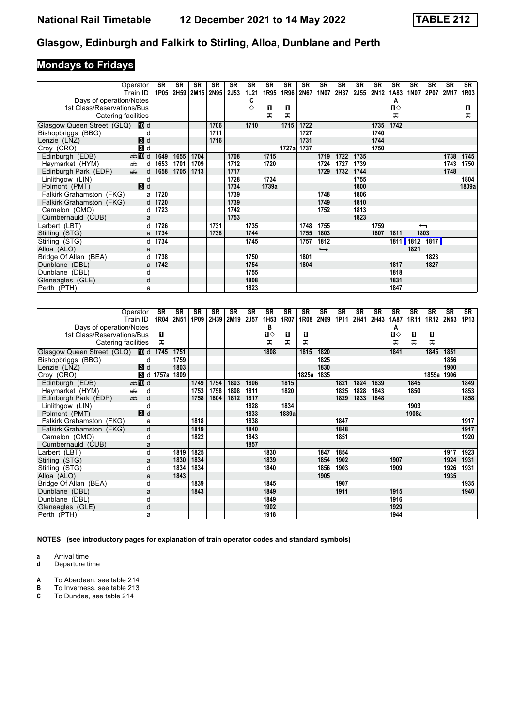# Glasgow, Edinburgh and Falkirk to Stirling, Alloa, Dunblane and Perth

**National Rail Timetable — 12 December 2021 to 14 May 2022 — TABLE 212**

## Mondays to Fridays

| Operator | | SR | SR | SR | SR | SR | SR | SR | SR | SR | SR | SR | SR | SR | SR | SR | SR | SR | SR |
|---|---|---|---|---|---|---|---|---|---|---|---|---|---|---|---|---|---|---|---|
| Train ID | | 1P05 | 2H59 | 2M15 | 2N95 | 2J53 | 1L21 | 1R95 | 1R96 | 2N67 | 1N07 | 2H37 | 2J55 | 2N12 | 1A83 | 1N07 | 2P07 | 2M17 | 1R03 |
| Days of operation/Notes | | | | | | | C | | | | | | | | A | | | | |
| 1st Class/Reservations/Bus | | | | | | | ◇ | 1 | 1 | | | | | | 1◇ | | | | 1 |
| Catering facilities | | | | | | | | ㅈ | ㅈ | | | | | | ㅈ | | | | ㅈ |
| Glasgow Queen Street (GLQ) 10 | d | | | | 1706 | | 1710 | | 1715 | 1722 | | | | 1735 | 1742 | | | | |
| Bishopbriggs (BBG) | d | | | | 1711 | | | | | 1727 | | | | 1740 | | | | | |
| Lenzie (LNZ) 3 | d | | | | 1716 | | | | | 1731 | | | | 1744 | | | | | |
| Croy (CRO) 3 | d | | | | | | | | 1727a | 1737 | | | | 1750 | | | | | |
| Edinburgh (EDB) 10 | d | 1649 | 1655 | 1704 | | 1708 | | 1715 | | | 1719 | 1722 | 1735 | | | | | 1738 | 1745 |
| Haymarket (HYM) | d | 1653 | 1701 | 1709 | | 1712 | | 1720 | | | 1724 | 1727 | 1739 | | | | | 1743 | 1750 |
| Edinburgh Park (EDP) | d | 1658 | 1705 | 1713 | | 1717 | | | | | 1729 | 1732 | 1744 | | | | | 1748 | |
| Linlithgow (LIN) | d | | | | | 1728 | | 1734 | | | | | 1755 | | | | | | 1804 |
| Polmont (PMT) 3 | d | | | | | 1734 | | 1739a | | | | | 1800 | | | | | | 1809a |
| Falkirk Grahamston (FKG) | a | 1720 | | | | 1739 | | | | | 1748 | | 1806 | | | | | | |
| Falkirk Grahamston (FKG) | d | 1720 | | | | 1739 | | | | | 1749 | | 1810 | | | | | | |
| Camelon (CMO) | d | 1723 | | | | 1742 | | | | | 1752 | | 1813 | | | | | | |
| Cumbernauld (CUB) | a | | | | | 1753 | | | | | | | 1823 | | | | | | |
| Larbert (LBT) | d | 1726 | | | 1731 | | 1735 | | | 1748 | 1755 | | | 1759 | | ← | | | |
| Stirling (STG) | a | 1734 | | | 1738 | | 1744 | | | 1755 | 1803 | | | 1807 | 1811 | 1803 | | | |
| Stirling (STG) | d | 1734 | | | | | 1745 | | | 1757 | 1812 | | | | 1811 | 1812 | 1817 | | |
| Alloa (ALO) | a | | | | | | | | | | ↳ | | | | | 1821 | | | |
| Bridge Of Allan (BEA) | d | 1738 | | | | | 1750 | | | 1801 | | | | | | | 1823 | | |
| Dunblane (DBL) | a | 1742 | | | | | 1754 | | | 1804 | | | | | 1817 | | 1827 | | |
| Dunblane (DBL) | d | | | | | | 1755 | | | | | | | | 1818 | | | | |
| Gleneagles (GLE) | d | | | | | | 1808 | | | | | | | | 1831 | | | | |
| Perth (PTH) | a | | | | | | 1823 | | | | | | | | 1847 | | | | |

| Operator | | SR | SR | SR | SR | SR | SR | SR | SR | SR | SR | SR | SR | SR | SR | SR | SR | SR | SR |
|---|---|---|---|---|---|---|---|---|---|---|---|---|---|---|---|---|---|---|---|
| Train ID | | 1R04 | 2N51 | 1P09 | 2H39 | 2M19 | 2J57 | 1H53 | 1R07 | 1R08 | 2N69 | 1P11 | 2H41 | 2H43 | 1A87 | 1R11 | 1R12 | 2N53 | 1P13 |
| Days of operation/Notes | | | | | | | | B | | | | | | | A | | | | |
| 1st Class/Reservations/Bus | | 1 | | | | | | 1◇ | 1 | 1 | | | | | 1◇ | 1 | 1 | | |
| Catering facilities | | ㅈ | | | | | | ㅈ | ㅈ | ㅈ | | | | | ㅈ | ㅈ | ㅈ | | |
| Glasgow Queen Street (GLQ) 10 | d | 1745 | 1751 | | | | | 1808 | | 1815 | 1820 | | | | 1841 | | 1845 | 1851 | |
| Bishopbriggs (BBG) | d | | 1759 | | | | | | | | 1825 | | | | | | | 1856 | |
| Lenzie (LNZ) 3 | d | | 1803 | | | | | | | | 1830 | | | | | | | 1900 | |
| Croy (CRO) 3 | d | 1757a | 1809 | | | | | | | 1825a | 1835 | | | | | | 1855a | 1906 | |
| Edinburgh (EDB) 10 | d | | | 1749 | 1754 | 1803 | 1806 | | 1815 | | | 1821 | 1824 | 1839 | | 1845 | | | 1849 |
| Haymarket (HYM) | d | | | 1753 | 1758 | 1808 | 1811 | | 1820 | | | 1825 | 1828 | 1843 | | 1850 | | | 1853 |
| Edinburgh Park (EDP) | d | | | 1758 | 1804 | 1812 | 1817 | | | | | 1829 | 1833 | 1848 | | | | | 1858 |
| Linlithgow (LIN) | d | | | | | | 1828 | | 1834 | | | | | | | 1903 | | | |
| Polmont (PMT) 3 | d | | | | | | 1833 | | 1839a | | | | | | | 1908a | | | |
| Falkirk Grahamston (FKG) | a | | | 1818 | | | 1838 | | | | | 1847 | | | | | | | 1917 |
| Falkirk Grahamston (FKG) | d | | | 1819 | | | 1840 | | | | | 1848 | | | | | | | 1917 |
| Camelon (CMO) | d | | | 1822 | | | 1843 | | | | | 1851 | | | | | | | 1920 |
| Cumbernauld (CUB) | a | | | | | | 1857 | | | | | | | | | | | | |
| Larbert (LBT) | d | | 1819 | 1825 | | | | 1830 | | | 1847 | 1854 | | | | | | 1917 | 1923 |
| Stirling (STG) | a | | 1830 | 1834 | | | | 1839 | | | 1854 | 1902 | | | 1907 | | | 1924 | 1931 |
| Stirling (STG) | d | | 1834 | 1834 | | | | 1840 | | | 1856 | 1903 | | | 1909 | | | 1926 | 1931 |
| Alloa (ALO) | a | | 1843 | | | | | | | | 1905 | | | | | | | 1935 | |
| Bridge Of Allan (BEA) | d | | | 1839 | | | | 1845 | | | | 1907 | | | | | | | 1935 |
| Dunblane (DBL) | a | | | 1843 | | | | 1849 | | | | 1911 | | | 1915 | | | | 1940 |
| Dunblane (DBL) | d | | | | | | | 1849 | | | | | | | 1916 | | | | |
| Gleneagles (GLE) | d | | | | | | | 1902 | | | | | | | 1929 | | | | |
| Perth (PTH) | a | | | | | | | 1918 | | | | | | | 1944 | | | | |

**NOTES (see introductory pages for explanation of train operator codes and standard symbols)**

- **a** Arrival time
- **d** Departure time

- **A** To Aberdeen, see table 214
- **B** To Inverness, see table 213
- **C** To Dundee, see table 214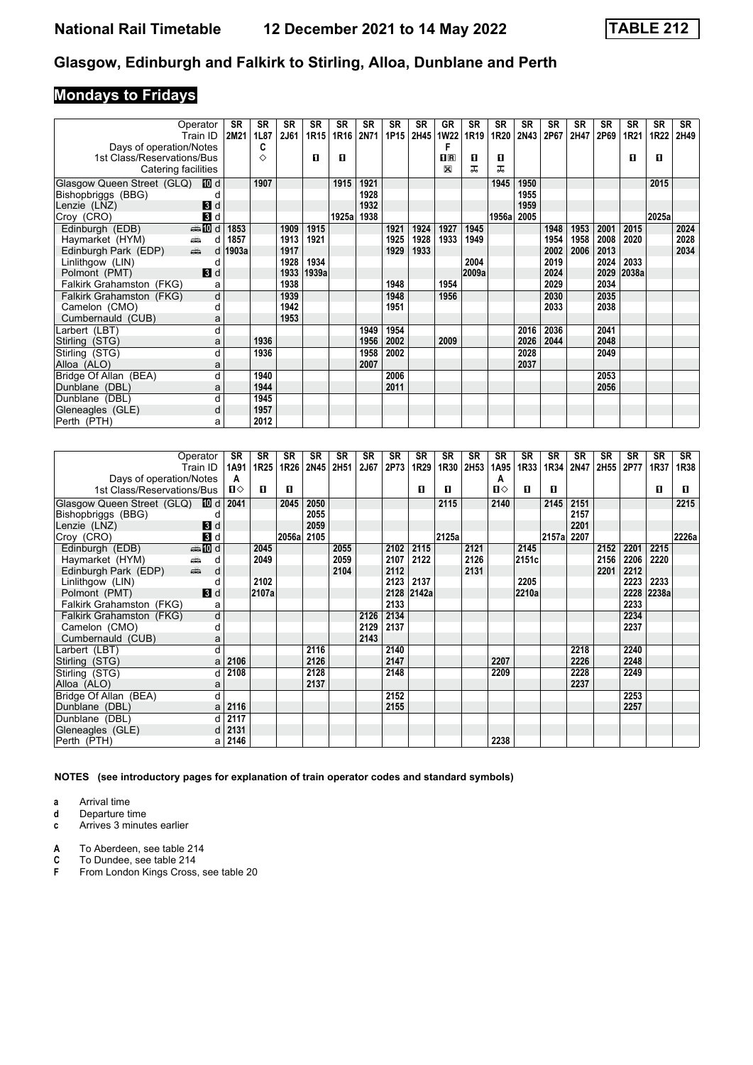# National Rail Timetable 12 December 2021 to 14 May 2022 TABLE 212

## Glasgow, Edinburgh and Falkirk to Stirling, Alloa, Dunblane and Perth

### Mondays to Fridays

| Operator | | SR | SR | SR | SR | SR | SR | SR | SR | GR | SR | SR | SR | SR | SR | SR | SR | SR | SR |
|---|---|---|---|---|---|---|---|---|---|---|---|---|---|---|---|---|---|---|---|
| Train ID | | 2M21 | 1L87 | 2J61 | 1R15 | 1R16 | 2N71 | 1P15 | 2H45 | 1W22 | 1R19 | 1R20 | 2N43 | 2P67 | 2H47 | 2P69 | 1R21 | 1R22 | 2H49 |
| Days of operation/Notes | | | C | | | | | | | F | | | | | | | | | |
| 1st Class/Reservations/Bus | | | ◇ | | 1 | 1 | | | | 1R | 1 | 1 | | | | | 1 | 1 | |
| Catering facilities | | | | | | | | | | ☒ | ⚻ | ⚻ | | | | | | | |
| Glasgow Queen Street (GLQ) | 10 d | | 1907 | | | 1915 | 1921 | | | | | 1945 | 1950 | | | | | 2015 | |
| Bishopbriggs (BBG) | d | | | | | | 1928 | | | | | | 1955 | | | | | | |
| Lenzie (LNZ) | 3 d | | | | | | 1932 | | | | | | 1959 | | | | | | |
| Croy (CRO) | 3 d | | | | | 1925a | 1938 | | | | | 1956a | 2005 | | | | | 2025a | |
| Edinburgh (EDB) | 10 d | 1853 | | 1909 | 1915 | | | 1921 | 1924 | 1927 | 1945 | | | 1948 | 1953 | 2001 | 2015 | | 2024 |
| Haymarket (HYM) | d | 1857 | | 1913 | 1921 | | | 1925 | 1928 | 1933 | 1949 | | | 1954 | 1958 | 2008 | 2020 | | 2028 |
| Edinburgh Park (EDP) | d | 1903a | | 1917 | | | | 1929 | 1933 | | | | | 2002 | 2006 | 2013 | | | 2034 |
| Linlithgow (LIN) | d | | | 1928 | 1934 | | | | | | 2004 | | | 2019 | | 2024 | 2033 | | |
| Polmont (PMT) | 3 d | | | 1933 | 1939a | | | | | | 2009a | | | 2024 | | 2029 | 2038a | | |
| Falkirk Grahamston (FKG) | a | | | 1938 | | | | 1948 | | 1954 | | | | 2029 | | 2034 | | | |
| Falkirk Grahamston (FKG) | d | | | 1939 | | | | 1948 | | 1956 | | | | 2030 | | 2035 | | | |
| Camelon (CMO) | d | | | 1942 | | | | 1951 | | | | | | 2033 | | 2038 | | | |
| Cumbernauld (CUB) | a | | | 1953 | | | | | | | | | | | | | | | |
| Larbert (LBT) | d | | | | | | 1949 | 1954 | | | | | 2016 | 2036 | | 2041 | | | |
| Stirling (STG) | a | | 1936 | | | | 1956 | 2002 | | 2009 | | | 2026 | 2044 | | 2048 | | | |
| Stirling (STG) | d | | 1936 | | | | 1958 | 2002 | | | | | 2028 | | | 2049 | | | |
| Alloa (ALO) | a | | | | | | 2007 | | | | | | 2037 | | | | | | |
| Bridge Of Allan (BEA) | d | | 1940 | | | | | 2006 | | | | | | | | 2053 | | | |
| Dunblane (DBL) | a | | 1944 | | | | | 2011 | | | | | | | | 2056 | | | |
| Dunblane (DBL) | d | | 1945 | | | | | | | | | | | | | | | | |
| Gleneagles (GLE) | d | | 1957 | | | | | | | | | | | | | | | | |
| Perth (PTH) | a | | 2012 | | | | | | | | | | | | | | | | |

| Operator | | SR | SR | SR | SR | SR | SR | SR | SR | SR | SR | SR | SR | SR | SR | SR | SR | SR | SR |
|---|---|---|---|---|---|---|---|---|---|---|---|---|---|---|---|---|---|---|---|
| Train ID | | 1A91 | 1R25 | 1R26 | 2N45 | 2H51 | 2J67 | 2P73 | 1R29 | 1R30 | 2H53 | 1A95 | 1R33 | 1R34 | 2N47 | 2H55 | 2P77 | 1R37 | 1R38 |
| Days of operation/Notes | | A | | | | | | | | | | A | | | | | | | |
| 1st Class/Reservations/Bus | | 1◇ | 1 | 1 | | | | | 1 | 1 | | 1◇ | 1 | 1 | | | | 1 | 1 |
| Glasgow Queen Street (GLQ) | 10 d | 2041 | | 2045 | 2050 | | | | | 2115 | | 2140 | | 2145 | 2151 | | | | 2215 |
| Bishopbriggs (BBG) | d | | | | 2055 | | | | | | | | | | 2157 | | | | |
| Lenzie (LNZ) | 3 d | | | | 2059 | | | | | | | | | | 2201 | | | | |
| Croy (CRO) | 3 d | | | 2056a | 2105 | | | | | 2125a | | | | 2157a | 2207 | | | | 2226a |
| Edinburgh (EDB) | 10 d | | 2045 | | | 2055 | | 2102 | 2115 | | 2121 | | 2145 | | | 2152 | 2201 | 2215 | |
| Haymarket (HYM) | d | | 2049 | | | 2059 | | 2107 | 2122 | | 2126 | | 2151c | | | 2156 | 2206 | 2220 | |
| Edinburgh Park (EDP) | d | | | | | 2104 | | 2112 | | | 2131 | | | | | 2201 | 2212 | | |
| Linlithgow (LIN) | d | | 2102 | | | | | 2123 | 2137 | | | | 2205 | | | | 2223 | 2233 | |
| Polmont (PMT) | 3 d | | 2107a | | | | | 2128 | 2142a | | | | 2210a | | | | 2228 | 2238a | |
| Falkirk Grahamston (FKG) | a | | | | | | | 2133 | | | | | | | | | 2233 | | |
| Falkirk Grahamston (FKG) | d | | | | | | 2126 | 2134 | | | | | | | | | 2234 | | |
| Camelon (CMO) | d | | | | | | 2129 | 2137 | | | | | | | | | 2237 | | |
| Cumbernauld (CUB) | a | | | | | | 2143 | | | | | | | | | | | | |
| Larbert (LBT) | d | | | | 2116 | | | 2140 | | | | | | | 2218 | | 2240 | | |
| Stirling (STG) | a | 2106 | | | 2126 | | | 2147 | | | | 2207 | | | 2226 | | 2248 | | |
| Stirling (STG) | d | 2108 | | | 2128 | | | 2148 | | | | 2209 | | | 2228 | | 2249 | | |
| Alloa (ALO) | a | | | | 2137 | | | | | | | | | | 2237 | | | | |
| Bridge Of Allan (BEA) | d | | | | | | | 2152 | | | | | | | | | 2253 | | |
| Dunblane (DBL) | a | 2116 | | | | | | 2155 | | | | | | | | | 2257 | | |
| Dunblane (DBL) | d | 2117 | | | | | | | | | | | | | | | | | |
| Gleneagles (GLE) | d | 2131 | | | | | | | | | | | | | | | | | |
| Perth (PTH) | a | 2146 | | | | | | | | | | 2238 | | | | | | | |

**NOTES (see introductory pages for explanation of train operator codes and standard symbols)**

- **a** Arrival time
- **d** Departure time
- **c** Arrives 3 minutes earlier

- **A** To Aberdeen, see table 214
- **C** To Dundee, see table 214
- **F** From London Kings Cross, see table 20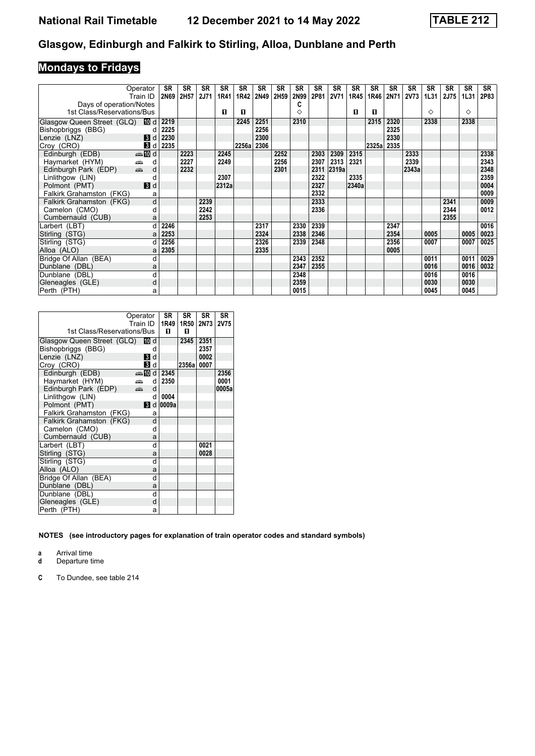# National Rail Timetable 12 December 2021 to 14 May 2022 TABLE 212

## Glasgow, Edinburgh and Falkirk to Stirling, Alloa, Dunblane and Perth

### Mondays to Fridays

| Operator | | SR | SR | SR | SR | SR | SR | SR | SR | SR | SR | SR | SR | SR | SR | SR | SR | SR | SR |
|---|---|---|---|---|---|---|---|---|---|---|---|---|---|---|---|---|---|---|---|
| Train ID | | 2N69 | 2H57 | 2J71 | 1R41 | 1R42 | 2N49 | 2H59 | 2N99 | 2P81 | 2V71 | 1R45 | 1R46 | 2N71 | 2V73 | 1L31 | 2J75 | 1L31 | 2P83 |
| Days of operation/Notes | | | | | | | | | C | | | | | | | | | | |
| 1st Class/Reservations/Bus | | | | | 1 | 1 | | | ◇ | | | 1 | 1 | | | ◇ | | ◇ | |
| Glasgow Queen Street (GLQ) | 10 d | 2219 | | | | 2245 | 2251 | | 2310 | | | | 2315 | 2320 | | 2338 | | 2338 | |
| Bishopbriggs (BBG) | d | 2225 | | | | | 2256 | | | | | | | 2325 | | | | | |
| Lenzie (LNZ) | 3 d | 2230 | | | | | 2300 | | | | | | | 2330 | | | | | |
| Croy (CRO) | 3 d | 2235 | | | | 2256a | 2306 | | | | | | 2325a | 2335 | | | | | |
| Edinburgh (EDB) | 10 d | | 2223 | | 2245 | | | 2252 | | 2303 | 2309 | 2315 | | | 2333 | | | | 2338 |
| Haymarket (HYM) | d | | 2227 | | 2249 | | | 2256 | | 2307 | 2313 | 2321 | | | 2339 | | | | 2343 |
| Edinburgh Park (EDP) | d | | 2232 | | | | | 2301 | | 2311 | 2319a | | | | 2343a | | | | 2348 |
| Linlithgow (LIN) | d | | | | 2307 | | | | | 2322 | | 2335 | | | | | | | 2359 |
| Polmont (PMT) | 3 d | | | | 2312a | | | | | 2327 | | 2340a | | | | | | | 0004 |
| Falkirk Grahamston (FKG) | a | | | | | | | | | 2332 | | | | | | | | | 0009 |
| Falkirk Grahamston (FKG) | d | | | 2239 | | | | | | 2333 | | | | | | | 2341 | | 0009 |
| Camelon (CMO) | d | | | 2242 | | | | | | 2336 | | | | | | | 2344 | | 0012 |
| Cumbernauld (CUB) | a | | | 2253 | | | | | | | | | | | | | 2355 | | |
| Larbert (LBT) | d | 2246 | | | | | 2317 | | 2330 | 2339 | | | | 2347 | | | | | 0016 |
| Stirling (STG) | a | 2253 | | | | | 2324 | | 2338 | 2346 | | | | 2354 | | 0005 | | 0005 | 0023 |
| Stirling (STG) | d | 2256 | | | | | 2326 | | 2339 | 2348 | | | | 2356 | | 0007 | | 0007 | 0025 |
| Alloa (ALO) | a | 2305 | | | | | 2335 | | | | | | | 0005 | | | | | |
| Bridge Of Allan (BEA) | d | | | | | | | | 2343 | 2352 | | | | | | 0011 | | 0011 | 0029 |
| Dunblane (DBL) | a | | | | | | | | 2347 | 2355 | | | | | | 0016 | | 0016 | 0032 |
| Dunblane (DBL) | d | | | | | | | | 2348 | | | | | | | 0016 | | 0016 | |
| Gleneagles (GLE) | d | | | | | | | | 2359 | | | | | | | 0030 | | 0030 | |
| Perth (PTH) | a | | | | | | | | 0015 | | | | | | | 0045 | | 0045 | |

| Operator | | SR | SR | SR | SR |
|---|---|---|---|---|---|
| Train ID | | 1R49 | 1R50 | 2N73 | 2V75 |
| 1st Class/Reservations/Bus | | 1 | 1 | | |
| Glasgow Queen Street (GLQ) | 10 d | | 2345 | 2351 | |
| Bishopbriggs (BBG) | d | | | 2357 | |
| Lenzie (LNZ) | 3 d | | | 0002 | |
| Croy (CRO) | 3 d | | 2356a | 0007 | |
| Edinburgh (EDB) | 10 d | 2345 | | | 2356 |
| Haymarket (HYM) | d | 2350 | | | 0001 |
| Edinburgh Park (EDP) | d | | | | 0005a |
| Linlithgow (LIN) | d | 0004 | | | |
| Polmont (PMT) | 3 d | 0009a | | | |
| Falkirk Grahamston (FKG) | a | | | | |
| Falkirk Grahamston (FKG) | d | | | | |
| Camelon (CMO) | d | | | | |
| Cumbernauld (CUB) | a | | | | |
| Larbert (LBT) | d | | | 0021 | |
| Stirling (STG) | a | | | 0028 | |
| Stirling (STG) | d | | | | |
| Alloa (ALO) | a | | | | |
| Bridge Of Allan (BEA) | d | | | | |
| Dunblane (DBL) | a | | | | |
| Dunblane (DBL) | d | | | | |
| Gleneagles (GLE) | d | | | | |
| Perth (PTH) | a | | | | |

**NOTES (see introductory pages for explanation of train operator codes and standard symbols)**

**a** Arrival time
**d** Departure time

**C** To Dundee, see table 214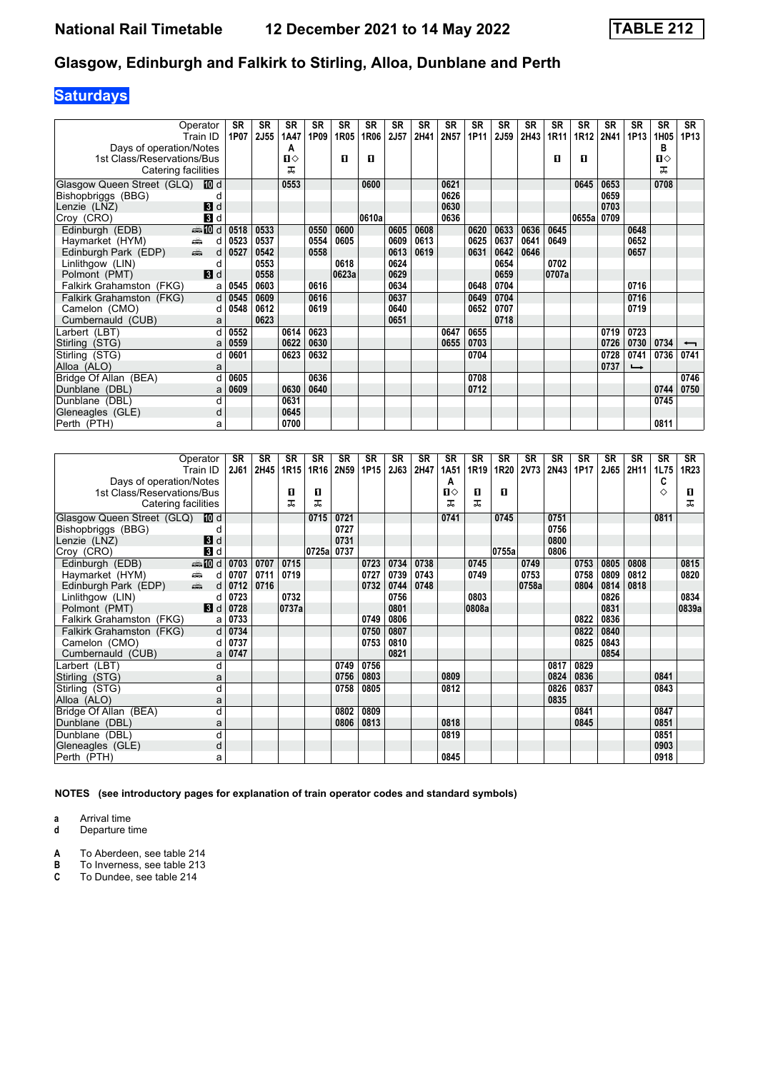# National Rail Timetable 12 December 2021 to 14 May 2022 TABLE 212

## Glasgow, Edinburgh and Falkirk to Stirling, Alloa, Dunblane and Perth

### Saturdays

| Operator | | SR | SR | SR | SR | SR | SR | SR | SR | SR | SR | SR | SR | SR | SR | SR | SR | SR | SR |
|---|---|---|---|---|---|---|---|---|---|---|---|---|---|---|---|---|---|---|---|
| Train ID | | 1P07 | 2J55 | 1A47 | 1P09 | 1R05 | 1R06 | 2J57 | 2H41 | 2N57 | 1P11 | 2J59 | 2H43 | 1R11 | 1R12 | 2N41 | 1P13 | 1H05 | 1P13 |
| Days of operation/Notes | | | | A | | | | | | | | | | | | | | B | |
| 1st Class/Reservations/Bus | | | | 1◇ | | 1 | 1 | | | | | | | 1 | 1 | | | 1◇ | |
| Catering facilities | | | | 🍴 | | | | | | | | | | | | | | 🍴 | |
| Glasgow Queen Street (GLQ) | d | | | 0553 | | | 0600 | | | 0621 | | | | | 0645 | 0653 | | 0708 | |
| Bishopbriggs (BBG) | d | | | | | | | | | 0626 | | | | | | 0659 | | | |
| Lenzie (LNZ) | d | | | | | | | | | 0630 | | | | | | 0703 | | | |
| Croy (CRO) | d | | | | | | 0610a | | | 0636 | | | | | 0655a | 0709 | | | |
| Edinburgh (EDB) | d | 0518 | 0533 | | 0550 | 0600 | | 0605 | 0608 | | 0620 | 0633 | 0636 | 0645 | | | 0648 | | |
| Haymarket (HYM) | d | 0523 | 0537 | | 0554 | 0605 | | 0609 | 0613 | | 0625 | 0637 | 0641 | 0649 | | | 0652 | | |
| Edinburgh Park (EDP) | d | 0527 | 0542 | | 0558 | | | 0613 | 0619 | | 0631 | 0642 | 0646 | | | | 0657 | | |
| Linlithgow (LIN) | d | | 0553 | | | 0618 | | 0624 | | | | 0654 | | 0702 | | | | | |
| Polmont (PMT) | d | | 0558 | | | 0623a | | 0629 | | | | 0659 | | 0707a | | | | | |
| Falkirk Grahamston (FKG) | a | 0545 | 0603 | | 0616 | | | 0634 | | | 0648 | 0704 | | | | | 0716 | | |
| Falkirk Grahamston (FKG) | d | 0545 | 0609 | | 0616 | | | 0637 | | | 0649 | 0704 | | | | | 0716 | | |
| Camelon (CMO) | d | 0548 | 0612 | | 0619 | | | 0640 | | | 0652 | 0707 | | | | | 0719 | | |
| Cumbernauld (CUB) | a | | 0623 | | | | | 0651 | | | | 0718 | | | | | | | |
| Larbert (LBT) | d | 0552 | | 0614 | 0623 | | | | | 0647 | 0655 | | | | | 0719 | 0723 | | |
| Stirling (STG) | a | 0559 | | 0622 | 0630 | | | | | 0655 | 0703 | | | | | 0726 | 0730 | 0734 | ← |
| Stirling (STG) | d | 0601 | | 0623 | 0632 | | | | | | 0704 | | | | | 0728 | 0741 | 0736 | 0741 |
| Alloa (ALO) | a | | | | | | | | | | | | | | | 0737 | ↳ | | |
| Bridge Of Allan (BEA) | d | 0605 | | | 0636 | | | | | | 0708 | | | | | | | | 0746 |
| Dunblane (DBL) | a | 0609 | | 0630 | 0640 | | | | | | 0712 | | | | | | | 0744 | 0750 |
| Dunblane (DBL) | d | | | 0631 | | | | | | | | | | | | | | 0745 | |
| Gleneagles (GLE) | d | | | 0645 | | | | | | | | | | | | | | | |
| Perth (PTH) | a | | | 0700 | | | | | | | | | | | | | | 0811 | |

| Operator | | SR | SR | SR | SR | SR | SR | SR | SR | SR | SR | SR | SR | SR | SR | SR | SR | SR | SR |
|---|---|---|---|---|---|---|---|---|---|---|---|---|---|---|---|---|---|---|---|
| Train ID | | 2J61 | 2H45 | 1R15 | 1R16 | 2N59 | 1P15 | 2J63 | 2H47 | 1A51 | 1R19 | 1R20 | 2V73 | 2N43 | 1P17 | 2J65 | 2H11 | 1L75 | 1R23 |
| Days of operation/Notes | | | | | | | | | | A | | | | | | | | C | |
| 1st Class/Reservations/Bus | | | | 1 | 1 | | | | | 1◇ | 1 | 1 | | | | | | ◇ | 1 |
| Catering facilities | | | | 🍴 | 🍴 | | | | | 🍴 | 🍴 | | | | | | | | 🍴 |
| Glasgow Queen Street (GLQ) | d | | | | 0715 | 0721 | | | | 0741 | | 0745 | | 0751 | | | | 0811 | |
| Bishopbriggs (BBG) | d | | | | | 0727 | | | | | | | | 0756 | | | | | |
| Lenzie (LNZ) | d | | | | | 0731 | | | | | | | | 0800 | | | | | |
| Croy (CRO) | d | | | | 0725a | 0737 | | | | | | 0755a | | 0806 | | | | | |
| Edinburgh (EDB) | d | 0703 | 0707 | 0715 | | | 0723 | 0734 | 0738 | | 0745 | | 0749 | | 0753 | 0805 | 0808 | | 0815 |
| Haymarket (HYM) | d | 0707 | 0711 | 0719 | | | 0727 | 0739 | 0743 | | 0749 | | 0753 | | 0758 | 0809 | 0812 | | 0820 |
| Edinburgh Park (EDP) | d | 0712 | 0716 | | | | 0732 | 0744 | 0748 | | | | 0758a | | 0804 | 0814 | 0818 | | |
| Linlithgow (LIN) | d | 0723 | | 0732 | | | | 0756 | | | 0803 | | | | | 0826 | | | 0834 |
| Polmont (PMT) | d | 0728 | | 0737a | | | | 0801 | | | 0808a | | | | | 0831 | | | 0839a |
| Falkirk Grahamston (FKG) | a | 0733 | | | | | 0749 | 0806 | | | | | | | 0822 | 0836 | | | |
| Falkirk Grahamston (FKG) | d | 0734 | | | | | 0750 | 0807 | | | | | | | 0822 | 0840 | | | |
| Camelon (CMO) | d | 0737 | | | | | 0753 | 0810 | | | | | | | 0825 | 0843 | | | |
| Cumbernauld (CUB) | a | 0747 | | | | | | 0821 | | | | | | | | 0854 | | | |
| Larbert (LBT) | d | | | | | 0749 | 0756 | | | | | | | 0817 | 0829 | | | | |
| Stirling (STG) | a | | | | | 0756 | 0803 | | | 0809 | | | | 0824 | 0836 | | | 0841 | |
| Stirling (STG) | d | | | | | 0758 | 0805 | | | 0812 | | | | 0826 | 0837 | | | 0843 | |
| Alloa (ALO) | a | | | | | | | | | | | | | 0835 | | | | | |
| Bridge Of Allan (BEA) | d | | | | | 0802 | 0809 | | | | | | | | 0841 | | | 0847 | |
| Dunblane (DBL) | a | | | | | 0806 | 0813 | | | 0818 | | | | | 0845 | | | 0851 | |
| Dunblane (DBL) | d | | | | | | | | | 0819 | | | | | | | | 0851 | |
| Gleneagles (GLE) | d | | | | | | | | | | | | | | | | | 0903 | |
| Perth (PTH) | a | | | | | | | | | 0845 | | | | | | | | 0918 | |

**NOTES (see introductory pages for explanation of train operator codes and standard symbols)**

**a** Arrival time
**d** Departure time

**A** To Aberdeen, see table 214
**B** To Inverness, see table 213
**C** To Dundee, see table 214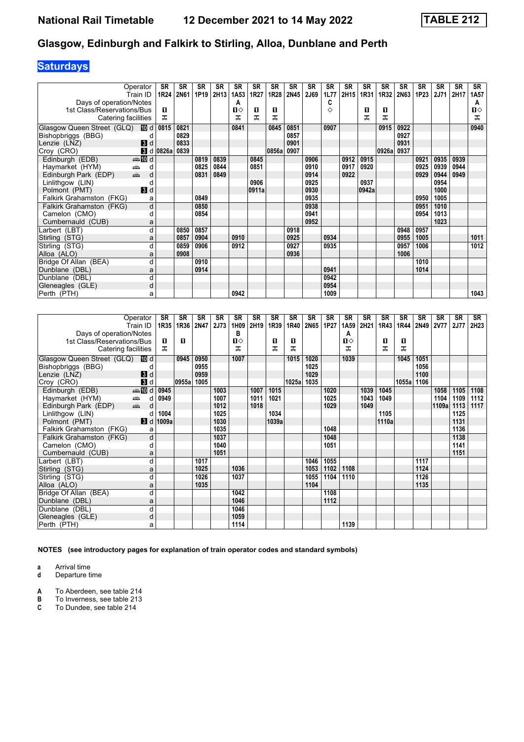# Glasgow, Edinburgh and Falkirk to Stirling, Alloa, Dunblane and Perth

## Saturdays

| Operator | | SR | SR | SR | SR | SR | SR | SR | SR | SR | SR | SR | SR | SR | SR | SR | SR | SR | SR |
|---|---|---|---|---|---|---|---|---|---|---|---|---|---|---|---|---|---|---|---|
| Train ID | | 1R24 | 2N61 | 1P19 | 2H13 | 1A53 | 1R27 | 1R28 | 2N45 | 2J69 | 1L77 | 2H15 | 1R31 | 1R32 | 2N63 | 1P23 | 2J71 | 2H17 | 1A57 |
| Days of operation/Notes | | | | | | A | | | | | C | | | | | | | | A |
| 1st Class/Reservations/Bus | | ■ | | | | ■◇ | ■ | ■ | | | ◇ | | ■ | ■ | | | | | ■◇ |
| Catering facilities | | ⚲ | | | | ⚲ | ⚲ | ⚲ | | | | | ⚲ | ⚲ | | | | | ⚲ |
| Glasgow Queen Street (GLQ) 10 | d | 0815 | 0821 | | | 0841 | | 0845 | 0851 | | 0907 | | | 0915 | 0922 | | | | 0940 |
| Bishopbriggs (BBG) | d | | 0829 | | | | | | 0857 | | | | | | 0927 | | | | |
| Lenzie (LNZ) 3 | d | | 0833 | | | | | | 0901 | | | | | | 0931 | | | | |
| Croy (CRO) 3 | d | 0826a | 0839 | | | | | 0856a | 0907 | | | | | 0926a | 0937 | | | | |
| Edinburgh (EDB) 10 | d | | | 0819 | 0839 | | 0845 | | | 0906 | | 0912 | 0915 | | | 0921 | 0935 | 0939 | |
| Haymarket (HYM) | d | | | 0825 | 0844 | | 0851 | | | 0910 | | 0917 | 0920 | | | 0925 | 0939 | 0944 | |
| Edinburgh Park (EDP) | d | | | 0831 | 0849 | | | | | 0914 | | 0922 | | | | 0929 | 0944 | 0949 | |
| Linlithgow (LIN) | d | | | | | | 0906 | | | 0925 | | | 0937 | | | | 0954 | | |
| Polmont (PMT) 3 | d | | | | | | 0911a | | | 0930 | | | 0942a | | | | 1000 | | |
| Falkirk Grahamston (FKG) | a | | | 0849 | | | | | | 0935 | | | | | | 0950 | 1005 | | |
| Falkirk Grahamston (FKG) | d | | | 0850 | | | | | | 0938 | | | | | | 0951 | 1010 | | |
| Camelon (CMO) | d | | | 0854 | | | | | | 0941 | | | | | | 0954 | 1013 | | |
| Cumbernauld (CUB) | a | | | | | | | | | 0952 | | | | | | | 1023 | | |
| Larbert (LBT) | d | | 0850 | 0857 | | | | | 0918 | | | | | | 0948 | 0957 | | | |
| Stirling (STG) | a | | 0857 | 0904 | | 0910 | | | 0925 | | 0934 | | | | 0955 | 1005 | | | 1011 |
| Stirling (STG) | d | | 0859 | 0906 | | 0912 | | | 0927 | | 0935 | | | | 0957 | 1006 | | | 1012 |
| Alloa (ALO) | a | | 0908 | | | | | | 0936 | | | | | | 1006 | | | | |
| Bridge Of Allan (BEA) | d | | | 0910 | | | | | | | | | | | | 1010 | | | |
| Dunblane (DBL) | a | | | 0914 | | | | | | | 0941 | | | | | 1014 | | | |
| Dunblane (DBL) | d | | | | | | | | | | 0942 | | | | | | | | |
| Gleneagles (GLE) | d | | | | | | | | | | 0954 | | | | | | | | |
| Perth (PTH) | a | | | | | 0942 | | | | | 1009 | | | | | | | | 1043 |

| Operator | | SR | SR | SR | SR | SR | SR | SR | SR | SR | SR | SR | SR | SR | SR | SR | SR | SR | SR |
|---|---|---|---|---|---|---|---|---|---|---|---|---|---|---|---|---|---|---|---|
| Train ID | | 1R35 | 1R36 | 2N47 | 2J73 | 1H09 | 2H19 | 1R39 | 1R40 | 2N65 | 1P27 | 1A59 | 2H21 | 1R43 | 1R44 | 2N49 | 2V77 | 2J77 | 2H23 |
| Days of operation/Notes | | | | | | B | | | | | | A | | | | | | | |
| 1st Class/Reservations/Bus | | ■ | ■ | | | ■◇ | | ■ | ■ | | | ■◇ | | ■ | ■ | | | | |
| Catering facilities | | ⚲ | | | | ⚲ | | ⚲ | ⚲ | | | ⚲ | | ⚲ | ⚲ | | | | |
| Glasgow Queen Street (GLQ) 10 | d | | 0945 | 0950 | | 1007 | | | 1015 | 1020 | | 1039 | | | 1045 | 1051 | | | |
| Bishopbriggs (BBG) | d | | | 0955 | | | | | | 1025 | | | | | | 1056 | | | |
| Lenzie (LNZ) 3 | d | | | 0959 | | | | | | 1029 | | | | | | 1100 | | | |
| Croy (CRO) 3 | d | | 0955a | 1005 | | | | | 1025a | 1035 | | | | | 1055a | 1106 | | | |
| Edinburgh (EDB) 10 | d | 0945 | | | 1003 | | 1007 | 1015 | | | 1020 | | 1039 | 1045 | | | 1058 | 1105 | 1108 |
| Haymarket (HYM) | d | 0949 | | | 1007 | | 1011 | 1021 | | | 1025 | | 1043 | 1049 | | | 1104 | 1109 | 1112 |
| Edinburgh Park (EDP) | d | | | | 1012 | | 1018 | | | | 1029 | | 1049 | | | | 1109a | 1113 | 1117 |
| Linlithgow (LIN) | d | 1004 | | | 1025 | | | 1034 | | | | | | 1105 | | | | 1125 | |
| Polmont (PMT) 3 | d | 1009a | | | 1030 | | | 1039a | | | | | | 1110a | | | | 1131 | |
| Falkirk Grahamston (FKG) | a | | | | 1035 | | | | | | 1048 | | | | | | | 1136 | |
| Falkirk Grahamston (FKG) | d | | | | 1037 | | | | | | 1048 | | | | | | | 1138 | |
| Camelon (CMO) | d | | | | 1040 | | | | | | 1051 | | | | | | | 1141 | |
| Cumbernauld (CUB) | a | | | | 1051 | | | | | | | | | | | | | 1151 | |
| Larbert (LBT) | d | | | 1017 | | | | | | 1046 | 1055 | | | | | 1117 | | | |
| Stirling (STG) | a | | | 1025 | | 1036 | | | | 1053 | 1102 | 1108 | | | | 1124 | | | |
| Stirling (STG) | d | | | 1026 | | 1037 | | | | 1055 | 1104 | 1110 | | | | 1126 | | | |
| Alloa (ALO) | a | | | 1035 | | | | | | 1104 | | | | | | 1135 | | | |
| Bridge Of Allan (BEA) | d | | | | | 1042 | | | | | 1108 | | | | | | | | |
| Dunblane (DBL) | a | | | | | 1046 | | | | | 1112 | | | | | | | | |
| Dunblane (DBL) | d | | | | | 1046 | | | | | | | | | | | | | |
| Gleneagles (GLE) | d | | | | | 1059 | | | | | | | | | | | | | |
| Perth (PTH) | a | | | | | 1114 | | | | | | 1139 | | | | | | | |

**NOTES (see introductory pages for explanation of train operator codes and standard symbols)**

**a** Arrival time
**d** Departure time

**A** To Aberdeen, see table 214
**B** To Inverness, see table 213
**C** To Dundee, see table 214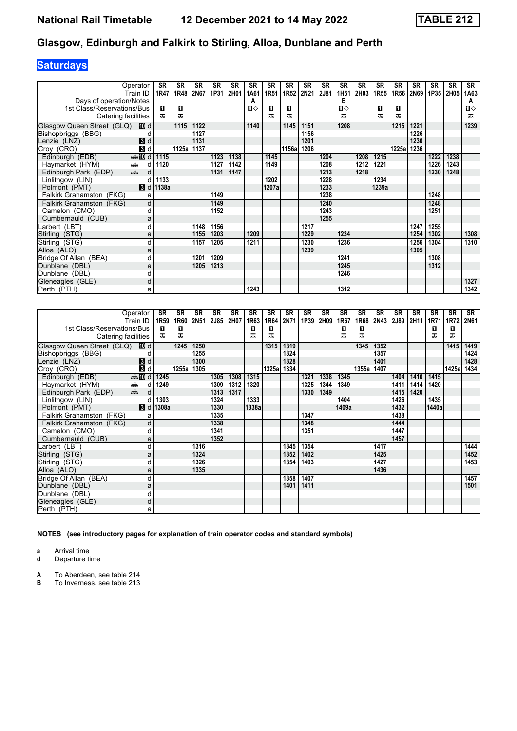# National Rail Timetable 12 December 2021 to 14 May 2022 TABLE 212

## Glasgow, Edinburgh and Falkirk to Stirling, Alloa, Dunblane and Perth

### Saturdays

| Operator | | SR | SR | SR | SR | SR | SR | SR | SR | SR | SR | SR | SR | SR | SR | SR | SR | SR | SR |
|---|---|---|---|---|---|---|---|---|---|---|---|---|---|---|---|---|---|---|---|
| Train ID | | 1R47 | 1R48 | 2N67 | 1P31 | 2H01 | 1A61 | 1R51 | 1R52 | 2N21 | 2J81 | 1H51 | 2H03 | 1R55 | 1R56 | 2N69 | 1P35 | 2H05 | 1A63 |
| Days of operation/Notes | | | | | | | A | | | | | B | | | | | | | A |
| 1st Class/Reservations/Bus | | 1 | 1 | | | | 1◇ | 1 | 1 | | | 1◇ | | 1 | 1 | | | | 1◇ |
| Catering facilities | | ⚲ | ⚲ | | | | | ⚲ | ⚲ | | | ⚲ | | ⚲ | ⚲ | | | | ⚲ |
| Glasgow Queen Street (GLQ) | 10 d | | 1115 | 1122 | | | 1140 | | 1145 | 1151 | | 1208 | | | 1215 | 1221 | | | 1239 |
| Bishopbriggs (BBG) | d | | | 1127 | | | | | | 1156 | | | | | | 1226 | | | |
| Lenzie (LNZ) | 3 d | | | 1131 | | | | | | 1201 | | | | | | 1230 | | | |
| Croy (CRO) | 3 d | | 1125a | 1137 | | | | | 1156a | 1206 | | | | | 1225a | 1236 | | | |
| Edinburgh (EDB) | 10 d | 1115 | | | 1123 | 1138 | | 1145 | | | 1204 | | 1208 | 1215 | | | 1222 | 1238 | |
| Haymarket (HYM) | d | 1120 | | | 1127 | 1142 | | 1149 | | | 1208 | | 1212 | 1221 | | | 1226 | 1243 | |
| Edinburgh Park (EDP) | d | | | | 1131 | 1147 | | | | | 1213 | | 1218 | | | | 1230 | 1248 | |
| Linlithgow (LIN) | d | 1133 | | | | | | 1202 | | | 1228 | | | 1234 | | | | | |
| Polmont (PMT) | 3 d | 1138a | | | | | | 1207a | | | 1233 | | | 1239a | | | | | |
| Falkirk Grahamston (FKG) | a | | | | 1149 | | | | | | 1238 | | | | | | 1248 | | |
| Falkirk Grahamston (FKG) | d | | | | 1149 | | | | | | 1240 | | | | | | 1248 | | |
| Camelon (CMO) | d | | | | 1152 | | | | | | 1243 | | | | | | 1251 | | |
| Cumbernauld (CUB) | a | | | | | | | | | | 1255 | | | | | | | | |
| Larbert (LBT) | d | | | 1148 | 1156 | | | | | 1217 | | | | | | 1247 | 1255 | | |
| Stirling (STG) | a | | | 1155 | 1203 | | 1209 | | | 1229 | | 1234 | | | | 1254 | 1302 | | 1308 |
| Stirling (STG) | d | | | 1157 | 1205 | | 1211 | | | 1230 | | 1236 | | | | 1256 | 1304 | | 1310 |
| Alloa (ALO) | a | | | | | | | | | 1239 | | | | | | 1305 | | | |
| Bridge Of Allan (BEA) | d | | | 1201 | 1209 | | | | | | | 1241 | | | | | 1308 | | |
| Dunblane (DBL) | a | | | 1205 | 1213 | | | | | | | 1245 | | | | | 1312 | | |
| Dunblane (DBL) | d | | | | | | | | | | | 1246 | | | | | | | |
| Gleneagles (GLE) | d | | | | | | | | | | | | | | | | | | 1327 |
| Perth (PTH) | a | | | | | | 1243 | | | | | 1312 | | | | | | | 1342 |

| Operator | | SR | SR | SR | SR | SR | SR | SR | SR | SR | SR | SR | SR | SR | SR | SR | SR | SR | SR |
|---|---|---|---|---|---|---|---|---|---|---|---|---|---|---|---|---|---|---|---|
| Train ID | | 1R59 | 1R60 | 2N51 | 2J85 | 2H07 | 1R63 | 1R64 | 2N71 | 1P39 | 2H09 | 1R67 | 1R68 | 2N43 | 2J89 | 2H11 | 1R71 | 1R72 | 2N61 |
| 1st Class/Reservations/Bus | | 1 | 1 | | | | 1 | 1 | | | | 1 | 1 | | | | 1 | 1 | |
| Catering facilities | | ⚲ | ⚲ | | | | ⚲ | ⚲ | | | | ⚲ | ⚲ | | | | ⚲ | ⚲ | |
| Glasgow Queen Street (GLQ) | 10 d | | 1245 | 1250 | | | | 1315 | 1319 | | | | 1345 | 1352 | | | | 1415 | 1419 |
| Bishopbriggs (BBG) | d | | | 1255 | | | | | 1324 | | | | | 1357 | | | | | 1424 |
| Lenzie (LNZ) | 3 d | | | 1300 | | | | | 1328 | | | | | 1401 | | | | | 1428 |
| Croy (CRO) | 3 d | | 1255a | 1305 | | | | 1325a | 1334 | | | | 1355a | 1407 | | | | 1425a | 1434 |
| Edinburgh (EDB) | 10 d | 1245 | | | 1305 | 1308 | 1315 | | | 1321 | 1338 | 1345 | | | 1404 | 1410 | 1415 | | |
| Haymarket (HYM) | d | 1249 | | | 1309 | 1312 | 1320 | | | 1325 | 1344 | 1349 | | | 1411 | 1414 | 1420 | | |
| Edinburgh Park (EDP) | d | | | | 1313 | 1317 | | | | 1330 | 1349 | | | | 1415 | 1420 | | | |
| Linlithgow (LIN) | d | 1303 | | | 1324 | | 1333 | | | | | 1404 | | | 1426 | | 1435 | | |
| Polmont (PMT) | 3 d | 1308a | | | 1330 | | 1338a | | | | | 1409a | | | 1432 | | 1440a | | |
| Falkirk Grahamston (FKG) | a | | | | 1335 | | | | | 1347 | | | | | 1438 | | | | |
| Falkirk Grahamston (FKG) | d | | | | 1338 | | | | | 1348 | | | | | 1444 | | | | |
| Camelon (CMO) | d | | | | 1341 | | | | | 1351 | | | | | 1447 | | | | |
| Cumbernauld (CUB) | a | | | | 1352 | | | | | | | | | | 1457 | | | | |
| Larbert (LBT) | d | | | 1316 | | | | | 1345 | 1354 | | | | 1417 | | | | | 1444 |
| Stirling (STG) | a | | | 1324 | | | | | 1352 | 1402 | | | | 1425 | | | | | 1452 |
| Stirling (STG) | d | | | 1326 | | | | | 1354 | 1403 | | | | 1427 | | | | | 1453 |
| Alloa (ALO) | a | | | 1335 | | | | | | | | | | 1436 | | | | | |
| Bridge Of Allan (BEA) | d | | | | | | | | 1358 | 1407 | | | | | | | | | 1457 |
| Dunblane (DBL) | a | | | | | | | | 1401 | 1411 | | | | | | | | | 1501 |
| Dunblane (DBL) | d | | | | | | | | | | | | | | | | | | |
| Gleneagles (GLE) | d | | | | | | | | | | | | | | | | | | |
| Perth (PTH) | a | | | | | | | | | | | | | | | | | | |

**NOTES (see introductory pages for explanation of train operator codes and standard symbols)**

- **a** Arrival time
- **d** Departure time

- **A** To Aberdeen, see table 214
- **B** To Inverness, see table 213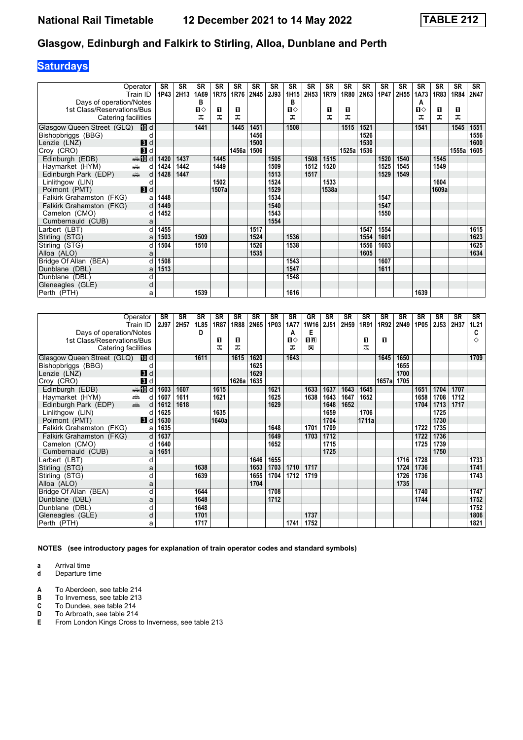# National Rail Timetable — 12 December 2021 to 14 May 2022 — TABLE 212

## Glasgow, Edinburgh and Falkirk to Stirling, Alloa, Dunblane and Perth

### Saturdays

| Operator | | SR | SR | SR | SR | SR | SR | SR | SR | SR | SR | SR | SR | SR | SR | SR | SR | SR | SR |
|---|---|---|---|---|---|---|---|---|---|---|---|---|---|---|---|---|---|---|---|
| Train ID | | 1P43 | 2H13 | 1A69 | 1R75 | 1R76 | 2N45 | 2J93 | 1H15 | 2H53 | 1R79 | 1R80 | 2N63 | 1P47 | 2H55 | 1A73 | 1R83 | 1R84 | 2N47 |
| Days of operation/Notes | | | | B | | | | | B | | | | | | | A | | | |
| 1st Class/Reservations/Bus | | | | ■◇ | ■ | ■ | | | ■◇ | | ■ | ■ | | | | ■◇ | ■ | ■ | |
| Catering facilities | | | | ⊼ | ⊼ | ⊼ | | | ⊼ | | ⊼ | ⊼ | | | | ⊼ | ⊼ | ⊼ | |
| Glasgow Queen Street (GLQ) 10 | d | | | 1441 | | 1445 | 1451 | | 1508 | | | 1515 | 1521 | | | 1541 | | 1545 | 1551 |
| Bishopbriggs (BBG) | d | | | | | | 1456 | | | | | | 1526 | | | | | | 1556 |
| Lenzie (LNZ) 3 | d | | | | | | 1500 | | | | | | 1530 | | | | | | 1600 |
| Croy (CRO) 3 | d | | | | | 1456a | 1506 | | | | | 1525a | 1536 | | | | | 1555a | 1605 |
| Edinburgh (EDB) 10 | d | 1420 | 1437 | | 1445 | | | 1505 | | 1508 | 1515 | | | 1520 | 1540 | | 1545 | | |
| Haymarket (HYM) | d | 1424 | 1442 | | 1449 | | | 1509 | | 1512 | 1520 | | | 1525 | 1545 | | 1549 | | |
| Edinburgh Park (EDP) | d | 1428 | 1447 | | | | | 1513 | | 1517 | | | | 1529 | 1549 | | | | |
| Linlithgow (LIN) | d | | | | 1502 | | | 1524 | | | 1533 | | | | | | 1604 | | |
| Polmont (PMT) 3 | d | | | | 1507a | | | 1529 | | | 1538a | | | | | | 1609a | | |
| Falkirk Grahamston (FKG) | a | 1448 | | | | | | 1534 | | | | | | 1547 | | | | | |
| Falkirk Grahamston (FKG) | d | 1449 | | | | | | 1540 | | | | | | 1547 | | | | | |
| Camelon (CMO) | d | 1452 | | | | | | 1543 | | | | | | 1550 | | | | | |
| Cumbernauld (CUB) | a | | | | | | | 1554 | | | | | | | | | | | |
| Larbert (LBT) | d | 1455 | | | | | 1517 | | | | | | 1547 | 1554 | | | | | 1615 |
| Stirling (STG) | a | 1503 | | 1509 | | | 1524 | | 1536 | | | | 1554 | 1601 | | | | | 1623 |
| Stirling (STG) | d | 1504 | | 1510 | | | 1526 | | 1538 | | | | 1556 | 1603 | | | | | 1625 |
| Alloa (ALO) | a | | | | | | 1535 | | | | | | 1605 | | | | | | 1634 |
| Bridge Of Allan (BEA) | d | 1508 | | | | | | | 1543 | | | | | 1607 | | | | | |
| Dunblane (DBL) | a | 1513 | | | | | | | 1547 | | | | | 1611 | | | | | |
| Dunblane (DBL) | d | | | | | | | | 1548 | | | | | | | | | | |
| Gleneagles (GLE) | d | | | | | | | | | | | | | | | | | | |
| Perth (PTH) | a | | | 1539 | | | | | 1616 | | | | | | | 1639 | | | |

| Operator | | SR | SR | SR | SR | SR | SR | SR | SR | GR | SR | SR | SR | SR | SR | SR | SR | SR | SR |
|---|---|---|---|---|---|---|---|---|---|---|---|---|---|---|---|---|---|---|---|
| Train ID | | 2J97 | 2H57 | 1L85 | 1R87 | 1R88 | 2N65 | 1P03 | 1A77 | 1W16 | 2J51 | 2H59 | 1R91 | 1R92 | 2N49 | 1P05 | 2J53 | 2H37 | 1L21 |
| Days of operation/Notes | | | | D | | | | | A | E | | | | | | | | | C |
| 1st Class/Reservations/Bus | | | | | ■ | ■ | | | ■◇ | ■R | | | ■ | ■ | | | | | ◇ |
| Catering facilities | | | | | ⊼ | ⊼ | | | ⊼ | ⊠ | | | ⊼ | | | | | | |
| Glasgow Queen Street (GLQ) 10 | d | | | 1611 | | 1615 | 1620 | | 1643 | | | | | 1645 | 1650 | | | | 1709 |
| Bishopbriggs (BBG) | d | | | | | | 1625 | | | | | | | | 1655 | | | | |
| Lenzie (LNZ) 3 | d | | | | | | 1629 | | | | | | | | 1700 | | | | |
| Croy (CRO) 3 | d | | | | | 1626a | 1635 | | | | | | | 1657a | 1705 | | | | |
| Edinburgh (EDB) 10 | d | 1603 | 1607 | | 1615 | | | 1621 | | 1633 | 1637 | 1643 | 1645 | | | 1651 | 1704 | 1707 | |
| Haymarket (HYM) | d | 1607 | 1611 | | 1621 | | | 1625 | | 1638 | 1643 | 1647 | 1652 | | | 1658 | 1708 | 1712 | |
| Edinburgh Park (EDP) | d | 1612 | 1618 | | | | | 1629 | | | 1648 | 1652 | | | | 1704 | 1713 | 1717 | |
| Linlithgow (LIN) | d | 1625 | | | 1635 | | | | | | 1659 | | 1706 | | | | 1725 | | |
| Polmont (PMT) 3 | d | 1630 | | | 1640a | | | | | | 1704 | | 1711a | | | | 1730 | | |
| Falkirk Grahamston (FKG) | a | 1635 | | | | | | 1648 | | 1701 | 1709 | | | | | 1722 | 1735 | | |
| Falkirk Grahamston (FKG) | d | 1637 | | | | | | 1649 | | 1703 | 1712 | | | | | 1722 | 1736 | | |
| Camelon (CMO) | d | 1640 | | | | | | 1652 | | | 1715 | | | | | 1725 | 1739 | | |
| Cumbernauld (CUB) | a | 1651 | | | | | | | | | 1725 | | | | | | 1750 | | |
| Larbert (LBT) | d | | | | | | 1646 | 1655 | | | | | | | 1716 | 1728 | | | 1733 |
| Stirling (STG) | a | | | 1638 | | | 1653 | 1703 | 1710 | 1717 | | | | | 1724 | 1736 | | | 1741 |
| Stirling (STG) | d | | | 1639 | | | 1655 | 1704 | 1712 | 1719 | | | | | 1726 | 1736 | | | 1743 |
| Alloa (ALO) | a | | | | | | 1704 | | | | | | | | 1735 | | | | |
| Bridge Of Allan (BEA) | d | | | 1644 | | | | 1708 | | | | | | | | 1740 | | | 1747 |
| Dunblane (DBL) | a | | | 1648 | | | | 1712 | | | | | | | | 1744 | | | 1752 |
| Dunblane (DBL) | d | | | 1648 | | | | | | | | | | | | | | | 1752 |
| Gleneagles (GLE) | d | | | 1701 | | | | | | 1737 | | | | | | | | | 1806 |
| Perth (PTH) | a | | | 1717 | | | | | 1741 | 1752 | | | | | | | | | 1821 |

**NOTES (see introductory pages for explanation of train operator codes and standard symbols)**

- **a** Arrival time
- **d** Departure time

- **A** To Aberdeen, see table 214
- **B** To Inverness, see table 213
- **C** To Dundee, see table 214
- **D** To Arbroath, see table 214
- **E** From London Kings Cross to Inverness, see table 213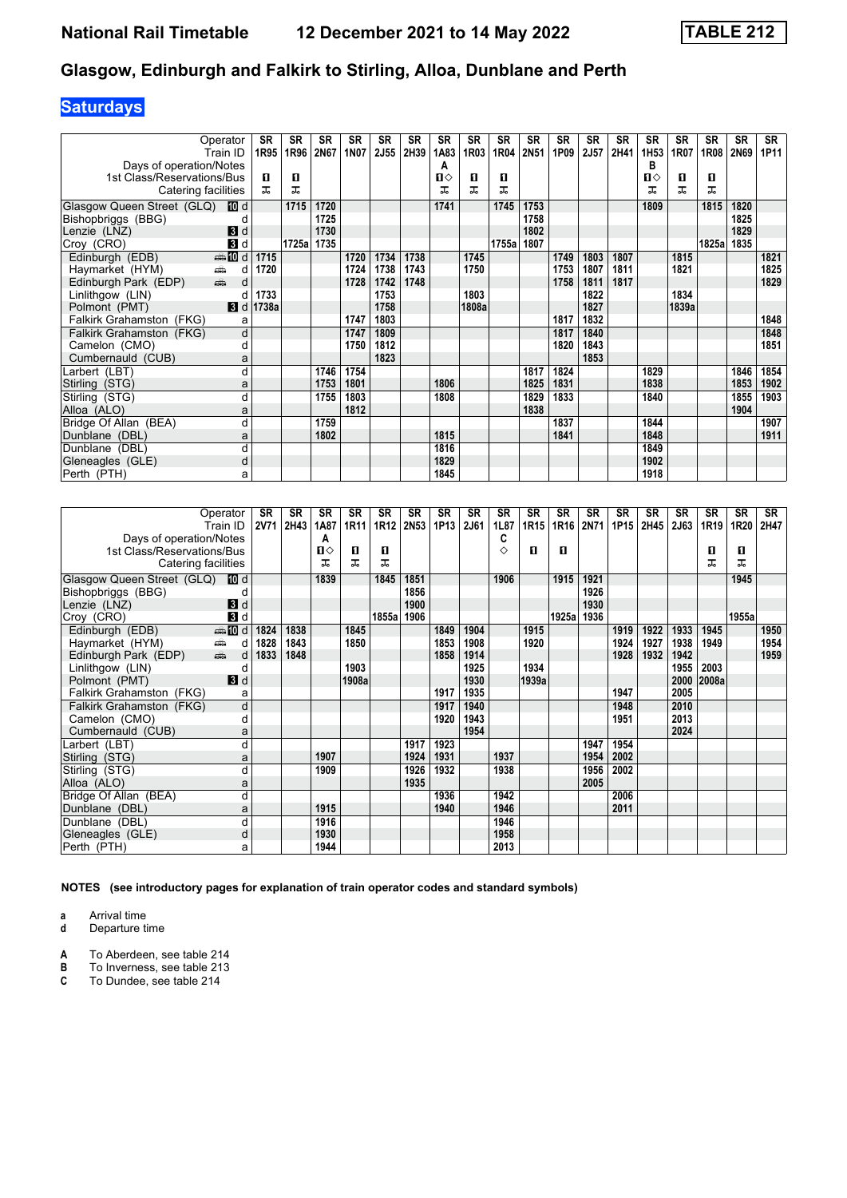# Glasgow, Edinburgh and Falkirk to Stirling, Alloa, Dunblane and Perth

National Rail Timetable — 12 December 2021 to 14 May 2022 — TABLE 212

## Saturdays

| Operator | | SR | SR | SR | SR | SR | SR | SR | SR | SR | SR | SR | SR | SR | SR | SR | SR | SR | SR |
|---|---|---|---|---|---|---|---|---|---|---|---|---|---|---|---|---|---|---|---|
| Train ID | | 1R95 | 1R96 | 2N67 | 1N07 | 2J55 | 2H39 | 1A83 | 1R03 | 1R04 | 2N51 | 1P09 | 2J57 | 2H41 | 1H53 | 1R07 | 1R08 | 2N69 | 1P11 |
| Days of operation/Notes | | | | | | | | A | | | | | | | B | | | | |
| 1st Class/Reservations/Bus | | ■ | ■ | | | | | ■◇ | ■ | ■ | | | | | ■◇ | ■ | ■ | | |
| Catering facilities | | ⊼ | ⊼ | | | | | ⊼ | ⊼ | ⊼ | | | | | ⊼ | ⊼ | ⊼ | | |
| Glasgow Queen Street (GLQ) 10 | d | | 1715 | 1720 | | | | 1741 | | 1745 | 1753 | | | | 1809 | | 1815 | 1820 | |
| Bishopbriggs (BBG) | d | | | 1725 | | | | | | | 1758 | | | | | | | 1825 | |
| Lenzie (LNZ) 3 | d | | | 1730 | | | | | | | 1802 | | | | | | | 1829 | |
| Croy (CRO) 3 | d | | 1725a | 1735 | | | | | | 1755a | 1807 | | | | | | 1825a | 1835 | |
| Edinburgh (EDB) 10 | d | 1715 | | | 1720 | 1734 | 1738 | | 1745 | | | 1749 | 1803 | 1807 | | 1815 | | | 1821 |
| Haymarket (HYM) | d | 1720 | | | 1724 | 1738 | 1743 | | 1750 | | | 1753 | 1807 | 1811 | | 1821 | | | 1825 |
| Edinburgh Park (EDP) | d | | | | 1728 | 1742 | 1748 | | | | | 1758 | 1811 | 1817 | | | | | 1829 |
| Linlithgow (LIN) | d | 1733 | | | | 1753 | | | 1803 | | | | 1822 | | | 1834 | | | |
| Polmont (PMT) 3 | d | 1738a | | | | 1758 | | | 1808a | | | | 1827 | | | 1839a | | | |
| Falkirk Grahamston (FKG) | a | | | | 1747 | 1803 | | | | | | 1817 | 1832 | | | | | | 1848 |
| Falkirk Grahamston (FKG) | d | | | | 1747 | 1809 | | | | | | 1817 | 1840 | | | | | | 1848 |
| Camelon (CMO) | d | | | | 1750 | 1812 | | | | | | 1820 | 1843 | | | | | | 1851 |
| Cumbernauld (CUB) | a | | | | | 1823 | | | | | | | 1853 | | | | | | |
| Larbert (LBT) | d | | | 1746 | 1754 | | | 1806 | | | 1817 | 1824 | | | 1829 | | | 1846 | 1854 |
| Stirling (STG) | a | | | 1753 | 1801 | | | | | | 1825 | 1831 | | | 1838 | | | 1853 | 1902 |
| Stirling (STG) | d | | | 1755 | 1803 | | | 1808 | | | 1829 | 1833 | | | 1840 | | | 1855 | 1903 |
| Alloa (ALO) | a | | | | 1812 | | | | | | 1838 | | | | | | | 1904 | |
| Bridge Of Allan (BEA) | d | | | 1759 | | | | | | | | 1837 | | | 1844 | | | | 1907 |
| Dunblane (DBL) | a | | | 1802 | | | | 1815 | | | | 1841 | | | 1848 | | | | 1911 |
| Dunblane (DBL) | d | | | | | | | 1816 | | | | | | | 1849 | | | | |
| Gleneagles (GLE) | d | | | | | | | 1829 | | | | | | | 1902 | | | | |
| Perth (PTH) | a | | | | | | | 1845 | | | | | | | 1918 | | | | |

| Operator | | SR | SR | SR | SR | SR | SR | SR | SR | SR | SR | SR | SR | SR | SR | SR | SR | SR | SR |
|---|---|---|---|---|---|---|---|---|---|---|---|---|---|---|---|---|---|---|---|
| Train ID | | 2V71 | 2H43 | 1A87 | 1R11 | 1R12 | 2N53 | 1P13 | 2J61 | 1L87 | 1R15 | 1R16 | 2N71 | 1P15 | 2H45 | 2J63 | 1R19 | 1R20 | 2H47 |
| Days of operation/Notes | | | | A | | | | | | C | | | | | | | | | |
| 1st Class/Reservations/Bus | | | | ■◇ | ■ | ■ | | | | ◇ | ■ | ■ | | | | | ■ | ■ | |
| Catering facilities | | | | ⊼ | ⊼ | ⊼ | | | | | | | | | | | ⊼ | ⊼ | |
| Glasgow Queen Street (GLQ) 10 | d | | | 1839 | | 1845 | 1851 | | | 1906 | | 1915 | 1921 | | | | | 1945 | |
| Bishopbriggs (BBG) | d | | | | | | 1856 | | | | | | 1926 | | | | | | |
| Lenzie (LNZ) 3 | d | | | | | | 1900 | | | | | | 1930 | | | | | | |
| Croy (CRO) 3 | d | | | | | 1855a | 1906 | | | | | 1925a | 1936 | | | | | 1955a | |
| Edinburgh (EDB) 10 | d | 1824 | 1838 | | 1845 | | | 1849 | 1904 | | 1915 | | | 1919 | 1922 | 1933 | 1945 | | 1950 |
| Haymarket (HYM) | d | 1828 | 1843 | | 1850 | | | 1853 | 1908 | | 1920 | | | 1924 | 1927 | 1938 | 1949 | | 1954 |
| Edinburgh Park (EDP) | d | 1833 | 1848 | | | | | 1858 | 1914 | | | | | 1928 | 1932 | 1942 | | | 1959 |
| Linlithgow (LIN) | d | | | | 1903 | | | | 1925 | | 1934 | | | | | 1955 | 2003 | | |
| Polmont (PMT) 3 | d | | | | 1908a | | | | 1930 | | 1939a | | | | | 2000 | 2008a | | |
| Falkirk Grahamston (FKG) | a | | | | | | | 1917 | 1935 | | | | | 1947 | | 2005 | | | |
| Falkirk Grahamston (FKG) | d | | | | | | | 1917 | 1940 | | | | | 1948 | | 2010 | | | |
| Camelon (CMO) | d | | | | | | | 1920 | 1943 | | | | | 1951 | | 2013 | | | |
| Cumbernauld (CUB) | a | | | | | | | | 1954 | | | | | | | 2024 | | | |
| Larbert (LBT) | d | | | | | | 1917 | 1923 | | | | | 1947 | 1954 | | | | | |
| Stirling (STG) | a | | | 1907 | | | 1924 | 1931 | | 1937 | | | 1954 | 2002 | | | | | |
| Stirling (STG) | d | | | 1909 | | | 1926 | 1932 | | 1938 | | | 1956 | 2002 | | | | | |
| Alloa (ALO) | a | | | | | | 1935 | | | | | | 2005 | | | | | | |
| Bridge Of Allan (BEA) | d | | | | | | | 1936 | | 1942 | | | | 2006 | | | | | |
| Dunblane (DBL) | a | | | 1915 | | | | 1940 | | 1946 | | | | 2011 | | | | | |
| Dunblane (DBL) | d | | | 1916 | | | | | | 1946 | | | | | | | | | |
| Gleneagles (GLE) | d | | | 1930 | | | | | | 1958 | | | | | | | | | |
| Perth (PTH) | a | | | 1944 | | | | | | 2013 | | | | | | | | | |

**NOTES (see introductory pages for explanation of train operator codes and standard symbols)**

- **a** Arrival time
- **d** Departure time

- **A** To Aberdeen, see table 214
- **B** To Inverness, see table 213
- **C** To Dundee, see table 214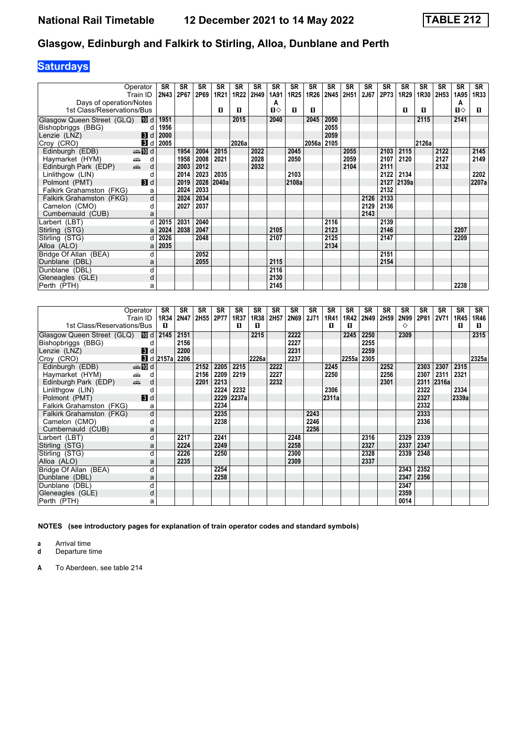## Glasgow, Edinburgh and Falkirk to Stirling, Alloa, Dunblane and Perth

**Saturdays**

| Operator | | SR | SR | SR | SR | SR | SR | SR | SR | SR | SR | SR | SR | SR | SR | SR | SR | SR | SR |
|---|---|---|---|---|---|---|---|---|---|---|---|---|---|---|---|---|---|---|---|
| Train ID | | 2N43 | 2P67 | 2P69 | 1R21 | 1R22 | 2H49 | 1A91 | 1R25 | 1R26 | 2N45 | 2H51 | 2J67 | 2P73 | 1R29 | 1R30 | 2H53 | 1A95 | 1R33 |
| Days of operation/Notes | | | | | | | | A | | | | | | | | | | A | |
| 1st Class/Reservations/Bus | | | | | ■ | ■ | | ■◇ | ■ | ■ | | | | | ■ | ■ | | ■◇ | ■ |
| Glasgow Queen Street (GLQ) | 10 d | 1951 | | | | 2015 | | 2040 | | 2045 | 2050 | | | | | 2115 | | 2141 | |
| Bishopbriggs (BBG) | d | 1956 | | | | | | | | | 2055 | | | | | | | | |
| Lenzie (LNZ) | 3 d | 2000 | | | | | | | | | 2059 | | | | | | | | |
| Croy (CRO) | 3 d | 2005 | | | | 2026a | | | | 2056a | 2105 | | | | | 2126a | | | |
| Edinburgh (EDB) | 🚌 10 d | | 1954 | 2004 | 2015 | | 2022 | | 2045 | | | 2055 | | 2103 | 2115 | | 2122 | | 2145 |
| Haymarket (HYM) | 🚌 d | | 1958 | 2008 | 2021 | | 2028 | | 2050 | | | 2059 | | 2107 | 2120 | | 2127 | | 2149 |
| Edinburgh Park (EDP) | 🚌 d | | 2003 | 2012 | | | 2032 | | | | | 2104 | | 2111 | | | 2132 | | |
| Linlithgow (LIN) | d | | 2014 | 2023 | 2035 | | | | 2103 | | | | | 2122 | 2134 | | | | 2202 |
| Polmont (PMT) | 3 d | | 2019 | 2028 | 2040a | | | | 2108a | | | | | 2127 | 2139a | | | | 2207a |
| Falkirk Grahamston (FKG) | a | | 2024 | 2033 | | | | | | | | | | 2132 | | | | | |
| Falkirk Grahamston (FKG) | d | | 2024 | 2034 | | | | | | | | | 2126 | 2133 | | | | | |
| Camelon (CMO) | d | | 2027 | 2037 | | | | | | | | | 2129 | 2136 | | | | | |
| Cumbernauld (CUB) | a | | | | | | | | | | | | 2143 | | | | | | |
| Larbert (LBT) | d | 2015 | 2031 | 2040 | | | | | | | 2116 | | | 2139 | | | | | |
| Stirling (STG) | a | 2024 | 2038 | 2047 | | | | 2105 | | | 2123 | | | 2146 | | | | 2207 | |
| Stirling (STG) | d | 2026 | | 2048 | | | | 2107 | | | 2125 | | | 2147 | | | | 2209 | |
| Alloa (ALO) | a | 2035 | | | | | | | | | 2134 | | | | | | | | |
| Bridge Of Allan (BEA) | d | | | 2052 | | | | | | | | | | 2151 | | | | | |
| Dunblane (DBL) | a | | | 2055 | | | | 2115 | | | | | | 2154 | | | | | |
| Dunblane (DBL) | d | | | | | | | 2116 | | | | | | | | | | | |
| Gleneagles (GLE) | d | | | | | | | 2130 | | | | | | | | | | | |
| Perth (PTH) | a | | | | | | | 2145 | | | | | | | | | | 2238 | |

| Operator | | SR | SR | SR | SR | SR | SR | SR | SR | SR | SR | SR | SR | SR | SR | SR | SR | SR | SR |
|---|---|---|---|---|---|---|---|---|---|---|---|---|---|---|---|---|---|---|---|
| Train ID | | 1R34 | 2N47 | 2H55 | 2P77 | 1R37 | 1R38 | 2H57 | 2N69 | 2J71 | 1R41 | 1R42 | 2N49 | 2H59 | 2N99 | 2P81 | 2V71 | 1R45 | 1R46 |
| 1st Class/Reservations/Bus | | ■ | | | | ■ | ■ | | | | ■ | ■ | | | ◇ | | | ■ | ■ |
| Glasgow Queen Street (GLQ) | 10 d | 2145 | 2151 | | | | 2215 | | 2222 | | | 2245 | 2250 | | 2309 | | | | 2315 |
| Bishopbriggs (BBG) | d | | 2156 | | | | | | 2227 | | | | 2255 | | | | | | |
| Lenzie (LNZ) | 3 d | | 2200 | | | | | | 2231 | | | | 2259 | | | | | | |
| Croy (CRO) | 3 d | 2157a | 2206 | | | | 2226a | | 2237 | | | 2255a | 2305 | | | | | | 2325a |
| Edinburgh (EDB) | 🚌 10 d | | | 2152 | 2205 | 2215 | | 2222 | | | 2245 | | | 2252 | | 2303 | 2307 | 2315 | |
| Haymarket (HYM) | 🚌 d | | | 2156 | 2209 | 2219 | | 2227 | | | 2250 | | | 2256 | | 2307 | 2311 | 2321 | |
| Edinburgh Park (EDP) | 🚌 d | | | 2201 | 2213 | | | 2232 | | | | | | 2301 | | 2311 | 2316a | | |
| Linlithgow (LIN) | d | | | | 2224 | 2232 | | | | | 2306 | | | | | 2322 | | 2334 | |
| Polmont (PMT) | 3 d | | | | 2229 | 2237a | | | | | 2311a | | | | | 2327 | | 2339a | |
| Falkirk Grahamston (FKG) | a | | | | 2234 | | | | | | | | | | | 2332 | | | |
| Falkirk Grahamston (FKG) | d | | | | 2235 | | | | | 2243 | | | | | | 2333 | | | |
| Camelon (CMO) | d | | | | 2238 | | | | | 2246 | | | | | | 2336 | | | |
| Cumbernauld (CUB) | a | | | | | | | | | 2256 | | | | | | | | | |
| Larbert (LBT) | d | | 2217 | | 2241 | | | | 2248 | | | | 2316 | | 2329 | 2339 | | | |
| Stirling (STG) | a | | 2224 | | 2249 | | | | 2258 | | | | 2327 | | 2337 | 2347 | | | |
| Stirling (STG) | d | | 2226 | | 2250 | | | | 2300 | | | | 2328 | | 2339 | 2348 | | | |
| Alloa (ALO) | a | | 2235 | | | | | | 2309 | | | | 2337 | | | | | | |
| Bridge Of Allan (BEA) | d | | | | 2254 | | | | | | | | | | 2343 | 2352 | | | |
| Dunblane (DBL) | a | | | | 2258 | | | | | | | | | | 2347 | 2356 | | | |
| Dunblane (DBL) | d | | | | | | | | | | | | | | 2347 | | | | |
| Gleneagles (GLE) | d | | | | | | | | | | | | | | 2359 | | | | |
| Perth (PTH) | a | | | | | | | | | | | | | | 0014 | | | | |

**NOTES (see introductory pages for explanation of train operator codes and standard symbols)**

**a** Arrival time
**d** Departure time

**A** To Aberdeen, see table 214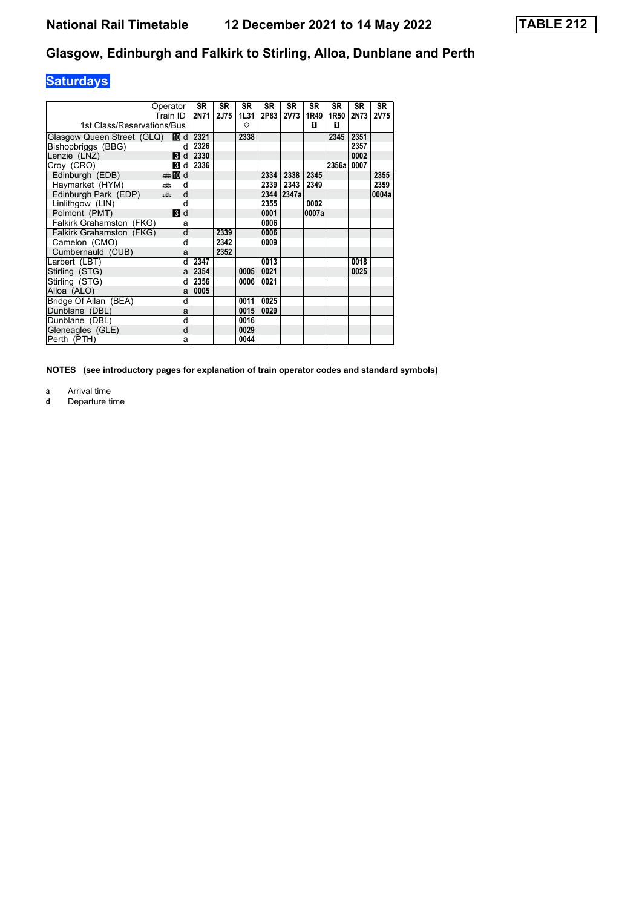# National Rail Timetable    12 December 2021 to 14 May 2022    TABLE 212

## Glasgow, Edinburgh and Falkirk to Stirling, Alloa, Dunblane and Perth

### Saturdays

| Operator | | SR | SR | SR | SR | SR | SR | SR | SR | SR |
|---|---|---|---|---|---|---|---|---|---|---|
| Train ID | | 2N71 | 2J75 | 1L31 | 2P83 | 2V73 | 1R49 | 1R50 | 2N73 | 2V75 |
| 1st Class/Reservations/Bus | | | | ◇ | | | 🅁 | 🅁 | | |
| Glasgow Queen Street (GLQ) | 10 d | 2321 | | 2338 | | | | 2345 | 2351 | |
| Bishopbriggs (BBG) | d | 2326 | | | | | | | 2357 | |
| Lenzie (LNZ) | 3 d | 2330 | | | | | | | 0002 | |
| Croy (CRO) | 3 d | 2336 | | | | | | 2356a | 0007 | |
| Edinburgh (EDB) | 🚌 10 d | | | | 2334 | 2338 | 2345 | | | 2355 |
| Haymarket (HYM) | 🚌 d | | | | 2339 | 2343 | 2349 | | | 2359 |
| Edinburgh Park (EDP) | 🚌 d | | | | 2344 | 2347a | | | | 0004a |
| Linlithgow (LIN) | d | | | | 2355 | | 0002 | | | |
| Polmont (PMT) | 3 d | | | | 0001 | | 0007a | | | |
| Falkirk Grahamston (FKG) | a | | | | 0006 | | | | | |
| Falkirk Grahamston (FKG) | d | | 2339 | | 0006 | | | | | |
| Camelon (CMO) | d | | 2342 | | 0009 | | | | | |
| Cumbernauld (CUB) | a | | 2352 | | | | | | | |
| Larbert (LBT) | d | 2347 | | | 0013 | | | | 0018 | |
| Stirling (STG) | a | 2354 | | 0005 | 0021 | | | | 0025 | |
| Stirling (STG) | d | 2356 | | 0006 | 0021 | | | | | |
| Alloa (ALO) | a | 0005 | | | | | | | | |
| Bridge Of Allan (BEA) | d | | | 0011 | 0025 | | | | | |
| Dunblane (DBL) | a | | | 0015 | 0029 | | | | | |
| Dunblane (DBL) | d | | | 0016 | | | | | | |
| Gleneagles (GLE) | d | | | 0029 | | | | | | |
| Perth (PTH) | a | | | 0044 | | | | | | |

**NOTES (see introductory pages for explanation of train operator codes and standard symbols)**

**a** Arrival time
**d** Departure time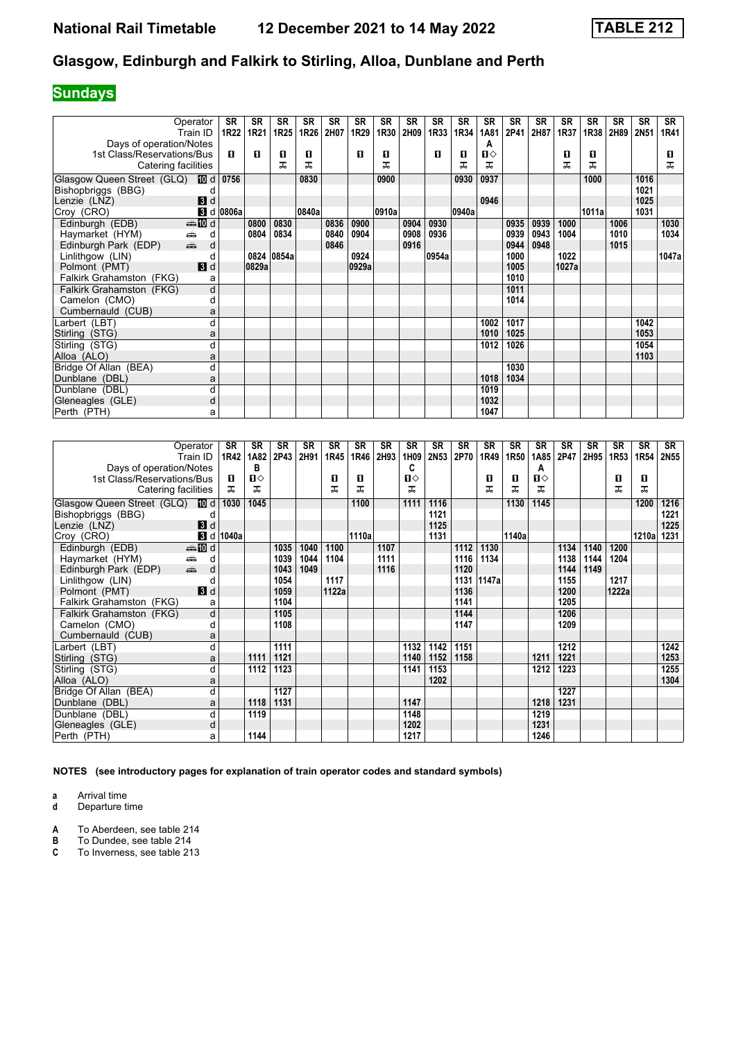# National Rail Timetable 12 December 2021 to 14 May 2022 TABLE 212

## Glasgow, Edinburgh and Falkirk to Stirling, Alloa, Dunblane and Perth

**Sundays**

| Operator | | SR | SR | SR | SR | SR | SR | SR | SR | SR | SR | SR | SR | SR | SR | SR | SR | SR | SR |
|---|---|---|---|---|---|---|---|---|---|---|---|---|---|---|---|---|---|---|---|
| Train ID | | 1R22 | 1R21 | 1R25 | 1R26 | 2H07 | 1R29 | 1R30 | 2H09 | 1R33 | 1R34 | 1A81 | 2P41 | 2H87 | 1R37 | 1R38 | 2H89 | 2N51 | 1R41 |
| Days of operation/Notes | | | | | | | | | | | | A | | | | | | | |
| 1st Class/Reservations/Bus | | 1 | 1 | 1 | 1 | | 1 | 1 | | 1 | 1 | 1◇ | | | 1 | 1 | | | 1 |
| Catering facilities | | | | ⊼ | ⊼ | | | ⊼ | | | ⊼ | ⊼ | | | ⊼ | ⊼ | | | ⊼ |
| Glasgow Queen Street (GLQ) | 10 d | 0756 | | | 0830 | | | 0900 | | | 0930 | 0937 | | | | 1000 | | 1016 | |
| Bishopbriggs (BBG) | d | | | | | | | | | | | | | | | | | 1021 | |
| Lenzie (LNZ) | 3 d | | | | | | | | | | | 0946 | | | | | | 1025 | |
| Croy (CRO) | 3 d | 0806a | | | 0840a | | | 0910a | | | 0940a | | | | | 1011a | | 1031 | |
| Edinburgh (EDB) | 10 d | | 0800 | 0830 | | 0836 | 0900 | | 0904 | 0930 | | | 0935 | 0939 | 1000 | | 1006 | | 1030 |
| Haymarket (HYM) | d | | 0804 | 0834 | | 0840 | 0904 | | 0908 | 0936 | | | 0939 | 0943 | 1004 | | 1010 | | 1034 |
| Edinburgh Park (EDP) | d | | | | | 0846 | | | 0916 | | | | 0944 | 0948 | | | 1015 | | |
| Linlithgow (LIN) | d | | 0824 | 0854a | | | 0924 | | | 0954a | | | 1000 | | 1022 | | | | 1047a |
| Polmont (PMT) | 3 d | | 0829a | | | | 0929a | | | | | | 1005 | | 1027a | | | | |
| Falkirk Grahamston (FKG) | a | | | | | | | | | | | | 1010 | | | | | | |
| Falkirk Grahamston (FKG) | d | | | | | | | | | | | | 1011 | | | | | | |
| Camelon (CMO) | d | | | | | | | | | | | | 1014 | | | | | | |
| Cumbernauld (CUB) | a | | | | | | | | | | | | | | | | | | |
| Larbert (LBT) | d | | | | | | | | | | | 1002 | 1017 | | | | | 1042 | |
| Stirling (STG) | a | | | | | | | | | | | 1010 | 1025 | | | | | 1053 | |
| Stirling (STG) | d | | | | | | | | | | | 1012 | 1026 | | | | | 1054 | |
| Alloa (ALO) | a | | | | | | | | | | | | | | | | | 1103 | |
| Bridge Of Allan (BEA) | d | | | | | | | | | | | | 1030 | | | | | | |
| Dunblane (DBL) | a | | | | | | | | | | | 1018 | 1034 | | | | | | |
| Dunblane (DBL) | d | | | | | | | | | | | 1019 | | | | | | | |
| Gleneagles (GLE) | d | | | | | | | | | | | 1032 | | | | | | | |
| Perth (PTH) | a | | | | | | | | | | | 1047 | | | | | | | |

| Operator | | SR | SR | SR | SR | SR | SR | SR | SR | SR | SR | SR | SR | SR | SR | SR | SR | SR | SR |
|---|---|---|---|---|---|---|---|---|---|---|---|---|---|---|---|---|---|---|---|
| Train ID | | 1R42 | 1A82 | 2P43 | 2H91 | 1R45 | 1R46 | 2H93 | 1H09 | 2N53 | 2P70 | 1R49 | 1R50 | 1A85 | 2P47 | 2H95 | 1R53 | 1R54 | 2N55 |
| Days of operation/Notes | | | B | | | | | | C | | | | | A | | | | | |
| 1st Class/Reservations/Bus | | 1 | 1◇ | | | 1 | 1 | | 1◇ | | | 1 | 1 | 1◇ | | | 1 | 1 | |
| Catering facilities | | ⊼ | ⊼ | | | ⊼ | ⊼ | | ⊼ | | | ⊼ | ⊼ | ⊼ | | | ⊼ | ⊼ | |
| Glasgow Queen Street (GLQ) | 10 d | 1030 | 1045 | | | | 1100 | | 1111 | 1116 | | | 1130 | 1145 | | | | 1200 | 1216 |
| Bishopbriggs (BBG) | d | | | | | | | | | 1121 | | | | | | | | | 1221 |
| Lenzie (LNZ) | 3 d | | | | | | | | | 1125 | | | | | | | | | 1225 |
| Croy (CRO) | 3 d | 1040a | | | | | 1110a | | | 1131 | | | 1140a | | | | | 1210a | 1231 |
| Edinburgh (EDB) | 10 d | | | 1035 | 1040 | 1100 | | 1107 | | | 1112 | 1130 | | | 1134 | 1140 | 1200 | | |
| Haymarket (HYM) | d | | | 1039 | 1044 | 1104 | | 1111 | | | 1116 | 1134 | | | 1138 | 1144 | 1204 | | |
| Edinburgh Park (EDP) | d | | | 1043 | 1049 | | | 1116 | | | 1120 | | | | 1144 | 1149 | | | |
| Linlithgow (LIN) | d | | | 1054 | | 1117 | | | | | 1131 | 1147a | | | 1155 | | 1217 | | |
| Polmont (PMT) | 3 d | | | 1059 | | 1122a | | | | | 1136 | | | | 1200 | | 1222a | | |
| Falkirk Grahamston (FKG) | a | | | 1104 | | | | | | | 1141 | | | | 1205 | | | | |
| Falkirk Grahamston (FKG) | d | | | 1105 | | | | | | | 1144 | | | | 1206 | | | | |
| Camelon (CMO) | d | | | 1108 | | | | | | | 1147 | | | | 1209 | | | | |
| Cumbernauld (CUB) | a | | | | | | | | | | | | | | | | | | |
| Larbert (LBT) | d | | | 1111 | | | | | 1132 | 1142 | 1151 | | | | 1212 | | | | 1242 |
| Stirling (STG) | a | | 1111 | 1121 | | | | | 1140 | 1152 | 1158 | | | 1211 | 1221 | | | | 1253 |
| Stirling (STG) | d | | 1112 | 1123 | | | | | 1141 | 1153 | | | | 1212 | 1223 | | | | 1255 |
| Alloa (ALO) | a | | | | | | | | | 1202 | | | | | | | | | 1304 |
| Bridge Of Allan (BEA) | d | | | 1127 | | | | | | | | | | | 1227 | | | | |
| Dunblane (DBL) | a | | 1118 | 1131 | | | | | 1147 | | | | | 1218 | 1231 | | | | |
| Dunblane (DBL) | d | | 1119 | | | | | | 1148 | | | | | 1219 | | | | | |
| Gleneagles (GLE) | d | | | | | | | | 1202 | | | | | 1231 | | | | | |
| Perth (PTH) | a | | 1144 | | | | | | 1217 | | | | | 1246 | | | | | |

**NOTES (see introductory pages for explanation of train operator codes and standard symbols)**

**a** Arrival time
**d** Departure time

**A** To Aberdeen, see table 214
**B** To Dundee, see table 214
**C** To Inverness, see table 213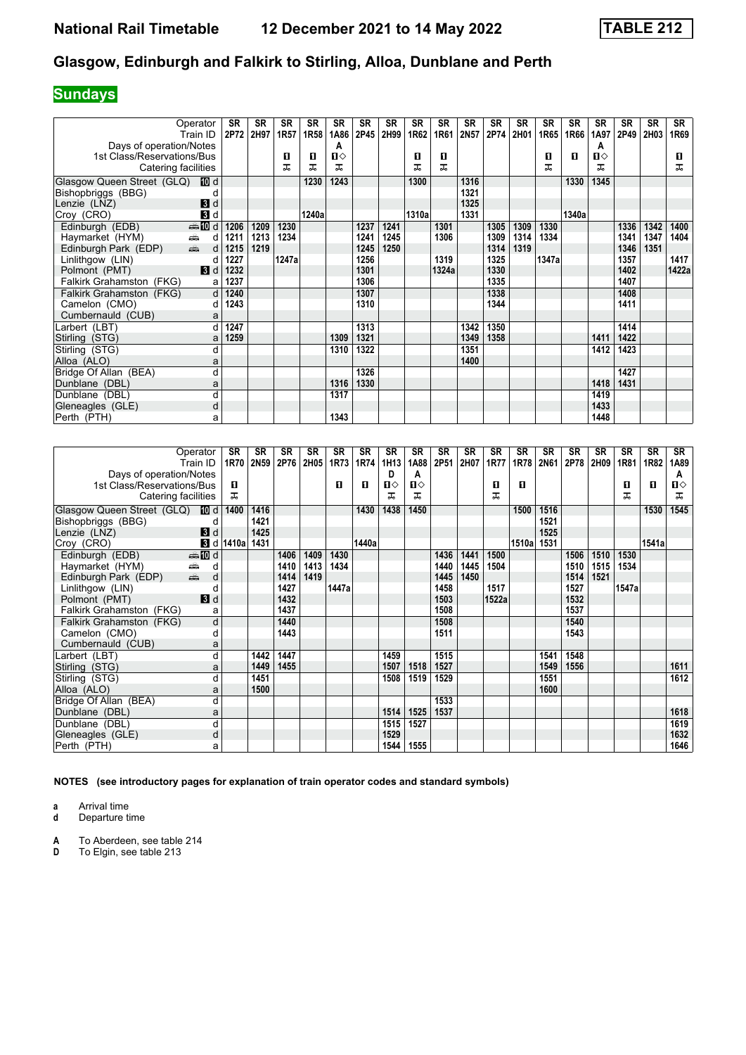**National Rail Timetable** **12 December 2021 to 14 May 2022** **TABLE 212**

## Glasgow, Edinburgh and Falkirk to Stirling, Alloa, Dunblane and Perth

### Sundays

| Operator | | SR | SR | SR | SR | SR | SR | SR | SR | SR | SR | SR | SR | SR | SR | SR | SR | SR | SR |
|---|---|---|---|---|---|---|---|---|---|---|---|---|---|---|---|---|---|---|---|
| Train ID | | 2P72 | 2H97 | 1R57 | 1R58 | 1A86 | 2P45 | 2H99 | 1R62 | 1R61 | 2N57 | 2P74 | 2H01 | 1R65 | 1R66 | 1A97 | 2P49 | 2H03 | 1R69 |
| Days of operation/Notes | | | | | | A | | | | | | | | | | A | | | |
| 1st Class/Reservations/Bus | | | | 1 | 1 | 1◇ | | | 1 | 1 | | | | 1 | 1 | 1◇ | | | 1 |
| Catering facilities | | | | ⚏ | ⚏ | ⚏ | | | ⚏ | ⚏ | | | | ⚏ | | ⚏ | | | ⚏ |
| Glasgow Queen Street (GLQ) | 10 d | | | | 1230 | 1243 | | | 1300 | | 1316 | | | | 1330 | 1345 | | | |
| Bishopbriggs (BBG) | d | | | | | | | | | | 1321 | | | | | | | | |
| Lenzie (LNZ) | 3 d | | | | | | | | | | 1325 | | | | | | | | |
| Croy (CRO) | 3 d | | | | 1240a | | | | 1310a | | 1331 | | | | 1340a | | | | |
| Edinburgh (EDB) | 10 d | 1206 | 1209 | 1230 | | | 1237 | 1241 | | 1301 | | 1305 | 1309 | 1330 | | | 1336 | 1342 | 1400 |
| Haymarket (HYM) | d | 1211 | 1213 | 1234 | | | 1241 | 1245 | | 1306 | | 1309 | 1314 | 1334 | | | 1341 | 1347 | 1404 |
| Edinburgh Park (EDP) | d | 1215 | 1219 | | | | 1245 | 1250 | | | | 1314 | 1319 | | | | 1346 | 1351 | |
| Linlithgow (LIN) | d | 1227 | | 1247a | | | 1256 | | | 1319 | | 1325 | | 1347a | | | 1357 | | 1417 |
| Polmont (PMT) | 3 d | 1232 | | | | | 1301 | | | 1324a | | 1330 | | | | | 1402 | | 1422a |
| Falkirk Grahamston (FKG) | a | 1237 | | | | | 1306 | | | | | 1335 | | | | | 1407 | | |
| Falkirk Grahamston (FKG) | d | 1240 | | | | | 1307 | | | | | 1338 | | | | | 1408 | | |
| Camelon (CMO) | d | 1243 | | | | | 1310 | | | | | 1344 | | | | | 1411 | | |
| Cumbernauld (CUB) | a | | | | | | | | | | | | | | | | | | |
| Larbert (LBT) | d | 1247 | | | | | 1313 | | | | 1342 | 1350 | | | | | 1414 | | |
| Stirling (STG) | a | 1259 | | | | 1309 | 1321 | | | | 1349 | 1358 | | | | 1411 | 1422 | | |
| Stirling (STG) | d | | | | | 1310 | 1322 | | | | 1351 | | | | | 1412 | 1423 | | |
| Alloa (ALO) | a | | | | | | | | | | 1400 | | | | | | | | |
| Bridge Of Allan (BEA) | d | | | | | | 1326 | | | | | | | | | | 1427 | | |
| Dunblane (DBL) | a | | | | | 1316 | 1330 | | | | | | | | | 1418 | 1431 | | |
| Dunblane (DBL) | d | | | | | 1317 | | | | | | | | | | 1419 | | | |
| Gleneagles (GLE) | d | | | | | | | | | | | | | | | 1433 | | | |
| Perth (PTH) | a | | | | | 1343 | | | | | | | | | | 1448 | | | |

| Operator | | SR | SR | SR | SR | SR | SR | SR | SR | SR | SR | SR | SR | SR | SR | SR | SR | SR | SR |
|---|---|---|---|---|---|---|---|---|---|---|---|---|---|---|---|---|---|---|---|
| Train ID | | 1R70 | 2N59 | 2P76 | 2H05 | 1R73 | 1R74 | 1H13 | 1A88 | 2P51 | 2H07 | 1R77 | 1R78 | 2N61 | 2P78 | 2H09 | 1R81 | 1R82 | 1A89 |
| Days of operation/Notes | | | | | | | | D | A | | | | | | | | | | A |
| 1st Class/Reservations/Bus | | 1 | | | | 1 | 1 | 1◇ | 1◇ | | | 1 | 1 | | | | 1 | 1 | 1◇ |
| Catering facilities | | ⚏ | | | | | | ⚏ | ⚏ | | | ⚏ | | | | | ⚏ | | ⚏ |
| Glasgow Queen Street (GLQ) | 10 d | 1400 | 1416 | | | | 1430 | 1438 | 1450 | | | | 1500 | 1516 | | | | 1530 | 1545 |
| Bishopbriggs (BBG) | d | | 1421 | | | | | | | | | | | 1521 | | | | | |
| Lenzie (LNZ) | 3 d | | 1425 | | | | | | | | | | | 1525 | | | | | |
| Croy (CRO) | 3 d | 1410a | 1431 | | | | 1440a | | | | | | 1510a | 1531 | | | | 1541a | |
| Edinburgh (EDB) | 10 d | | | 1406 | 1409 | 1430 | | | | 1436 | 1441 | 1500 | | | 1506 | 1510 | 1530 | | |
| Haymarket (HYM) | d | | | 1410 | 1413 | 1434 | | | | 1440 | 1445 | 1504 | | | 1510 | 1515 | 1534 | | |
| Edinburgh Park (EDP) | d | | | 1414 | 1419 | | | | | 1445 | 1450 | | | | 1514 | 1521 | | | |
| Linlithgow (LIN) | d | | | 1427 | | 1447a | | | | 1458 | | 1517 | | | 1527 | | 1547a | | |
| Polmont (PMT) | 3 d | | | 1432 | | | | | | 1503 | | 1522a | | | 1532 | | | | |
| Falkirk Grahamston (FKG) | a | | | 1437 | | | | | | 1508 | | | | | 1537 | | | | |
| Falkirk Grahamston (FKG) | d | | | 1440 | | | | | | 1508 | | | | | 1540 | | | | |
| Camelon (CMO) | d | | | 1443 | | | | | | 1511 | | | | | 1543 | | | | |
| Cumbernauld (CUB) | a | | | | | | | | | | | | | | | | | | |
| Larbert (LBT) | d | | 1442 | 1447 | | | | 1459 | | 1515 | | | | 1541 | 1548 | | | | |
| Stirling (STG) | a | | 1449 | 1455 | | | | 1507 | 1518 | 1527 | | | | 1549 | 1556 | | | | 1611 |
| Stirling (STG) | d | | 1451 | | | | | 1508 | 1519 | 1529 | | | | 1551 | | | | | 1612 |
| Alloa (ALO) | a | | 1500 | | | | | | | | | | | 1600 | | | | | |
| Bridge Of Allan (BEA) | d | | | | | | | | | 1533 | | | | | | | | | |
| Dunblane (DBL) | a | | | | | | | 1514 | 1525 | 1537 | | | | | | | | | 1618 |
| Dunblane (DBL) | d | | | | | | | 1515 | 1527 | | | | | | | | | | 1619 |
| Gleneagles (GLE) | d | | | | | | | 1529 | | | | | | | | | | | 1632 |
| Perth (PTH) | a | | | | | | | 1544 | 1555 | | | | | | | | | | 1646 |

**NOTES (see introductory pages for explanation of train operator codes and standard symbols)**

**a** Arrival time
**d** Departure time

**A** To Aberdeen, see table 214
**D** To Elgin, see table 213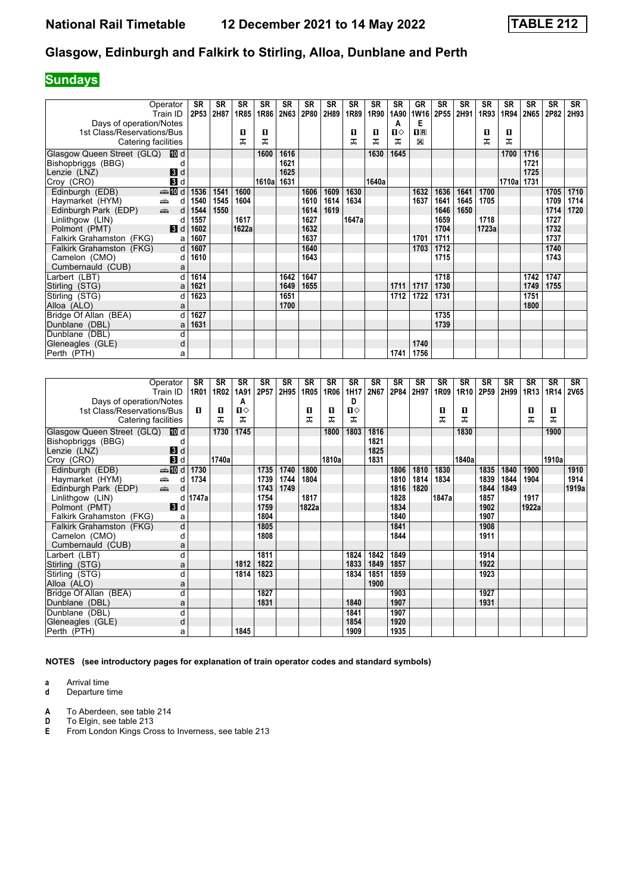# Glasgow, Edinburgh and Falkirk to Stirling, Alloa, Dunblane and Perth

## Sundays

| Operator | | SR | SR | SR | SR | SR | SR | SR | SR | SR | SR | GR | SR | SR | SR | SR | SR | SR | SR |
|---|---|---|---|---|---|---|---|---|---|---|---|---|---|---|---|---|---|---|---|
| Train ID | | 2P53 | 2H87 | 1R85 | 1R86 | 2N63 | 2P80 | 2H89 | 1R89 | 1R90 | 1A90 | 1W16 | 2P55 | 2H91 | 1R93 | 1R94 | 2N65 | 2P82 | 2H93 |
| Days of operation/Notes | | | | | | | | | | | A | E | | | | | | | |
| 1st Class/Reservations/Bus | | | | 1 | 1 | | | | 1 | 1 | 1◇ | 1R | | | 1 | 1 | | | |
| Catering facilities | | | | ⚲ | ⚲ | | | | ⚲ | ⚲ | ⚲ | ☒ | | | ⚲ | ⚲ | | | |
| Glasgow Queen Street (GLQ) 10 | d | | | | 1600 | 1616 | | | | 1630 | 1645 | | | | | 1700 | 1716 | | |
| Bishopbriggs (BBG) | d | | | | | 1621 | | | | | | | | | | | 1721 | | |
| Lenzie (LNZ) 3 | d | | | | | 1625 | | | | | | | | | | | 1725 | | |
| Croy (CRO) 3 | d | | | | 1610a | 1631 | | | | 1640a | | | | | | 1710a | 1731 | | |
| Edinburgh (EDB) 10 | d | 1536 | 1541 | 1600 | | | 1606 | 1609 | 1630 | | | 1632 | 1636 | 1641 | 1700 | | | 1705 | 1710 |
| Haymarket (HYM) | d | 1540 | 1545 | 1604 | | | 1610 | 1614 | 1634 | | | 1637 | 1641 | 1645 | 1705 | | | 1709 | 1714 |
| Edinburgh Park (EDP) | d | 1544 | 1550 | | | | 1614 | 1619 | | | | | 1646 | 1650 | | | | 1714 | 1720 |
| Linlithgow (LIN) | d | 1557 | | 1617 | | | 1627 | | 1647a | | | | 1659 | | 1718 | | | 1727 | |
| Polmont (PMT) 3 | d | 1602 | | 1622a | | | 1632 | | | | | | 1704 | | 1723a | | | 1732 | |
| Falkirk Grahamston (FKG) | a | 1607 | | | | | 1637 | | | | | 1701 | 1711 | | | | | 1737 | |
| Falkirk Grahamston (FKG) | d | 1607 | | | | | 1640 | | | | | 1703 | 1712 | | | | | 1740 | |
| Camelon (CMO) | d | 1610 | | | | | 1643 | | | | | | 1715 | | | | | 1743 | |
| Cumbernauld (CUB) | a | | | | | | | | | | | | | | | | | | |
| Larbert (LBT) | d | 1614 | | | | 1642 | 1647 | | | | | | 1718 | | | | 1742 | 1747 | |
| Stirling (STG) | a | 1621 | | | | 1649 | 1655 | | | | 1711 | 1717 | 1730 | | | | 1749 | 1755 | |
| Stirling (STG) | d | 1623 | | | | 1651 | | | | | 1712 | 1722 | 1731 | | | | 1751 | | |
| Alloa (ALO) | a | | | | | 1700 | | | | | | | | | | | 1800 | | |
| Bridge Of Allan (BEA) | d | 1627 | | | | | | | | | | | 1735 | | | | | | |
| Dunblane (DBL) | a | 1631 | | | | | | | | | | | 1739 | | | | | | |
| Dunblane (DBL) | d | | | | | | | | | | | | | | | | | | |
| Gleneagles (GLE) | d | | | | | | | | | | | 1740 | | | | | | | |
| Perth (PTH) | a | | | | | | | | | | 1741 | 1756 | | | | | | | |

| Operator | | SR | SR | SR | SR | SR | SR | SR | SR | SR | SR | SR | SR | SR | SR | SR | SR | SR | SR |
|---|---|---|---|---|---|---|---|---|---|---|---|---|---|---|---|---|---|---|---|
| Train ID | | 1R01 | 1R02 | 1A91 | 2P57 | 2H95 | 1R05 | 1R06 | 1H17 | 2N67 | 2P84 | 2H97 | 1R09 | 1R10 | 2P59 | 2H99 | 1R13 | 1R14 | 2V65 |
| Days of operation/Notes | | | | A | | | | | D | | | | | | | | | | |
| 1st Class/Reservations/Bus | | 1 | 1 | 1◇ | | | 1 | 1 | 1◇ | | | | 1 | 1 | | | 1 | 1 | |
| Catering facilities | | | ⚲ | ⚲ | | | ⚲ | ⚲ | ⚲ | | | | ⚲ | ⚲ | | | ⚲ | ⚲ | |
| Glasgow Queen Street (GLQ) 10 | d | | 1730 | 1745 | | | | 1800 | 1803 | 1816 | | | | 1830 | | | | 1900 | |
| Bishopbriggs (BBG) | d | | | | | | | | | 1821 | | | | | | | | | |
| Lenzie (LNZ) 3 | d | | | | | | | | | 1825 | | | | | | | | | |
| Croy (CRO) 3 | d | | 1740a | | | | | 1810a | | 1831 | | | | 1840a | | | | 1910a | |
| Edinburgh (EDB) 10 | d | 1730 | | | 1735 | 1740 | 1800 | | | | 1806 | 1810 | 1830 | | 1835 | 1840 | 1900 | | 1910 |
| Haymarket (HYM) | d | 1734 | | | 1739 | 1744 | 1804 | | | | 1810 | 1814 | 1834 | | 1839 | 1844 | 1904 | | 1914 |
| Edinburgh Park (EDP) | d | | | | 1743 | 1749 | | | | | 1816 | 1820 | | | 1844 | 1849 | | | 1919a |
| Linlithgow (LIN) | d | 1747a | | | 1754 | | 1817 | | | | 1828 | | 1847a | | 1857 | | 1917 | | |
| Polmont (PMT) 3 | d | | | | 1759 | | 1822a | | | | 1834 | | | | 1902 | | 1922a | | |
| Falkirk Grahamston (FKG) | a | | | | 1804 | | | | | | 1840 | | | | 1907 | | | | |
| Falkirk Grahamston (FKG) | d | | | | 1805 | | | | | | 1841 | | | | 1908 | | | | |
| Camelon (CMO) | d | | | | 1808 | | | | | | 1844 | | | | 1911 | | | | |
| Cumbernauld (CUB) | a | | | | | | | | | | | | | | | | | | |
| Larbert (LBT) | d | | | | 1811 | | | | 1824 | 1842 | 1849 | | | | 1914 | | | | |
| Stirling (STG) | a | | | 1812 | 1822 | | | | 1833 | 1849 | 1857 | | | | 1922 | | | | |
| Stirling (STG) | d | | | 1814 | 1823 | | | | 1834 | 1851 | 1859 | | | | 1923 | | | | |
| Alloa (ALO) | a | | | | | | | | | 1900 | | | | | | | | | |
| Bridge Of Allan (BEA) | d | | | | 1827 | | | | | | 1903 | | | | 1927 | | | | |
| Dunblane (DBL) | a | | | | 1831 | | | | 1840 | | 1907 | | | | 1931 | | | | |
| Dunblane (DBL) | d | | | | | | | | 1841 | | 1907 | | | | | | | | |
| Gleneagles (GLE) | d | | | | | | | | 1854 | | 1920 | | | | | | | | |
| Perth (PTH) | a | | | 1845 | | | | | 1909 | | 1935 | | | | | | | | |

**NOTES (see introductory pages for explanation of train operator codes and standard symbols)**

**a** Arrival time
**d** Departure time

**A** To Aberdeen, see table 214
**D** To Elgin, see table 213
**E** From London Kings Cross to Inverness, see table 213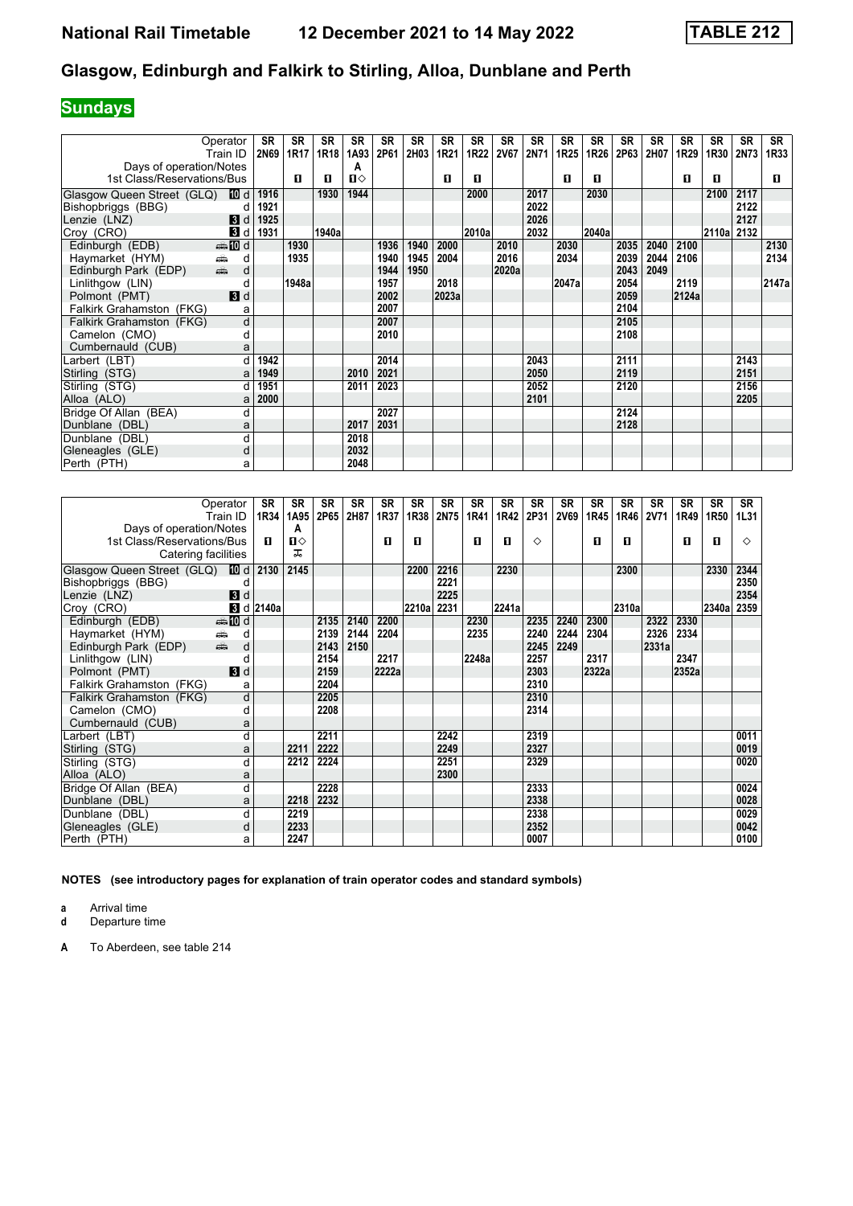## Glasgow, Edinburgh and Falkirk to Stirling, Alloa, Dunblane and Perth

**Sundays**

| Operator | | SR | SR | SR | SR | SR | SR | SR | SR | SR | SR | SR | SR | SR | SR | SR | SR | SR | SR |
|---|---|---|---|---|---|---|---|---|---|---|---|---|---|---|---|---|---|---|---|
| Train ID | | 2N69 | 1R17 | 1R18 | 1A93 | 2P61 | 2H03 | 1R21 | 1R22 | 2V67 | 2N71 | 1R25 | 1R26 | 2P63 | 2H07 | 1R29 | 1R30 | 2N73 | 1R33 |
| Days of operation/Notes | | | | | A | | | | | | | | | | | | | | |
| 1st Class/Reservations/Bus | | | ■ | ■ | ■◇ | | | ■ | ■ | | | ■ | ■ | | | ■ | ■ | | ■ |
| Glasgow Queen Street (GLQ) | 10 d | 1916 | | 1930 | 1944 | | | | 2000 | | 2017 | | 2030 | | | | 2100 | 2117 | |
| Bishopbriggs (BBG) | d | 1921 | | | | | | | | | 2022 | | | | | | | 2122 | |
| Lenzie (LNZ) | 3 d | 1925 | | | | | | | | | 2026 | | | | | | | 2127 | |
| Croy (CRO) | 3 d | 1931 | | 1940a | | | | | 2010a | | 2032 | | 2040a | | | | 2110a | 2132 | |
| Edinburgh (EDB) | 10 d | | 1930 | | | 1936 | 1940 | 2000 | | 2010 | | 2030 | | 2035 | 2040 | 2100 | | | 2130 |
| Haymarket (HYM) | d | | 1935 | | | 1940 | 1945 | 2004 | | 2016 | | 2034 | | 2039 | 2044 | 2106 | | | 2134 |
| Edinburgh Park (EDP) | d | | | | | 1944 | 1950 | | | 2020a | | | | 2043 | 2049 | | | | |
| Linlithgow (LIN) | d | | 1948a | | | 1957 | | 2018 | | | | 2047a | | 2054 | | 2119 | | | 2147a |
| Polmont (PMT) | 3 d | | | | | 2002 | | 2023a | | | | | | 2059 | | 2124a | | | |
| Falkirk Grahamston (FKG) | a | | | | | 2007 | | | | | | | | 2104 | | | | | |
| Falkirk Grahamston (FKG) | d | | | | | 2007 | | | | | | | | 2105 | | | | | |
| Camelon (CMO) | d | | | | | 2010 | | | | | | | | 2108 | | | | | |
| Cumbernauld (CUB) | a | | | | | | | | | | | | | | | | | | |
| Larbert (LBT) | d | 1942 | | | | 2014 | | | | | 2043 | | | 2111 | | | | 2143 | |
| Stirling (STG) | a | 1949 | | | 2010 | 2021 | | | | | 2050 | | | 2119 | | | | 2151 | |
| Stirling (STG) | d | 1951 | | | 2011 | 2023 | | | | | 2052 | | | 2120 | | | | 2156 | |
| Alloa (ALO) | a | 2000 | | | | | | | | | 2101 | | | | | | | 2205 | |
| Bridge Of Allan (BEA) | d | | | | | 2027 | | | | | | | | 2124 | | | | | |
| Dunblane (DBL) | a | | | | 2017 | 2031 | | | | | | | | 2128 | | | | | |
| Dunblane (DBL) | d | | | | 2018 | | | | | | | | | | | | | | |
| Gleneagles (GLE) | d | | | | 2032 | | | | | | | | | | | | | | |
| Perth (PTH) | a | | | | 2048 | | | | | | | | | | | | | | |

| Operator | | SR | SR | SR | SR | SR | SR | SR | SR | SR | SR | SR | SR | SR | SR | SR | SR | SR |
|---|---|---|---|---|---|---|---|---|---|---|---|---|---|---|---|---|---|---|
| Train ID | | 1R34 | 1A95 | 2P65 | 2H87 | 1R37 | 1R38 | 2N75 | 1R41 | 1R42 | 2P31 | 2V69 | 1R45 | 1R46 | 2V71 | 1R49 | 1R50 | 1L31 |
| Days of operation/Notes | | | A | | | | | | | | | | | | | | | |
| 1st Class/Reservations/Bus | | ■ | ■◇ | | | ■ | ■ | | ■ | ■ | ◇ | | ■ | ■ | | ■ | ■ | ◇ |
| Catering facilities | | | 🍴 | | | | | | | | | | | | | | | |
| Glasgow Queen Street (GLQ) | 10 d | 2130 | 2145 | | | | 2200 | 2216 | | 2230 | | | | 2300 | | | 2330 | 2344 |
| Bishopbriggs (BBG) | d | | | | | | | 2221 | | | | | | | | | | 2350 |
| Lenzie (LNZ) | 3 d | | | | | | | 2225 | | | | | | | | | | 2354 |
| Croy (CRO) | 3 d | 2140a | | | | | 2210a | 2231 | | 2241a | | | | 2310a | | | 2340a | 2359 |
| Edinburgh (EDB) | 10 d | | | 2135 | 2140 | 2200 | | | 2230 | | 2235 | 2240 | 2300 | | 2322 | 2330 | | |
| Haymarket (HYM) | d | | | 2139 | 2144 | 2204 | | | 2235 | | 2240 | 2244 | 2304 | | 2326 | 2334 | | |
| Edinburgh Park (EDP) | d | | | 2143 | 2150 | | | | | | 2245 | 2249 | | | 2331a | | | |
| Linlithgow (LIN) | d | | | 2154 | | 2217 | | | 2248a | | 2257 | | 2317 | | | 2347 | | |
| Polmont (PMT) | 3 d | | | 2159 | | 2222a | | | | | 2303 | | 2322a | | | 2352a | | |
| Falkirk Grahamston (FKG) | a | | | 2204 | | | | | | | 2310 | | | | | | | |
| Falkirk Grahamston (FKG) | d | | | 2205 | | | | | | | 2310 | | | | | | | |
| Camelon (CMO) | d | | | 2208 | | | | | | | 2314 | | | | | | | |
| Cumbernauld (CUB) | a | | | | | | | | | | | | | | | | | |
| Larbert (LBT) | d | | | 2211 | | | | 2242 | | | 2319 | | | | | | | 0011 |
| Stirling (STG) | a | | 2211 | 2222 | | | | 2249 | | | 2327 | | | | | | | 0019 |
| Stirling (STG) | d | | 2212 | 2224 | | | | 2251 | | | 2329 | | | | | | | 0020 |
| Alloa (ALO) | a | | | | | | | 2300 | | | | | | | | | | |
| Bridge Of Allan (BEA) | d | | | 2228 | | | | | | | 2333 | | | | | | | 0024 |
| Dunblane (DBL) | a | | 2218 | 2232 | | | | | | | 2338 | | | | | | | 0028 |
| Dunblane (DBL) | d | | 2219 | | | | | | | | 2338 | | | | | | | 0029 |
| Gleneagles (GLE) | d | | 2233 | | | | | | | | 2352 | | | | | | | 0042 |
| Perth (PTH) | a | | 2247 | | | | | | | | 0007 | | | | | | | 0100 |

**NOTES (see introductory pages for explanation of train operator codes and standard symbols)**

**a** Arrival time
**d** Departure time

**A** To Aberdeen, see table 214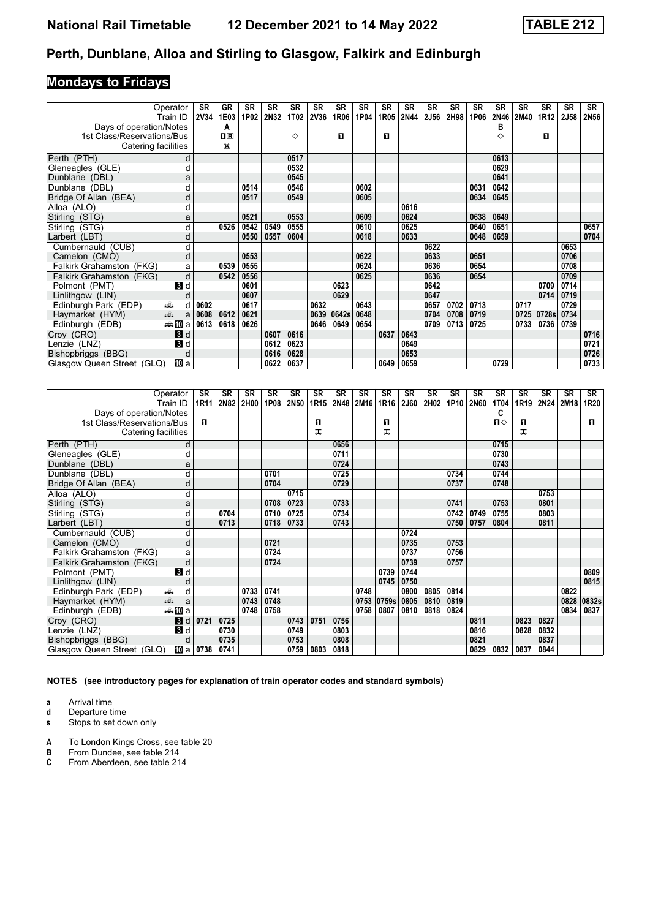# National Rail Timetable 12 December 2021 to 14 May 2022 TABLE 212

## Perth, Dunblane, Alloa and Stirling to Glasgow, Falkirk and Edinburgh

### Mondays to Fridays

| Operator | | SR | GR | SR | SR | SR | SR | SR | SR | SR | SR | SR | SR | SR | SR | SR | SR | SR | SR |
|---|---|---|---|---|---|---|---|---|---|---|---|---|---|---|---|---|---|---|---|
| Train ID | | 2V34 | 1E03 | 1P02 | 2N32 | 1T02 | 2V36 | 1R06 | 1P04 | 1R05 | 2N44 | 2J56 | 2H98 | 1P06 | 2N46 | 2M40 | 1R12 | 2J58 | 2N56 |
| Days of operation/Notes | | | A | | | | | | | | | | | | B | | | | |
| 1st Class/Reservations/Bus | | | 1R | | | ◇ | | 1 | | 1 | | | | | ◇ | | 1 | | |
| Catering facilities | | | ⊠ | | | | | | | | | | | | | | | | |
| Perth (PTH) | d | | | | | 0517 | | | | | | | | | 0613 | | | | |
| Gleneagles (GLE) | d | | | | | 0532 | | | | | | | | | 0629 | | | | |
| Dunblane (DBL) | a | | | | | 0545 | | | | | | | | | 0641 | | | | |
| Dunblane (DBL) | d | | | 0514 | | 0546 | | | 0602 | | | | | 0631 | 0642 | | | | |
| Bridge Of Allan (BEA) | d | | | 0517 | | 0549 | | | 0605 | | | | | 0634 | 0645 | | | | |
| Alloa (ALO) | d | | | | | | | | | | 0616 | | | | | | | | |
| Stirling (STG) | a | | | 0521 | | 0553 | | | 0609 | | 0624 | | | 0638 | 0649 | | | | |
| Stirling (STG) | d | | 0526 | 0542 | 0549 | 0555 | | | 0610 | | 0625 | | | 0640 | 0651 | | | | 0657 |
| Larbert (LBT) | d | | | 0550 | 0557 | 0604 | | | 0618 | | 0633 | | | 0648 | 0659 | | | | 0704 |
| Cumbernauld (CUB) | d | | | | | | | | | | | 0622 | | | | | | 0653 | |
| Camelon (CMO) | d | | | 0553 | | | | | 0622 | | | 0633 | | 0651 | | | | 0706 | |
| Falkirk Grahamston (FKG) | a | | 0539 | 0555 | | | | | 0624 | | | 0636 | | 0654 | | | | 0708 | |
| Falkirk Grahamston (FKG) | d | | 0542 | 0556 | | | | | 0625 | | | 0636 | | 0654 | | | | 0709 | |
| Polmont (PMT) | 3 d | | | 0601 | | | | 0623 | | | | 0642 | | | | | 0709 | 0714 | |
| Linlithgow (LIN) | d | | | 0607 | | | | 0629 | | | | 0647 | | | | | 0714 | 0719 | |
| Edinburgh Park (EDP) | d | 0602 | | 0617 | | | 0632 | | 0643 | | | 0657 | 0702 | 0713 | | 0717 | | 0729 | |
| Haymarket (HYM) | a | 0608 | 0612 | 0621 | | | 0639 | 0642s | 0648 | | | 0704 | 0708 | 0719 | | 0725 | 0728s | 0734 | |
| Edinburgh (EDB) | 10 a | 0613 | 0618 | 0626 | | | 0646 | 0649 | 0654 | | | 0709 | 0713 | 0725 | | 0733 | 0736 | 0739 | |
| Croy (CRO) | 3 d | | | | 0607 | 0616 | | | | 0637 | 0643 | | | | | | | | 0716 |
| Lenzie (LNZ) | 3 d | | | | 0612 | 0623 | | | | | 0649 | | | | | | | | 0721 |
| Bishopbriggs (BBG) | d | | | | 0616 | 0628 | | | | | 0653 | | | | | | | | 0726 |
| Glasgow Queen Street (GLQ) | 10 a | | | | 0622 | 0637 | | | | 0649 | 0659 | | | | 0729 | | | | 0733 |

| Operator | | SR | SR | SR | SR | SR | SR | SR | SR | SR | SR | SR | SR | SR | SR | SR | SR | SR | SR |
|---|---|---|---|---|---|---|---|---|---|---|---|---|---|---|---|---|---|---|---|
| Train ID | | 1R11 | 2N82 | 2H00 | 1P08 | 2N50 | 1R15 | 2N48 | 2M16 | 1R16 | 2J60 | 2H02 | 1P10 | 2N60 | 1T04 | 1R19 | 2N24 | 2M18 | 1R20 |
| Days of operation/Notes | | | | | | | | | | | | | | | C | | | | |
| 1st Class/Reservations/Bus | | 1 | | | | | 1 | | | 1 | | | | | 1◇ | 1 | | | 1 |
| Catering facilities | | | | | | | T | | | T | | | | | | T | | | |
| Perth (PTH) | d | | | | | | | 0656 | | | | | | | 0715 | | | | |
| Gleneagles (GLE) | d | | | | | | | 0711 | | | | | | | 0730 | | | | |
| Dunblane (DBL) | a | | | | | | | 0724 | | | | | | | 0743 | | | | |
| Dunblane (DBL) | d | | | | 0701 | | | 0725 | | | | | 0734 | | 0744 | | | | |
| Bridge Of Allan (BEA) | d | | | | 0704 | | | 0729 | | | | | 0737 | | 0748 | | | | |
| Alloa (ALO) | d | | | | | 0715 | | | | | | | | | | | 0753 | | |
| Stirling (STG) | a | | | | 0708 | 0723 | | 0733 | | | | | 0741 | | 0753 | | 0801 | | |
| Stirling (STG) | d | | 0704 | | 0710 | 0725 | | 0734 | | | | | 0742 | 0749 | 0755 | | 0803 | | |
| Larbert (LBT) | d | | 0713 | | 0718 | 0733 | | 0743 | | | | | 0750 | 0757 | 0804 | | 0811 | | |
| Cumbernauld (CUB) | d | | | | | | | | | | 0724 | | | | | | | | |
| Camelon (CMO) | d | | | | 0721 | | | | | | 0735 | | 0753 | | | | | | |
| Falkirk Grahamston (FKG) | a | | | | 0724 | | | | | | 0737 | | 0756 | | | | | | |
| Falkirk Grahamston (FKG) | d | | | | 0724 | | | | | | 0739 | | 0757 | | | | | | |
| Polmont (PMT) | 3 d | | | | | | | | | 0739 | 0744 | | | | | | | | 0809 |
| Linlithgow (LIN) | d | | | | | | | | | 0745 | 0750 | | | | | | | | 0815 |
| Edinburgh Park (EDP) | d | | | 0733 | 0741 | | | | 0748 | | 0800 | 0805 | 0814 | | | | | 0822 | |
| Haymarket (HYM) | a | | | 0743 | 0748 | | | | 0753 | 0759s | 0805 | 0810 | 0819 | | | | | 0828 | 0832s |
| Edinburgh (EDB) | 10 a | | | 0748 | 0758 | | | | 0758 | 0807 | 0810 | 0818 | 0824 | | | | | 0834 | 0837 |
| Croy (CRO) | 3 d | 0721 | 0725 | | | 0743 | 0751 | 0756 | | | | | | 0811 | | 0823 | 0827 | | |
| Lenzie (LNZ) | 3 d | | 0730 | | | 0749 | | 0803 | | | | | | 0816 | | 0828 | 0832 | | |
| Bishopbriggs (BBG) | d | | 0735 | | | 0753 | | 0808 | | | | | | 0821 | | | 0837 | | |
| Glasgow Queen Street (GLQ) | 10 a | 0738 | 0741 | | | 0759 | 0803 | 0818 | | | | | | 0829 | 0832 | 0837 | 0844 | | |

**NOTES (see introductory pages for explanation of train operator codes and standard symbols)**

- **a** Arrival time
- **d** Departure time
- **s** Stops to set down only

- **A** To London Kings Cross, see table 20
- **B** From Dundee, see table 214
- **C** From Aberdeen, see table 214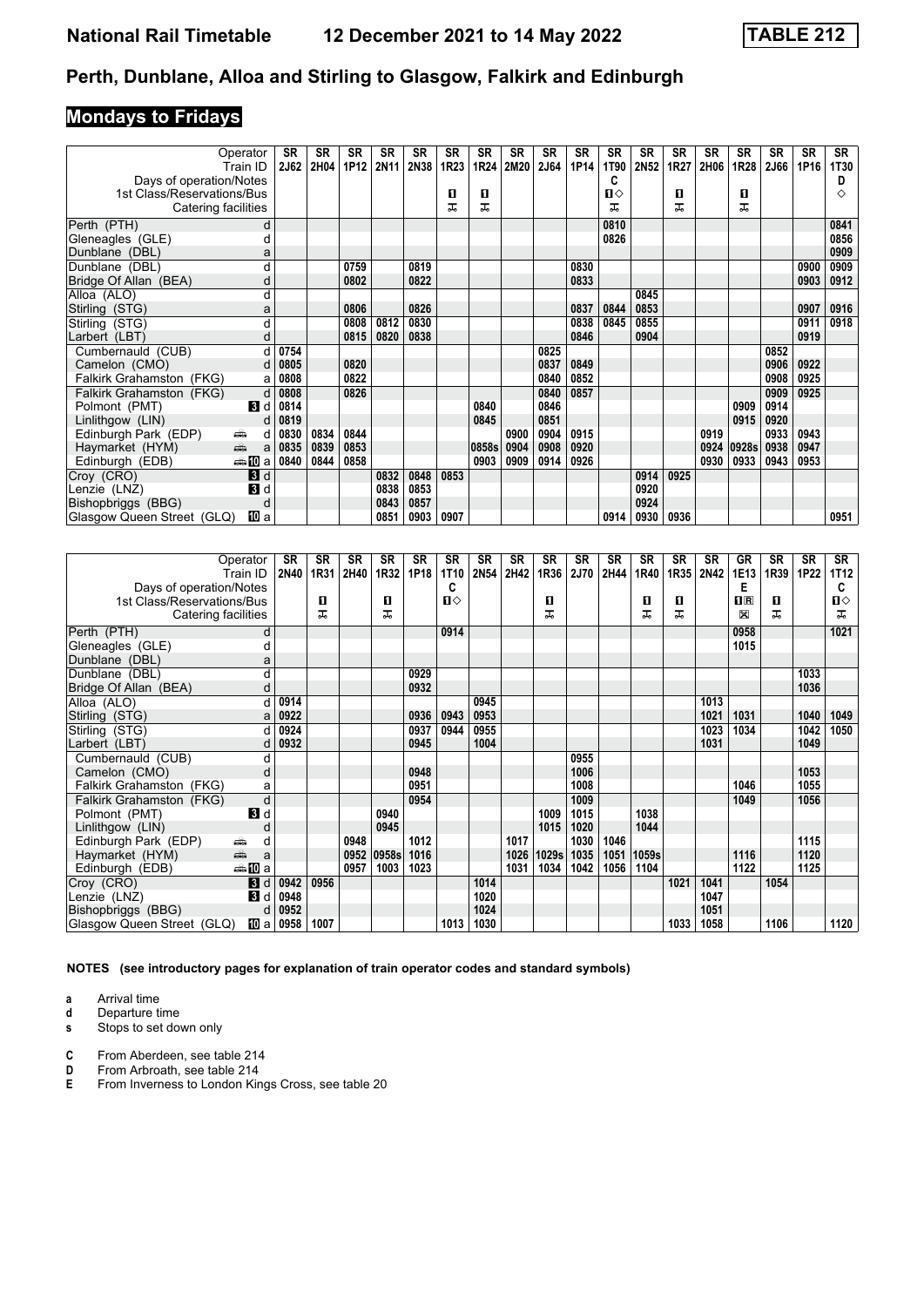# Perth, Dunblane, Alloa and Stirling to Glasgow, Falkirk and Edinburgh

## Mondays to Fridays

| Operator | | SR | SR | SR | SR | SR | SR | SR | SR | SR | SR | SR | SR | SR | SR | SR | SR | SR | SR |
|---|---|---|---|---|---|---|---|---|---|---|---|---|---|---|---|---|---|---|---|
| Train ID | | 2J62 | 2H04 | 1P12 | 2N11 | 2N38 | 1R23 | 1R24 | 2M20 | 2J64 | 1P14 | 1T90 | 2N52 | 1R27 | 2H06 | 1R28 | 2J66 | 1P16 | 1T30 |
| Days of operation/Notes | | | | | | | | | | | | C | | | | | | | D |
| 1st Class/Reservations/Bus | | | | | | | 1 | 1 | | | | 1◇ | | 1 | | 1 | | | ◇ |
| Catering facilities | | | | | | | ⊼ | ⊼ | | | | ⊼ | | ⊼ | | ⊼ | | | |
| Perth (PTH) | d | | | | | | | | | | | 0810 | | | | | | | 0841 |
| Gleneagles (GLE) | d | | | | | | | | | | | 0826 | | | | | | | 0856 |
| Dunblane (DBL) | a | | | | | | | | | | | | | | | | | | 0909 |
| Dunblane (DBL) | d | | | 0759 | | 0819 | | | | | 0830 | | | | | | | 0900 | 0909 |
| Bridge Of Allan (BEA) | d | | | 0802 | | 0822 | | | | | 0833 | | | | | | | 0903 | 0912 |
| Alloa (ALO) | d | | | | | | | | | | | | 0845 | | | | | | |
| Stirling (STG) | a | | | 0806 | | 0826 | | | | | 0837 | 0844 | 0853 | | | | | 0907 | 0916 |
| Stirling (STG) | d | | | 0808 | 0812 | 0830 | | | | | 0838 | 0845 | 0855 | | | | | 0911 | 0918 |
| Larbert (LBT) | d | | | 0815 | 0820 | 0838 | | | | | 0846 | | 0904 | | | | | 0919 | |
| Cumbernauld (CUB) | d | 0754 | | | | | | | | 0825 | | | | | | | 0852 | | |
| Camelon (CMO) | d | 0805 | | 0820 | | | | | | 0837 | 0849 | | | | | | 0906 | 0922 | |
| Falkirk Grahamston (FKG) | a | 0808 | | 0822 | | | | | | 0840 | 0852 | | | | | | 0908 | 0925 | |
| Falkirk Grahamston (FKG) | d | 0808 | | 0826 | | | | | | 0840 | 0857 | | | | | | 0909 | 0925 | |
| Polmont (PMT) | 3 d | 0814 | | | | | | 0840 | | 0846 | | | | | | 0909 | 0914 | | |
| Linlithgow (LIN) | d | 0819 | | | | | | 0845 | | 0851 | | | | | | 0915 | 0920 | | |
| Edinburgh Park (EDP) 🚌 | d | 0830 | 0834 | 0844 | | | | | 0900 | 0904 | 0915 | | | | 0919 | | 0933 | 0943 | |
| Haymarket (HYM) 🚌 | a | 0835 | 0839 | 0853 | | | | 0858s | 0904 | 0908 | 0920 | | | | 0924 | 0928s | 0938 | 0947 | |
| Edinburgh (EDB) 🚌 10 | a | 0840 | 0844 | 0858 | | | | 0903 | 0909 | 0914 | 0926 | | | | 0930 | 0933 | 0943 | 0953 | |
| Croy (CRO) | 3 d | | | | 0832 | 0848 | 0853 | | | | | | 0914 | 0925 | | | | | |
| Lenzie (LNZ) | 3 d | | | | 0838 | 0853 | | | | | | | 0920 | | | | | | |
| Bishopbriggs (BBG) | d | | | | 0843 | 0857 | | | | | | | 0924 | | | | | | |
| Glasgow Queen Street (GLQ) | 10 a | | | | 0851 | 0903 | 0907 | | | | | 0914 | 0930 | 0936 | | | | | 0951 |

| Operator | | SR | SR | SR | SR | SR | SR | SR | SR | SR | SR | SR | SR | SR | SR | GR | SR | SR | SR |
|---|---|---|---|---|---|---|---|---|---|---|---|---|---|---|---|---|---|---|---|
| Train ID | | 2N40 | 1R31 | 2H40 | 1R32 | 1P18 | 1T10 | 2N54 | 2H42 | 1R36 | 2J70 | 2H44 | 1R40 | 1R35 | 2N42 | 1E13 | 1R39 | 1P22 | 1T12 |
| Days of operation/Notes | | | | | | | C | | | | | | | | | E | | | C |
| 1st Class/Reservations/Bus | | | 1 | | 1 | | 1◇ | | | 1 | | | 1 | 1 | | 1R | 1 | | 1◇ |
| Catering facilities | | | ⊼ | | ⊼ | | | | | ⊼ | | | ⊼ | ⊼ | | ⊠ | ⊼ | | ⊼ |
| Perth (PTH) | d | | | | | | 0914 | | | | | | | | | 0958 | | | 1021 |
| Gleneagles (GLE) | d | | | | | | | | | | | | | | | 1015 | | | |
| Dunblane (DBL) | a | | | | | | | | | | | | | | | | | | |
| Dunblane (DBL) | d | | | | | 0929 | | | | | | | | | | | | 1033 | |
| Bridge Of Allan (BEA) | d | | | | | 0932 | | | | | | | | | | | | 1036 | |
| Alloa (ALO) | d | 0914 | | | | | | 0945 | | | | | | | 1013 | | | | |
| Stirling (STG) | a | 0922 | | | | 0936 | 0943 | 0953 | | | | | | | 1021 | 1031 | | 1040 | 1049 |
| Stirling (STG) | d | 0924 | | | | 0937 | 0944 | 0955 | | | | | | | 1023 | 1034 | | 1042 | 1050 |
| Larbert (LBT) | d | 0932 | | | | 0945 | | 1004 | | | | | | | 1031 | | | 1049 | |
| Cumbernauld (CUB) | d | | | | | | | | | | 0955 | | | | | | | | |
| Camelon (CMO) | d | | | | | 0948 | | | | | 1006 | | | | | | | 1053 | |
| Falkirk Grahamston (FKG) | a | | | | | 0951 | | | | | 1008 | | | | | 1046 | | 1055 | |
| Falkirk Grahamston (FKG) | d | | | | | 0954 | | | | | 1009 | | | | | 1049 | | 1056 | |
| Polmont (PMT) | 3 d | | | | 0940 | | | | | 1009 | 1015 | | 1038 | | | | | | |
| Linlithgow (LIN) | d | | | | 0945 | | | | | 1015 | 1020 | | 1044 | | | | | | |
| Edinburgh Park (EDP) 🚌 | d | | | 0948 | | 1012 | | | 1017 | | 1030 | 1046 | | | | | | 1115 | |
| Haymarket (HYM) 🚌 | a | | | 0952 | 0958s | 1016 | | | 1026 | 1029s | 1035 | 1051 | 1059s | | | 1116 | | 1120 | |
| Edinburgh (EDB) 🚌 10 | a | | | 0957 | 1003 | 1023 | | | 1031 | 1034 | 1042 | 1056 | 1104 | | | 1122 | | 1125 | |
| Croy (CRO) | 3 d | 0942 | 0956 | | | | | 1014 | | | | | | 1021 | 1041 | | 1054 | | |
| Lenzie (LNZ) | 3 d | 0948 | | | | | | 1020 | | | | | | | 1047 | | | | |
| Bishopbriggs (BBG) | d | 0952 | | | | | | 1024 | | | | | | | 1051 | | | | |
| Glasgow Queen Street (GLQ) | 10 a | 0958 | 1007 | | | | 1013 | 1030 | | | | | | 1033 | 1058 | | 1106 | | 1120 |

**NOTES (see introductory pages for explanation of train operator codes and standard symbols)**

- **a** Arrival time
- **d** Departure time
- **s** Stops to set down only

- **C** From Aberdeen, see table 214
- **D** From Arbroath, see table 214
- **E** From Inverness to London Kings Cross, see table 20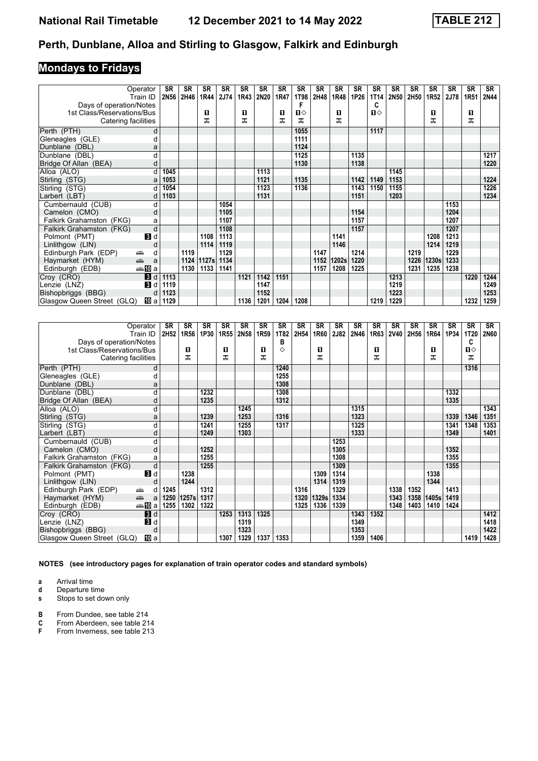# National Rail Timetable 12 December 2021 to 14 May 2022 TABLE 212

## Perth, Dunblane, Alloa and Stirling to Glasgow, Falkirk and Edinburgh

### Mondays to Fridays

| Operator | | SR | SR | SR | SR | SR | SR | SR | SR | SR | SR | SR | SR | SR | SR | SR | SR | SR | SR |
|---|---|---|---|---|---|---|---|---|---|---|---|---|---|---|---|---|---|---|---|
| Train ID | | 2N56 | 2H46 | 1R44 | 2J74 | 1R43 | 2N20 | 1R47 | 1T98 | 2H48 | 1R48 | 1P26 | 1T14 | 2N50 | 2H50 | 1R52 | 2J78 | 1R51 | 2N44 |
| Days of operation/Notes | | | | | | | | | F | | | | C | | | | | | |
| 1st Class/Reservations/Bus | | | | ■ | | ■ | | ■ | ■◇ | | ■ | | ■◇ | | | ■ | | ■ | |
| Catering facilities | | | | 🍴 | | 🍴 | | 🍴 | 🍴 | | 🍴 | | | | | 🍴 | | 🍴 | |
| Perth (PTH) | d | | | | | | | | 1055 | | | | 1117 | | | | | | |
| Gleneagles (GLE) | d | | | | | | | | 1111 | | | | | | | | | | |
| Dunblane (DBL) | a | | | | | | | | 1124 | | | | | | | | | | |
| Dunblane (DBL) | d | | | | | | | | 1125 | | | 1135 | | | | | | | 1217 |
| Bridge Of Allan (BEA) | d | | | | | | | | 1130 | | | 1138 | | | | | | | 1220 |
| Alloa (ALO) | d | 1045 | | | | | 1113 | | | | | | | 1145 | | | | | |
| Stirling (STG) | a | 1053 | | | | | 1121 | | 1135 | | | 1142 | 1149 | 1153 | | | | | 1224 |
| Stirling (STG) | d | 1054 | | | | | 1123 | | 1136 | | | 1143 | 1150 | 1155 | | | | | 1226 |
| Larbert (LBT) | d | 1103 | | | | | 1131 | | | | | 1151 | | 1203 | | | | | 1234 |
| Cumbernauld (CUB) | d | | | | 1054 | | | | | | | | | | | | 1153 | | |
| Camelon (CMO) | d | | | | 1105 | | | | | | | 1154 | | | | | 1204 | | |
| Falkirk Grahamston (FKG) | a | | | | 1107 | | | | | | | 1157 | | | | | 1207 | | |
| Falkirk Grahamston (FKG) | d | | | | 1108 | | | | | | | 1157 | | | | | 1207 | | |
| Polmont (PMT) | 3 d | | | 1108 | 1113 | | | | | | 1141 | | | | | 1208 | 1213 | | |
| Linlithgow (LIN) | d | | | 1114 | 1119 | | | | | | 1146 | | | | | 1214 | 1219 | | |
| Edinburgh Park (EDP) | d | | 1119 | | 1129 | | | | | 1147 | | 1214 | | | 1219 | | 1229 | | |
| Haymarket (HYM) | a | | 1124 | 1127s | 1134 | | | | | 1152 | 1202s | 1220 | | | 1226 | 1230s | 1233 | | |
| Edinburgh (EDB) | 10 a | | 1130 | 1133 | 1141 | | | | | 1157 | 1208 | 1225 | | | 1231 | 1235 | 1238 | | |
| Croy (CRO) | 3 d | 1113 | | | | 1121 | 1142 | 1151 | | | | | | 1213 | | | | 1220 | 1244 |
| Lenzie (LNZ) | 3 d | 1119 | | | | | 1147 | | | | | | | 1219 | | | | | 1249 |
| Bishopbriggs (BBG) | d | 1123 | | | | | 1152 | | | | | | | 1223 | | | | | 1253 |
| Glasgow Queen Street (GLQ) | 10 a | 1129 | | | | 1136 | 1201 | 1204 | 1208 | | | | 1219 | 1229 | | | | 1232 | 1259 |

| Operator | | SR | SR | SR | SR | SR | SR | SR | SR | SR | SR | SR | SR | SR | SR | SR | SR | SR | SR |
|---|---|---|---|---|---|---|---|---|---|---|---|---|---|---|---|---|---|---|---|
| Train ID | | 2H52 | 1R56 | 1P30 | 1R55 | 2N58 | 1R59 | 1T82 | 2H54 | 1R60 | 2J82 | 2N46 | 1R63 | 2V40 | 2H56 | 1R64 | 1P34 | 1T20 | 2N60 |
| Days of operation/Notes | | | | | | | | B | | | | | | | | | | C | |
| 1st Class/Reservations/Bus | | | ■ | | ■ | | ■ | ◇ | | ■ | | | ■ | | | ■ | | ■◇ | |
| Catering facilities | | | 🍴 | | 🍴 | | 🍴 | | | 🍴 | | | 🍴 | | | 🍴 | | 🍴 | |
| Perth (PTH) | d | | | | | | | 1240 | | | | | | | | | | 1316 | |
| Gleneagles (GLE) | d | | | | | | | 1255 | | | | | | | | | | | |
| Dunblane (DBL) | a | | | | | | | 1308 | | | | | | | | | | | |
| Dunblane (DBL) | d | | | 1232 | | | | 1308 | | | | | | | | | 1332 | | |
| Bridge Of Allan (BEA) | d | | | 1235 | | | | 1312 | | | | | | | | | 1335 | | |
| Alloa (ALO) | d | | | | | 1245 | | | | | | 1315 | | | | | | | 1343 |
| Stirling (STG) | a | | | 1239 | | 1253 | | 1316 | | | | 1323 | | | | | 1339 | 1346 | 1351 |
| Stirling (STG) | d | | | 1241 | | 1255 | | 1317 | | | | 1325 | | | | | 1341 | 1348 | 1353 |
| Larbert (LBT) | d | | | 1249 | | 1303 | | | | | | 1333 | | | | | 1349 | | 1401 |
| Cumbernauld (CUB) | d | | | | | | | | | | 1253 | | | | | | | | |
| Camelon (CMO) | d | | | 1252 | | | | | | | 1305 | | | | | | 1352 | | |
| Falkirk Grahamston (FKG) | a | | | 1255 | | | | | | | 1308 | | | | | | 1355 | | |
| Falkirk Grahamston (FKG) | d | | | 1255 | | | | | | | 1309 | | | | | | 1355 | | |
| Polmont (PMT) | 3 d | | 1238 | | | | | | | 1309 | 1314 | | | | | 1338 | | | |
| Linlithgow (LIN) | d | | 1244 | | | | | | | 1314 | 1319 | | | | | 1344 | | | |
| Edinburgh Park (EDP) | d | 1245 | | 1312 | | | | | 1316 | | 1329 | | | 1338 | 1352 | | 1413 | | |
| Haymarket (HYM) | a | 1250 | 1257s | 1317 | | | | | 1320 | 1329s | 1334 | | | 1343 | 1358 | 1405s | 1419 | | |
| Edinburgh (EDB) | 10 a | 1255 | 1302 | 1322 | | | | | 1325 | 1336 | 1339 | | | 1348 | 1403 | 1410 | 1424 | | |
| Croy (CRO) | 3 d | | | | 1253 | 1313 | 1325 | | | | | 1343 | 1352 | | | | | | 1412 |
| Lenzie (LNZ) | 3 d | | | | | 1319 | | | | | | 1349 | | | | | | | 1418 |
| Bishopbriggs (BBG) | d | | | | | 1323 | | | | | | 1353 | | | | | | | 1422 |
| Glasgow Queen Street (GLQ) | 10 a | | | | 1307 | 1329 | 1337 | 1353 | | | | 1359 | 1406 | | | | | 1419 | 1428 |

**NOTES (see introductory pages for explanation of train operator codes and standard symbols)**

- **a** Arrival time
- **d** Departure time
- **s** Stops to set down only

- **B** From Dundee, see table 214
- **C** From Aberdeen, see table 214
- **F** From Inverness, see table 213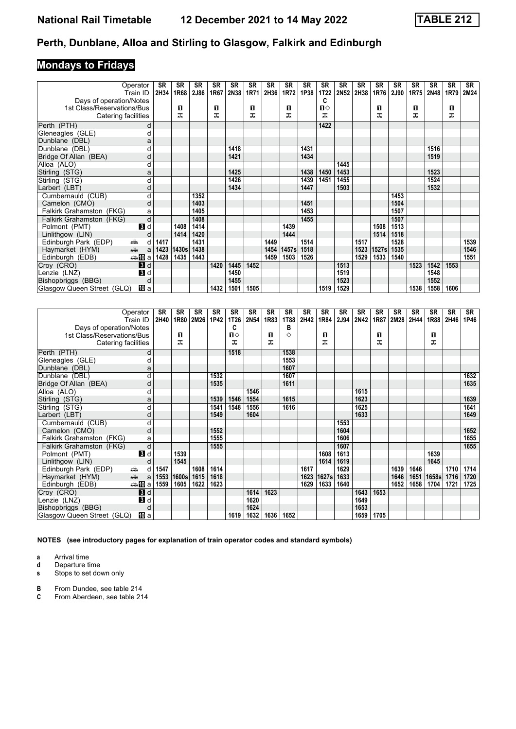# National Rail Timetable 12 December 2021 to 14 May 2022 TABLE 212

## Perth, Dunblane, Alloa and Stirling to Glasgow, Falkirk and Edinburgh

### Mondays to Fridays

| Operator | | SR | SR | SR | SR | SR | SR | SR | SR | SR | SR | SR | SR | SR | SR | SR | SR | SR | SR |
|---|---|---|---|---|---|---|---|---|---|---|---|---|---|---|---|---|---|---|---|
| Train ID | | 2H34 | 1R68 | 2J86 | 1R67 | 2N38 | 1R71 | 2H36 | 1R72 | 1P38 | 1T22 | 2N52 | 2H38 | 1R76 | 2J90 | 1R75 | 2N48 | 1R79 | 2M24 |
| Days of operation/Notes | | | | | | | | | | | C | | | | | | | | |
| 1st Class/Reservations/Bus | | | 1 | | 1 | | 1 | | 1 | | 1◇ | | | 1 | | 1 | | 1 | |
| Catering facilities | | | ⊼ | | ⊼ | | ⊼ | | ⊼ | | ⊼ | | | ⊼ | | ⊼ | | ⊼ | |
| Perth (PTH) | d | | | | | | | | | | 1422 | | | | | | | | |
| Gleneagles (GLE) | d | | | | | | | | | | | | | | | | | | |
| Dunblane (DBL) | a | | | | | | | | | | | | | | | | | | |
| Dunblane (DBL) | d | | | | | 1418 | | | | 1431 | | | | | | | 1516 | | |
| Bridge Of Allan (BEA) | d | | | | | 1421 | | | | 1434 | | | | | | | 1519 | | |
| Alloa (ALO) | d | | | | | | | | | | | 1445 | | | | | | | |
| Stirling (STG) | a | | | | | 1425 | | | | 1438 | 1450 | 1453 | | | | | 1523 | | |
| Stirling (STG) | d | | | | | 1426 | | | | 1439 | 1451 | 1455 | | | | | 1524 | | |
| Larbert (LBT) | d | | | | | 1434 | | | | 1447 | | 1503 | | | | | 1532 | | |
| Cumbernauld (CUB) | d | | | 1352 | | | | | | | | | | | 1453 | | | | |
| Camelon (CMO) | d | | | 1403 | | | | | | 1451 | | | | | 1504 | | | | |
| Falkirk Grahamston (FKG) | a | | | 1405 | | | | | | 1453 | | | | | 1507 | | | | |
| Falkirk Grahamston (FKG) | d | | | 1408 | | | | | | 1455 | | | | | 1507 | | | | |
| Polmont (PMT) | 3 d | | 1408 | 1414 | | | | | 1439 | | | | | 1508 | 1513 | | | | |
| Linlithgow (LIN) | d | | 1414 | 1420 | | | | | 1444 | | | | | 1514 | 1518 | | | | |
| Edinburgh Park (EDP) | 🚌 d | 1417 | | 1431 | | | | 1449 | | 1514 | | | 1517 | | 1528 | | | | 1539 |
| Haymarket (HYM) | 🚌 a | 1423 | 1430s | 1438 | | | | 1454 | 1457s | 1518 | | | 1523 | 1527s | 1535 | | | | 1546 |
| Edinburgh (EDB) | 🚌 10 a | 1428 | 1435 | 1443 | | | | 1459 | 1503 | 1526 | | | 1529 | 1533 | 1540 | | | | 1551 |
| Croy (CRO) | 3 d | | | | 1420 | 1445 | 1452 | | | | | 1513 | | | | 1523 | 1542 | 1553 | |
| Lenzie (LNZ) | 3 d | | | | | 1450 | | | | | | 1519 | | | | | 1548 | | |
| Bishopbriggs (BBG) | d | | | | | 1455 | | | | | | 1523 | | | | | 1552 | | |
| Glasgow Queen Street (GLQ) | 10 a | | | | 1432 | 1501 | 1505 | | | | 1519 | 1529 | | | | 1538 | 1558 | 1606 | |

| Operator | | SR | SR | SR | SR | SR | SR | SR | SR | SR | SR | SR | SR | SR | SR | SR | SR | SR | SR |
|---|---|---|---|---|---|---|---|---|---|---|---|---|---|---|---|---|---|---|---|
| Train ID | | 2H40 | 1R80 | 2M26 | 1P42 | 1T26 | 2N54 | 1R83 | 1T88 | 2H42 | 1R84 | 2J94 | 2N42 | 1R87 | 2M28 | 2H44 | 1R88 | 2H46 | 1P46 |
| Days of operation/Notes | | | | | | C | | | B | | | | | | | | | | |
| 1st Class/Reservations/Bus | | | 1 | | | 1◇ | | 1 | ◇ | | 1 | | | 1 | | | 1 | | |
| Catering facilities | | | ⊼ | | | ⊼ | | ⊼ | | | ⊼ | | | ⊼ | | | ⊼ | | |
| Perth (PTH) | d | | | | | 1518 | | | 1538 | | | | | | | | | | |
| Gleneagles (GLE) | d | | | | | | | | 1553 | | | | | | | | | | |
| Dunblane (DBL) | a | | | | | | | | 1607 | | | | | | | | | | |
| Dunblane (DBL) | d | | | | 1532 | | | | 1607 | | | | | | | | | | 1632 |
| Bridge Of Allan (BEA) | d | | | | 1535 | | | | 1611 | | | | | | | | | | 1635 |
| Alloa (ALO) | d | | | | | | 1546 | | | | | | 1615 | | | | | | |
| Stirling (STG) | a | | | | 1539 | 1546 | 1554 | | 1615 | | | | 1623 | | | | | | 1639 |
| Stirling (STG) | d | | | | 1541 | 1548 | 1556 | | 1616 | | | | 1625 | | | | | | 1641 |
| Larbert (LBT) | d | | | | 1549 | | 1604 | | | | | | 1633 | | | | | | 1649 |
| Cumbernauld (CUB) | d | | | | | | | | | | | 1553 | | | | | | | |
| Camelon (CMO) | d | | | | 1552 | | | | | | | 1604 | | | | | | | 1652 |
| Falkirk Grahamston (FKG) | a | | | | 1555 | | | | | | | 1606 | | | | | | | 1655 |
| Falkirk Grahamston (FKG) | d | | | | 1555 | | | | | | | 1607 | | | | | | | 1655 |
| Polmont (PMT) | 3 d | | 1539 | | | | | | | | 1608 | 1613 | | | | | 1639 | | |
| Linlithgow (LIN) | d | | 1545 | | | | | | | | 1614 | 1619 | | | | | 1645 | | |
| Edinburgh Park (EDP) | 🚌 d | 1547 | | 1608 | 1614 | | | | | 1617 | | 1629 | | | 1639 | 1646 | | 1710 | 1714 |
| Haymarket (HYM) | 🚌 a | 1553 | 1600s | 1615 | 1618 | | | | | 1623 | 1627s | 1633 | | | 1646 | 1651 | 1658s | 1716 | 1720 |
| Edinburgh (EDB) | 🚌 10 a | 1559 | 1605 | 1622 | 1623 | | | | | 1629 | 1633 | 1640 | | | 1652 | 1658 | 1704 | 1721 | 1725 |
| Croy (CRO) | 3 d | | | | | | 1614 | 1623 | | | | | 1643 | 1653 | | | | | |
| Lenzie (LNZ) | 3 d | | | | | | 1620 | | | | | | 1649 | | | | | | |
| Bishopbriggs (BBG) | d | | | | | | 1624 | | | | | | 1653 | | | | | | |
| Glasgow Queen Street (GLQ) | 10 a | | | | | 1619 | 1632 | 1636 | 1652 | | | | 1659 | 1705 | | | | | |

**NOTES (see introductory pages for explanation of train operator codes and standard symbols)**

- **a** Arrival time
- **d** Departure time
- **s** Stops to set down only

- **B** From Dundee, see table 214
- **C** From Aberdeen, see table 214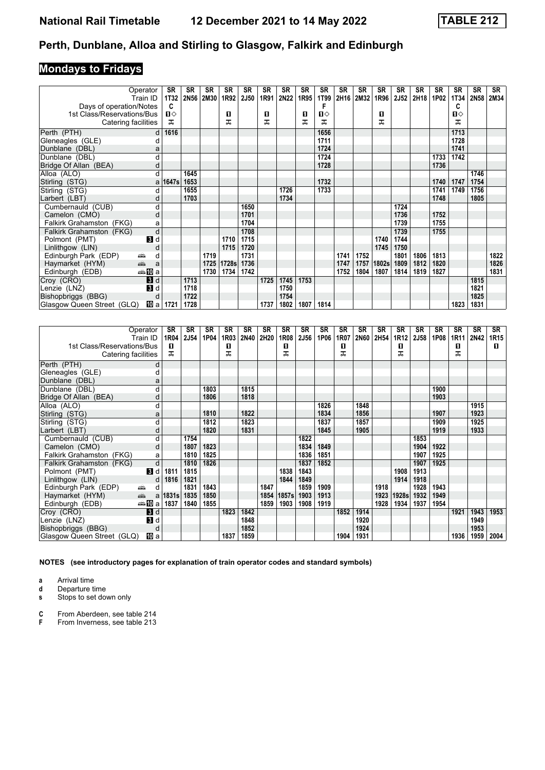# TABLE 212

## Perth, Dunblane, Alloa and Stirling to Glasgow, Falkirk and Edinburgh

### Mondays to Fridays

| Operator | | SR | SR | SR | SR | SR | SR | SR | SR | SR | SR | SR | SR | SR | SR | SR | SR | SR | SR |
|---|---|---|---|---|---|---|---|---|---|---|---|---|---|---|---|---|---|---|---|
| Train ID | | 1T32 | 2N56 | 2M30 | 1R92 | 2J50 | 1R91 | 2N22 | 1R95 | 1T99 | 2H16 | 2M32 | 1R96 | 2J52 | 2H18 | 1P02 | 1T34 | 2N58 | 2M34 |
| Days of operation/Notes | | C | | | | | | | | F | | | | | | | C | | |
| 1st Class/Reservations/Bus | | 1◇ | | | 1 | | 1 | | 1 | 1◇ | | | 1 | | | | 1◇ | | |
| Catering facilities | | T | | | T | | T | | T | T | | | T | | | | T | | |
| Perth (PTH) | d | 1616 | | | | | | | | 1656 | | | | | | | 1713 | | |
| Gleneagles (GLE) | d | | | | | | | | | 1711 | | | | | | | 1728 | | |
| Dunblane (DBL) | a | | | | | | | | | 1724 | | | | | | | 1741 | | |
| Dunblane (DBL) | d | | | | | | | | | 1724 | | | | | | 1733 | 1742 | | |
| Bridge Of Allan (BEA) | d | | | | | | | | | 1728 | | | | | | 1736 | | | |
| Alloa (ALO) | d | | 1645 | | | | | | | | | | | | | | | 1746 | |
| Stirling (STG) | a | 1647s | 1653 | | | | | | | 1732 | | | | | | 1740 | 1747 | 1754 | |
| Stirling (STG) | d | | 1655 | | | | | 1726 | | 1733 | | | | | | 1741 | 1749 | 1756 | |
| Larbert (LBT) | d | | 1703 | | | | | 1734 | | | | | | | | 1748 | | 1805 | |
| Cumbernauld (CUB) | d | | | | | 1650 | | | | | | | | 1724 | | | | | |
| Camelon (CMO) | d | | | | | 1701 | | | | | | | | 1736 | | 1752 | | | |
| Falkirk Grahamston (FKG) | a | | | | | 1704 | | | | | | | | 1739 | | 1755 | | | |
| Falkirk Grahamston (FKG) | d | | | | | 1708 | | | | | | | | 1739 | | 1755 | | | |
| Polmont (PMT) | 3 d | | | | 1710 | 1715 | | | | | | | 1740 | 1744 | | | | | |
| Linlithgow (LIN) | d | | | | 1715 | 1720 | | | | | | | 1745 | 1750 | | | | | |
| Edinburgh Park (EDP) | d | | | 1719 | | 1731 | | | | | 1741 | 1752 | | 1801 | 1806 | 1813 | | | 1822 |
| Haymarket (HYM) | a | | | 1725 | 1728s | 1736 | | | | | 1747 | 1757 | 1802s | 1809 | 1812 | 1820 | | | 1826 |
| Edinburgh (EDB) | 10 a | | | 1730 | 1734 | 1742 | | | | | 1752 | 1804 | 1807 | 1814 | 1819 | 1827 | | | 1831 |
| Croy (CRO) | 3 d | | 1713 | | | | 1725 | 1745 | 1753 | | | | | | | | | 1815 | |
| Lenzie (LNZ) | 3 d | | 1718 | | | | | 1750 | | | | | | | | | | 1821 | |
| Bishopbriggs (BBG) | d | | 1722 | | | | | 1754 | | | | | | | | | | 1825 | |
| Glasgow Queen Street (GLQ) | 10 a | 1721 | 1728 | | | | 1737 | 1802 | 1807 | 1814 | | | | | | | 1823 | 1831 | |

| Operator | | SR | SR | SR | SR | SR | SR | SR | SR | SR | SR | SR | SR | SR | SR | SR | SR | SR | SR |
|---|---|---|---|---|---|---|---|---|---|---|---|---|---|---|---|---|---|---|---|
| Train ID | | 1R04 | 2J54 | 1P04 | 1R03 | 2N40 | 2H20 | 1R08 | 2J56 | 1P06 | 1R07 | 2N60 | 2H54 | 1R12 | 2J58 | 1P08 | 1R11 | 2N42 | 1R15 |
| Days of operation/Notes | | | | | | | | | | | | | | | | | C | | |
| 1st Class/Reservations/Bus | | 1 | | | 1 | | | 1 | | | 1 | | | 1 | | | 1 | | 1 |
| Catering facilities | | T | | | T | | | T | | | T | | | T | | | T | | |
| Perth (PTH) | d | | | | | | | | | | | | | | | | | | |
| Gleneagles (GLE) | d | | | | | | | | | | | | | | | | | | |
| Dunblane (DBL) | a | | | | | | | | | | | | | | | | | | |
| Dunblane (DBL) | d | | | 1803 | | 1815 | | | | | | | | | | 1900 | | | |
| Bridge Of Allan (BEA) | d | | | 1806 | | 1818 | | | | | | | | | | 1903 | | | |
| Alloa (ALO) | d | | | | | | | | | 1826 | | 1848 | | | | | | 1915 | |
| Stirling (STG) | a | | | 1810 | | 1822 | | | | 1834 | | 1856 | | | | 1907 | | 1923 | |
| Stirling (STG) | d | | | 1812 | | 1823 | | | | 1837 | | 1857 | | | | 1909 | | 1925 | |
| Larbert (LBT) | d | | | 1820 | | 1831 | | | | 1845 | | 1905 | | | | 1919 | | 1933 | |
| Cumbernauld (CUB) | d | | 1754 | | | | | | 1822 | | | | | | 1853 | | | | |
| Camelon (CMO) | d | | 1807 | 1823 | | | | | 1834 | 1849 | | | | | 1904 | 1922 | | | |
| Falkirk Grahamston (FKG) | a | | 1810 | 1825 | | | | | 1836 | 1851 | | | | | 1907 | 1925 | | | |
| Falkirk Grahamston (FKG) | d | | 1810 | 1826 | | | | | 1837 | 1852 | | | | | 1907 | 1925 | | | |
| Polmont (PMT) | 3 d | 1811 | 1815 | | | | | 1838 | 1843 | | | | | 1908 | 1913 | | | | |
| Linlithgow (LIN) | d | 1816 | 1821 | | | | | 1844 | 1849 | | | | | 1914 | 1918 | | | | |
| Edinburgh Park (EDP) | d | | 1831 | 1843 | | | 1847 | | 1859 | 1909 | | | 1918 | | 1928 | 1943 | | | |
| Haymarket (HYM) | a | 1831s | 1835 | 1850 | | | 1854 | 1857s | 1903 | 1913 | | | 1923 | 1928s | 1932 | 1949 | | | |
| Edinburgh (EDB) | 10 a | 1837 | 1840 | 1855 | | | 1859 | 1903 | 1908 | 1919 | | | 1928 | 1934 | 1937 | 1954 | | | |
| Croy (CRO) | 3 d | | | | 1823 | 1842 | | | | | 1852 | 1914 | | | | | 1921 | 1943 | 1953 |
| Lenzie (LNZ) | 3 d | | | | | 1848 | | | | | | 1920 | | | | | | 1949 | |
| Bishopbriggs (BBG) | d | | | | | 1852 | | | | | | 1924 | | | | | | 1953 | |
| Glasgow Queen Street (GLQ) | 10 a | | | | 1837 | 1859 | | | | | 1904 | 1931 | | | | | 1936 | 1959 | 2004 |

**NOTES (see introductory pages for explanation of train operator codes and standard symbols)**

- **a** Arrival time
- **d** Departure time
- **s** Stops to set down only

- **C** From Aberdeen, see table 214
- **F** From Inverness, see table 213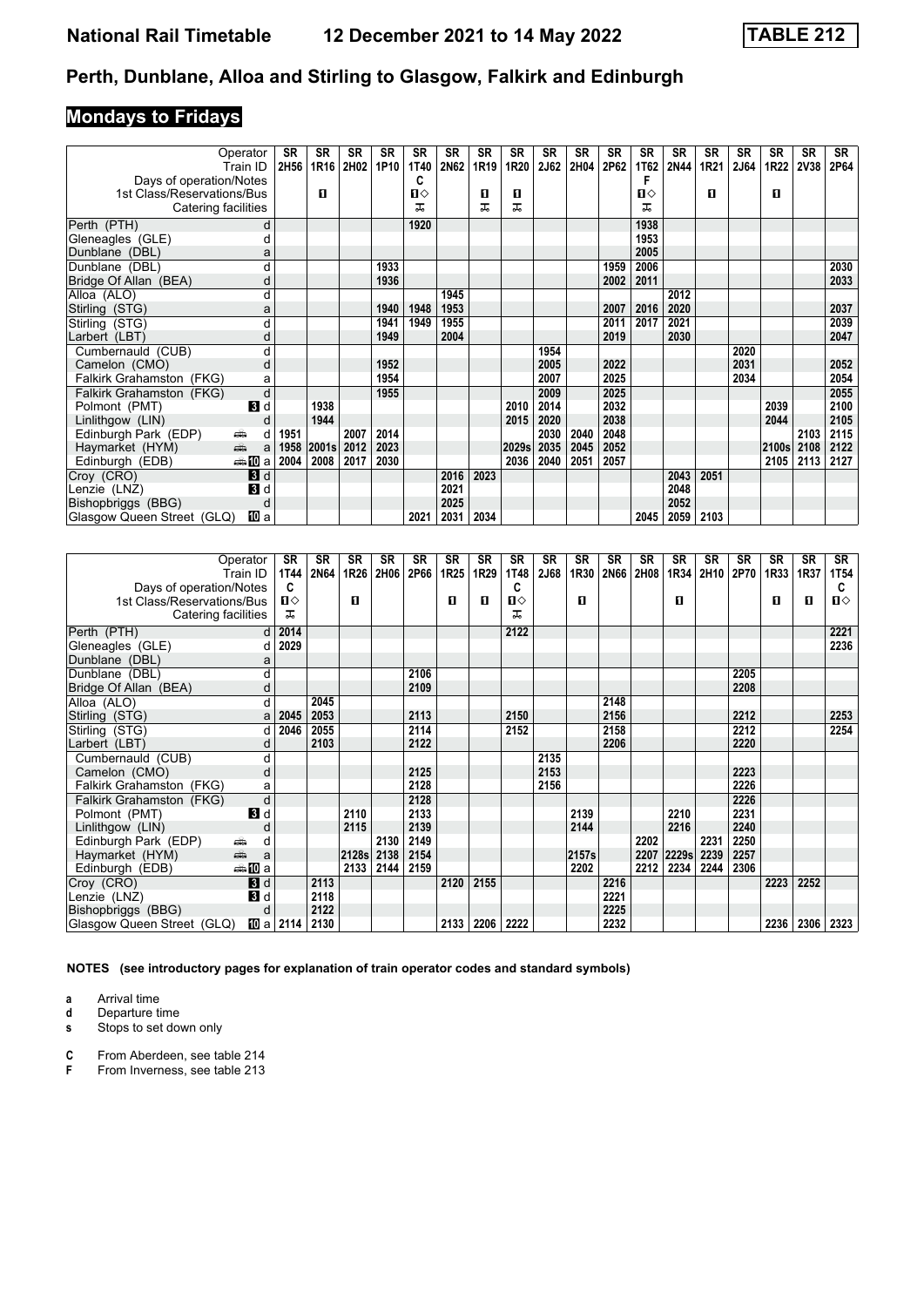# National Rail Timetable 12 December 2021 to 14 May 2022 TABLE 212

## Perth, Dunblane, Alloa and Stirling to Glasgow, Falkirk and Edinburgh

### Mondays to Fridays

| Operator | | SR | SR | SR | SR | SR | SR | SR | SR | SR | SR | SR | SR | SR | SR | SR | SR | SR | SR |
|---|---|---|---|---|---|---|---|---|---|---|---|---|---|---|---|---|---|---|---|
| Train ID | | 2H56 | 1R16 | 2H02 | 1P10 | 1T40 | 2N62 | 1R19 | 1R20 | 2J62 | 2H04 | 2P62 | 1T62 | 2N44 | 1R21 | 2J64 | 1R22 | 2V38 | 2P64 |
| Days of operation/Notes | | | | | | C | | | | | | | F | | | | | | |
| 1st Class/Reservations/Bus | | | 1 | | | 1◇ | | 1 | 1 | | | | 1◇ | | 1 | | 1 | | |
| Catering facilities | | | | | | ⊼ | | ⊼ | ⊼ | | | | ⊼ | | | | | | |
| Perth (PTH) | d | | | | | 1920 | | | | | | | 1938 | | | | | | |
| Gleneagles (GLE) | d | | | | | | | | | | | | 1953 | | | | | | |
| Dunblane (DBL) | a | | | | | | | | | | | | 2005 | | | | | | |
| Dunblane (DBL) | d | | | | 1933 | | | | | | | 1959 | 2006 | | | | | | 2030 |
| Bridge Of Allan (BEA) | d | | | | 1936 | | | | | | | 2002 | 2011 | | | | | | 2033 |
| Alloa (ALO) | d | | | | | | 1945 | | | | | | | 2012 | | | | | |
| Stirling (STG) | a | | | | 1940 | 1948 | 1953 | | | | | 2007 | 2016 | 2020 | | | | | 2037 |
| Stirling (STG) | d | | | | 1941 | 1949 | 1955 | | | | | 2011 | 2017 | 2021 | | | | | 2039 |
| Larbert (LBT) | d | | | | 1949 | | 2004 | | | | | 2019 | | 2030 | | | | | 2047 |
| Cumbernauld (CUB) | d | | | | | | | | | 1954 | | | | | | 2020 | | | |
| Camelon (CMO) | d | | | | 1952 | | | | | 2005 | | 2022 | | | | 2031 | | | 2052 |
| Falkirk Grahamston (FKG) | a | | | | 1954 | | | | | 2007 | | 2025 | | | | 2034 | | | 2054 |
| Falkirk Grahamston (FKG) | d | | | | 1955 | | | | | 2009 | | 2025 | | | | | | | 2055 |
| Polmont (PMT) | 3 d | | 1938 | | | | | | 2010 | 2014 | | 2032 | | | | | 2039 | | 2100 |
| Linlithgow (LIN) | d | | 1944 | | | | | | 2015 | 2020 | | 2038 | | | | | 2044 | | 2105 |
| Edinburgh Park (EDP) | d | 1951 | | 2007 | 2014 | | | | | 2030 | 2040 | 2048 | | | | | | 2103 | 2115 |
| Haymarket (HYM) | a | 1958 | 2001s | 2012 | 2023 | | | | 2029s | 2035 | 2045 | 2052 | | | | | 2100s | 2108 | 2122 |
| Edinburgh (EDB) | 10 a | 2004 | 2008 | 2017 | 2030 | | | | 2036 | 2040 | 2051 | 2057 | | | | | 2105 | 2113 | 2127 |
| Croy (CRO) | 3 d | | | | | | 2016 | 2023 | | | | | | 2043 | 2051 | | | | |
| Lenzie (LNZ) | 3 d | | | | | | 2021 | | | | | | | 2048 | | | | | |
| Bishopbriggs (BBG) | d | | | | | | 2025 | | | | | | | 2052 | | | | | |
| Glasgow Queen Street (GLQ) | 10 a | | | | | 2021 | 2031 | 2034 | | | | | 2045 | 2059 | 2103 | | | | |

| Operator | | SR | SR | SR | SR | SR | SR | SR | SR | SR | SR | SR | SR | SR | SR | SR | SR | SR | SR |
|---|---|---|---|---|---|---|---|---|---|---|---|---|---|---|---|---|---|---|---|
| Train ID | | 1T44 | 2N64 | 1R26 | 2H06 | 2P66 | 1R25 | 1R29 | 1T48 | 2J68 | 1R30 | 2N66 | 2H08 | 1R34 | 2H10 | 2P70 | 1R33 | 1R37 | 1T54 |
| Days of operation/Notes | | C | | | | | | | C | | | | | | | | | | C |
| 1st Class/Reservations/Bus | | 1◇ | | 1 | | | 1 | 1 | 1◇ | | 1 | | | 1 | | | 1 | 1 | 1◇ |
| Catering facilities | | ⊼ | | | | | | | ⊼ | | | | | | | | | | |
| Perth (PTH) | d | 2014 | | | | | | | 2122 | | | | | | | | | | 2221 |
| Gleneagles (GLE) | d | 2029 | | | | | | | | | | | | | | | | | 2236 |
| Dunblane (DBL) | a | | | | | | | | | | | | | | | | | | |
| Dunblane (DBL) | d | | | | | 2106 | | | | | | | | | | 2205 | | | |
| Bridge Of Allan (BEA) | d | | | | | 2109 | | | | | | | | | | 2208 | | | |
| Alloa (ALO) | d | | 2045 | | | | | | | | | 2148 | | | | | | | |
| Stirling (STG) | a | 2045 | 2053 | | | 2113 | | | 2150 | | | 2156 | | | | 2212 | | | 2253 |
| Stirling (STG) | d | 2046 | 2055 | | | 2114 | | | 2152 | | | 2158 | | | | 2212 | | | 2254 |
| Larbert (LBT) | d | | 2103 | | | 2122 | | | | | | 2206 | | | | 2220 | | | |
| Cumbernauld (CUB) | d | | | | | | | | | 2135 | | | | | | | | | |
| Camelon (CMO) | d | | | | | 2125 | | | | 2153 | | | | | | 2223 | | | |
| Falkirk Grahamston (FKG) | a | | | | | 2128 | | | | 2156 | | | | | | 2226 | | | |
| Falkirk Grahamston (FKG) | d | | | | | 2128 | | | | | | | | | | 2226 | | | |
| Polmont (PMT) | 3 d | | | 2110 | | 2133 | | | | | 2139 | | | 2210 | | 2231 | | | |
| Linlithgow (LIN) | d | | | 2115 | | 2139 | | | | | 2144 | | | 2216 | | 2240 | | | |
| Edinburgh Park (EDP) | d | | | | 2130 | 2149 | | | | | | | 2202 | | 2231 | 2250 | | | |
| Haymarket (HYM) | a | | | 2128s | 2138 | 2154 | | | | | 2157s | | 2207 | 2229s | 2239 | 2257 | | | |
| Edinburgh (EDB) | 10 a | | | 2133 | 2144 | 2159 | | | | | 2202 | | 2212 | 2234 | 2244 | 2306 | | | |
| Croy (CRO) | 3 d | | 2113 | | | | 2120 | 2155 | | | | 2216 | | | | | 2223 | 2252 | |
| Lenzie (LNZ) | 3 d | | 2118 | | | | | | | | | 2221 | | | | | | | |
| Bishopbriggs (BBG) | d | | 2122 | | | | | | | | | 2225 | | | | | | | |
| Glasgow Queen Street (GLQ) | 10 a | 2114 | 2130 | | | | 2133 | 2206 | 2222 | | | 2232 | | | | | 2236 | 2306 | 2323 |

**NOTES (see introductory pages for explanation of train operator codes and standard symbols)**

- **a** Arrival time
- **d** Departure time
- **s** Stops to set down only

- **C** From Aberdeen, see table 214
- **F** From Inverness, see table 213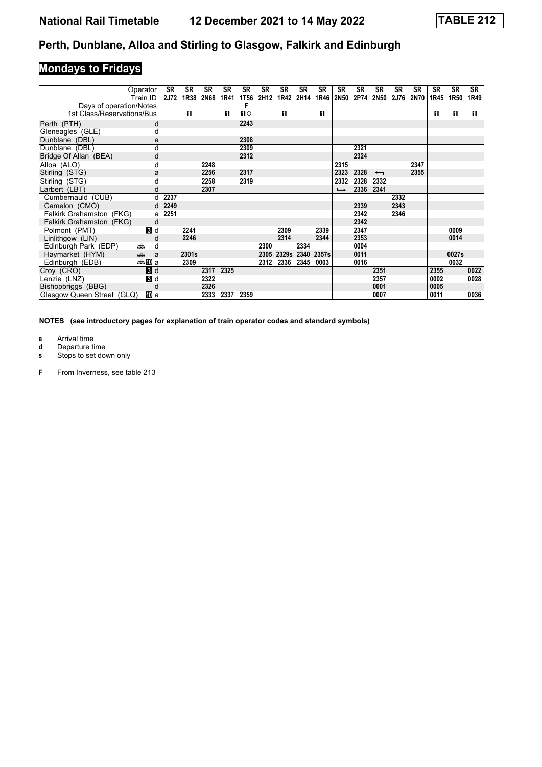# National Rail Timetable 12 December 2021 to 14 May 2022 TABLE 212

## Perth, Dunblane, Alloa and Stirling to Glasgow, Falkirk and Edinburgh

### Mondays to Fridays

| Operator | | SR | SR | SR | SR | SR | SR | SR | SR | SR | SR | SR | SR | SR | SR | SR | SR | SR |
|---|---|---|---|---|---|---|---|---|---|---|---|---|---|---|---|---|---|---|
| Train ID | | 2J72 | 1R38 | 2N68 | 1R41 | 1T56 | 2H12 | 1R42 | 2H14 | 1R46 | 2N50 | 2P74 | 2N50 | 2J76 | 2N70 | 1R45 | 1R50 | 1R49 |
| Days of operation/Notes | | | | | | F | | | | | | | | | | | | |
| 1st Class/Reservations/Bus | | | ■ | | ■ | ■◇ | | ■ | | ■ | | | | | | ■ | ■ | ■ |
| Perth (PTH) | d | | | | | 2243 | | | | | | | | | | | | |
| Gleneagles (GLE) | d | | | | | | | | | | | | | | | | | |
| Dunblane (DBL) | a | | | | | 2308 | | | | | | | | | | | | |
| Dunblane (DBL) | d | | | | | 2309 | | | | | | 2321 | | | | | | |
| Bridge Of Allan (BEA) | d | | | | | 2312 | | | | | | 2324 | | | | | | |
| Alloa (ALO) | d | | | 2248 | | | | | | | 2315 | | | | 2347 | | | |
| Stirling (STG) | a | | | 2256 | | 2317 | | | | | 2323 | 2328 | ⟵ | | 2355 | | | |
| Stirling (STG) | d | | | 2258 | | 2319 | | | | | 2332 | 2328 | 2332 | | | | | |
| Larbert (LBT) | d | | | 2307 | | | | | | | ⟶ | 2336 | 2341 | | | | | |
| Cumbernauld (CUB) | d | 2237 | | | | | | | | | | | | 2332 | | | | |
| Camelon (CMO) | d | 2249 | | | | | | | | | | 2339 | | 2343 | | | | |
| Falkirk Grahamston (FKG) | a | 2251 | | | | | | | | | | 2342 | | 2346 | | | | |
| Falkirk Grahamston (FKG) | d | | | | | | | | | | | 2342 | | | | | | |
| Polmont (PMT) | 3 d | | 2241 | | | | | 2309 | | 2339 | | 2347 | | | | | 0009 | |
| Linlithgow (LIN) | d | | 2246 | | | | | 2314 | | 2344 | | 2353 | | | | | 0014 | |
| Edinburgh Park (EDP) | 🚌 d | | | | | | 2300 | | 2334 | | | 0004 | | | | | | |
| Haymarket (HYM) | 🚌 a | | 2301s | | | | 2305 | 2329s | 2340 | 2357s | | 0011 | | | | | 0027s | |
| Edinburgh (EDB) | 🚌 10 a | | 2309 | | | | 2312 | 2336 | 2345 | 0003 | | 0016 | | | | | 0032 | |
| Croy (CRO) | 3 d | | | 2317 | 2325 | | | | | | | | 2351 | | | 2355 | | 0022 |
| Lenzie (LNZ) | 3 d | | | 2322 | | | | | | | | | 2357 | | | 0002 | | 0028 |
| Bishopbriggs (BBG) | d | | | 2326 | | | | | | | | | 0001 | | | 0005 | | |
| Glasgow Queen Street (GLQ) | 10 a | | | 2333 | 2337 | 2359 | | | | | | | 0007 | | | 0011 | | 0036 |

**NOTES (see introductory pages for explanation of train operator codes and standard symbols)**

- **a** Arrival time
- **d** Departure time
- **s** Stops to set down only

- **F** From Inverness, see table 213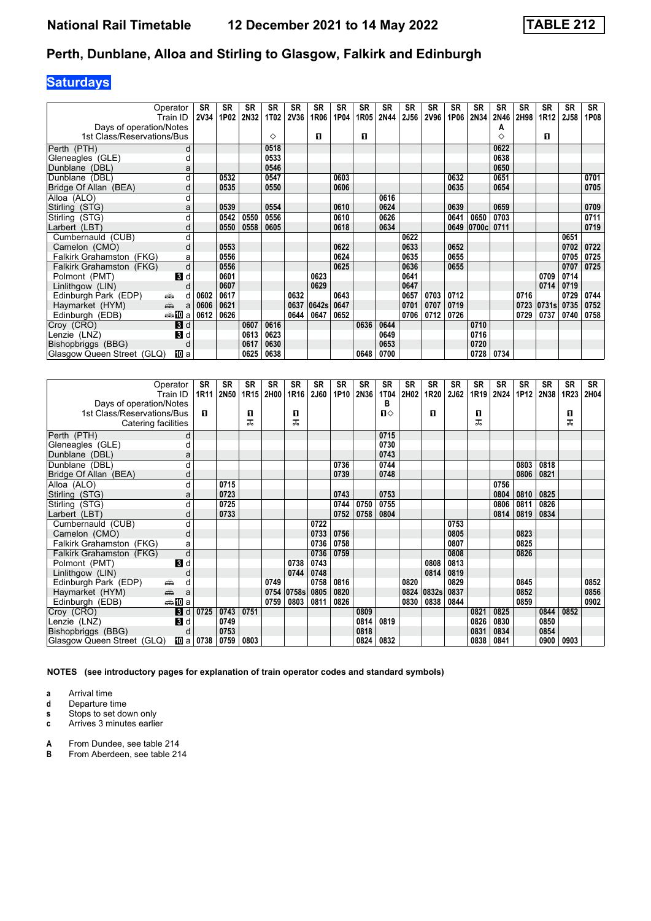# National Rail Timetable 12 December 2021 to 14 May 2022 TABLE 212

## Perth, Dunblane, Alloa and Stirling to Glasgow, Falkirk and Edinburgh

### Saturdays

| Operator | | SR | SR | SR | SR | SR | SR | SR | SR | SR | SR | SR | SR | SR | SR | SR | SR | SR | SR |
|---|---|---|---|---|---|---|---|---|---|---|---|---|---|---|---|---|---|---|---|
| Train ID | | 2V34 | 1P02 | 2N32 | 1T02 | 2V36 | 1R06 | 1P04 | 1R05 | 2N44 | 2J56 | 2V96 | 1P06 | 2N34 | 2N46 | 2H98 | 1R12 | 2J58 | 1P08 |
| Days of operation/Notes | | | | | | | | | | | | | | | A | | | | |
| 1st Class/Reservations/Bus | | | | | ◇ | | 1 | | 1 | | | | | | ◇ | | 1 | | |
| Perth (PTH) | d | | | | 0518 | | | | | | | | | | 0622 | | | | |
| Gleneagles (GLE) | d | | | | 0533 | | | | | | | | | | 0638 | | | | |
| Dunblane (DBL) | a | | | | 0546 | | | | | | | | | | 0650 | | | | |
| Dunblane (DBL) | d | | 0532 | | 0547 | | | 0603 | | | | | 0632 | | 0651 | | | | 0701 |
| Bridge Of Allan (BEA) | d | | 0535 | | 0550 | | | 0606 | | | | | 0635 | | 0654 | | | | 0705 |
| Alloa (ALO) | d | | | | | | | | | 0616 | | | | | | | | | |
| Stirling (STG) | a | | 0539 | | 0554 | | | 0610 | | 0624 | | | 0639 | | 0659 | | | | 0709 |
| Stirling (STG) | d | | 0542 | 0550 | 0556 | | | 0610 | | 0626 | | | 0641 | 0650 | 0703 | | | | 0711 |
| Larbert (LBT) | d | | 0550 | 0558 | 0605 | | | 0618 | | 0634 | | | 0649 | 0700c | 0711 | | | | 0719 |
| Cumbernauld (CUB) | d | | | | | | | | | | 0622 | | | | | | | 0651 | |
| Camelon (CMO) | d | | 0553 | | | | | 0622 | | | 0633 | | 0652 | | | | | 0702 | 0722 |
| Falkirk Grahamston (FKG) | a | | 0556 | | | | | 0624 | | | 0635 | | 0655 | | | | | 0705 | 0725 |
| Falkirk Grahamston (FKG) | d | | 0556 | | | | | 0625 | | | 0636 | | 0655 | | | | | 0707 | 0725 |
| Polmont (PMT) | 3 d | | 0601 | | | | 0623 | | | | 0641 | | | | | | 0709 | 0714 | |
| Linlithgow (LIN) | d | | 0607 | | | | 0629 | | | | 0647 | | | | | | 0714 | 0719 | |
| Edinburgh Park (EDP) | 🚌 d | 0602 | 0617 | | | 0632 | | 0643 | | | 0657 | 0703 | 0712 | | | 0716 | | 0729 | 0744 |
| Haymarket (HYM) | 🚌 a | 0606 | 0621 | | | 0637 | 0642s | 0647 | | | 0701 | 0707 | 0719 | | | 0723 | 0731s | 0735 | 0752 |
| Edinburgh (EDB) | 🚌 10 a | 0612 | 0626 | | | 0644 | 0647 | 0652 | | | 0706 | 0712 | 0726 | | | 0729 | 0737 | 0740 | 0758 |
| Croy (CRO) | 3 d | | | 0607 | 0616 | | | | 0636 | 0644 | | | | 0710 | | | | | |
| Lenzie (LNZ) | 3 d | | | 0613 | 0623 | | | | | 0649 | | | | 0716 | | | | | |
| Bishopbriggs (BBG) | d | | | 0617 | 0630 | | | | | 0653 | | | | 0720 | | | | | |
| Glasgow Queen Street (GLQ) | 10 a | | | 0625 | 0638 | | | | 0648 | 0700 | | | | 0728 | 0734 | | | | |

| Operator | | SR | SR | SR | SR | SR | SR | SR | SR | SR | SR | SR | SR | SR | SR | SR | SR | SR | SR |
|---|---|---|---|---|---|---|---|---|---|---|---|---|---|---|---|---|---|---|---|
| Train ID | | 1R11 | 2N50 | 1R15 | 2H00 | 1R16 | 2J60 | 1P10 | 2N36 | 1T04 | 2H02 | 1R20 | 2J62 | 1R19 | 2N24 | 1P12 | 2N38 | 1R23 | 2H04 |
| Days of operation/Notes | | | | | | | | | | B | | | | | | | | | |
| 1st Class/Reservations/Bus | | 1 | | 1 | | 1 | | | | 1◇ | | 1 | | 1 | | | | 1 | |
| Catering facilities | | | | 🍴 | | 🍴 | | | | | | | | 🍴 | | | | 🍴 | |
| Perth (PTH) | d | | | | | | | | | 0715 | | | | | | | | | |
| Gleneagles (GLE) | d | | | | | | | | | 0730 | | | | | | | | | |
| Dunblane (DBL) | a | | | | | | | | | 0743 | | | | | | | | | |
| Dunblane (DBL) | d | | | | | | | 0736 | | 0744 | | | | | | 0803 | 0818 | | |
| Bridge Of Allan (BEA) | d | | | | | | | 0739 | | 0748 | | | | | | 0806 | 0821 | | |
| Alloa (ALO) | d | | 0715 | | | | | | | | | | | | 0756 | | | | |
| Stirling (STG) | a | | 0723 | | | | | 0743 | | 0753 | | | | | 0804 | 0810 | 0825 | | |
| Stirling (STG) | d | | 0725 | | | | | 0744 | 0750 | 0755 | | | | | 0806 | 0811 | 0826 | | |
| Larbert (LBT) | d | | 0733 | | | | | 0752 | 0758 | 0804 | | | | | 0814 | 0819 | 0834 | | |
| Cumbernauld (CUB) | d | | | | | | 0722 | | | | | | 0753 | | | | | | |
| Camelon (CMO) | d | | | | | | 0733 | 0756 | | | | | 0805 | | | 0823 | | | |
| Falkirk Grahamston (FKG) | a | | | | | | 0736 | 0758 | | | | | 0807 | | | 0825 | | | |
| Falkirk Grahamston (FKG) | d | | | | | | 0736 | 0759 | | | | | 0808 | | | 0826 | | | |
| Polmont (PMT) | 3 d | | | | | 0738 | 0743 | | | | | 0808 | 0813 | | | | | | |
| Linlithgow (LIN) | d | | | | | 0744 | 0748 | | | | | 0814 | 0819 | | | | | | |
| Edinburgh Park (EDP) | 🚌 d | | | | 0749 | | 0758 | 0816 | | | 0820 | | 0829 | | | 0845 | | | 0852 |
| Haymarket (HYM) | 🚌 a | | | | 0754 | 0758s | 0805 | 0820 | | | 0824 | 0832s | 0837 | | | 0852 | | | 0856 |
| Edinburgh (EDB) | 🚌 10 a | | | | 0759 | 0803 | 0811 | 0826 | | | 0830 | 0838 | 0844 | | | 0859 | | | 0902 |
| Croy (CRO) | 3 d | 0725 | 0743 | 0751 | | | | | 0809 | | | | | 0821 | 0825 | | 0844 | 0852 | |
| Lenzie (LNZ) | 3 d | | 0749 | | | | | | 0814 | 0819 | | | | 0826 | 0830 | | 0850 | | |
| Bishopbriggs (BBG) | d | | 0753 | | | | | | 0818 | | | | | 0831 | 0834 | | 0854 | | |
| Glasgow Queen Street (GLQ) | 10 a | 0738 | 0759 | 0803 | | | | | 0824 | 0832 | | | | 0838 | 0841 | | 0900 | 0903 | |

**NOTES (see introductory pages for explanation of train operator codes and standard symbols)**

- **a** Arrival time
- **d** Departure time
- **s** Stops to set down only
- **c** Arrives 3 minutes earlier

- **A** From Dundee, see table 214
- **B** From Aberdeen, see table 214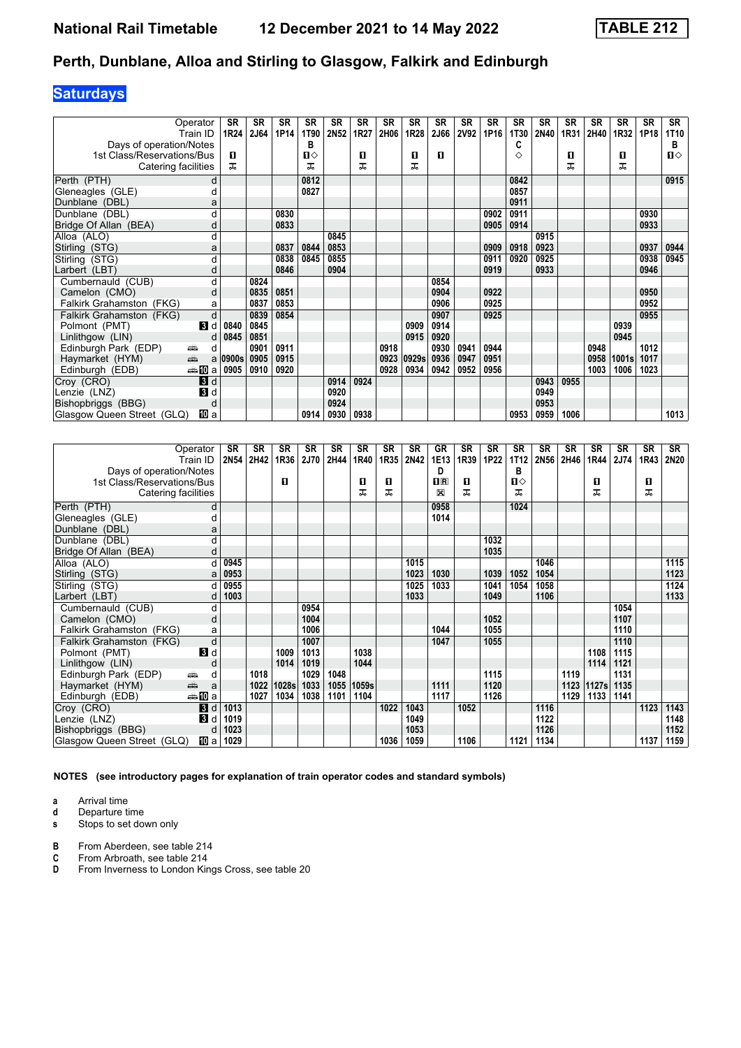# National Rail Timetable 12 December 2021 to 14 May 2022 TABLE 212

## Perth, Dunblane, Alloa and Stirling to Glasgow, Falkirk and Edinburgh

### Saturdays

| Operator | | SR | SR | SR | SR | SR | SR | SR | SR | SR | SR | SR | SR | SR | SR | SR | SR | SR | SR |
|---|---|---|---|---|---|---|---|---|---|---|---|---|---|---|---|---|---|---|---|
| Train ID | | 1R24 | 2J64 | 1P14 | 1T90 | 2N52 | 1R27 | 2H06 | 1R28 | 2J66 | 2V92 | 1P16 | 1T30 | 2N40 | 1R31 | 2H40 | 1R32 | 1P18 | 1T10 |
| Days of operation/Notes | | | | | B | | | | | | | | C | | | | | | B |
| 1st Class/Reservations/Bus | | ■ | | | ■◇ | | ■ | | ■ | ■ | | | ◇ | | ■ | | ■ | | ■◇ |
| Catering facilities | | ⊼ | | | ⊼ | | ⊼ | | ⊼ | | | | | | ⊼ | | ⊼ | | |
| Perth (PTH) | d | | | | 0812 | | | | | | | | 0842 | | | | | | 0915 |
| Gleneagles (GLE) | d | | | | 0827 | | | | | | | | 0857 | | | | | | |
| Dunblane (DBL) | a | | | | | | | | | | | | 0911 | | | | | | |
| Dunblane (DBL) | d | | | 0830 | | | | | | | | 0902 | 0911 | | | | | 0930 | |
| Bridge Of Allan (BEA) | d | | | 0833 | | | | | | | | 0905 | 0914 | | | | | 0933 | |
| Alloa (ALO) | d | | | | | 0845 | | | | | | | | 0915 | | | | | |
| Stirling (STG) | a | | | 0837 | 0844 | 0853 | | | | | | 0909 | 0918 | 0923 | | | | 0937 | 0944 |
| Stirling (STG) | d | | | 0838 | 0845 | 0855 | | | | | | 0911 | 0920 | 0925 | | | | 0938 | 0945 |
| Larbert (LBT) | d | | | 0846 | | 0904 | | | | | | 0919 | | 0933 | | | | 0946 | |
| Cumbernauld (CUB) | d | | 0824 | | | | | | | 0854 | | | | | | | | | |
| Camelon (CMO) | d | | 0835 | 0851 | | | | | | 0904 | | 0922 | | | | | | 0950 | |
| Falkirk Grahamston (FKG) | a | | 0837 | 0853 | | | | | | 0906 | | 0925 | | | | | | 0952 | |
| Falkirk Grahamston (FKG) | d | | 0839 | 0854 | | | | | | 0907 | | 0925 | | | | | | 0955 | |
| Polmont (PMT) | 3 d | 0840 | 0845 | | | | | | 0909 | 0914 | | | | | | | 0939 | | |
| Linlithgow (LIN) | d | 0845 | 0851 | | | | | | 0915 | 0920 | | | | | | | 0945 | | |
| Edinburgh Park (EDP) | 🚌 d | | 0901 | 0911 | | | | 0918 | | 0930 | 0941 | 0944 | | | | 0948 | | 1012 | |
| Haymarket (HYM) | 🚌 a | 0900s | 0905 | 0915 | | | | 0923 | 0929s | 0936 | 0947 | 0951 | | | | 0958 | 1001s | 1017 | |
| Edinburgh (EDB) | 🚌 10 a | 0905 | 0910 | 0920 | | | | 0928 | 0934 | 0942 | 0952 | 0956 | | | | 1003 | 1006 | 1023 | |
| Croy (CRO) | 3 d | | | | | 0914 | 0924 | | | | | | | 0943 | 0955 | | | | |
| Lenzie (LNZ) | 3 d | | | | | 0920 | | | | | | | | 0949 | | | | | |
| Bishopbriggs (BBG) | d | | | | | 0924 | | | | | | | | 0953 | | | | | |
| Glasgow Queen Street (GLQ) | 10 a | | | | 0914 | 0930 | 0938 | | | | | | 0953 | 0959 | 1006 | | | | 1013 |

| Operator | | SR | SR | SR | SR | SR | SR | SR | SR | GR | SR | SR | SR | SR | SR | SR | SR | SR | SR |
|---|---|---|---|---|---|---|---|---|---|---|---|---|---|---|---|---|---|---|---|
| Train ID | | 2N54 | 2H42 | 1R36 | 2J70 | 2H44 | 1R40 | 1R35 | 2N42 | 1E13 | 1R39 | 1P22 | 1T12 | 2N56 | 2H46 | 1R44 | 2J74 | 1R43 | 2N20 |
| Days of operation/Notes | | | | | | | | | | D | | | B | | | | | | |
| 1st Class/Reservations/Bus | | | | ■ | | | ■ | ■ | | ■R | ■ | | ■◇ | | | ■ | | ■ | |
| Catering facilities | | | | | | | ⊼ | ⊼ | | ⊠ | ⊼ | | ⊼ | | | ⊼ | | ⊼ | |
| Perth (PTH) | d | | | | | | | | | 0958 | | | 1024 | | | | | | |
| Gleneagles (GLE) | d | | | | | | | | | 1014 | | | | | | | | | |
| Dunblane (DBL) | a | | | | | | | | | | | | | | | | | | |
| Dunblane (DBL) | d | | | | | | | | | | | 1032 | | | | | | | |
| Bridge Of Allan (BEA) | d | | | | | | | | | | | 1035 | | | | | | | |
| Alloa (ALO) | d | 0945 | | | | | | | 1015 | | | | | 1046 | | | | | 1115 |
| Stirling (STG) | a | 0953 | | | | | | | 1023 | 1030 | | 1039 | 1052 | 1054 | | | | | 1123 |
| Stirling (STG) | d | 0955 | | | | | | | 1025 | 1033 | | 1041 | 1054 | 1058 | | | | | 1124 |
| Larbert (LBT) | d | 1003 | | | | | | | 1033 | | | 1049 | | 1106 | | | | | 1133 |
| Cumbernauld (CUB) | d | | | | 0954 | | | | | | | | | | | | 1054 | | |
| Camelon (CMO) | d | | | | 1004 | | | | | | | 1052 | | | | | 1107 | | |
| Falkirk Grahamston (FKG) | a | | | | 1006 | | | | | 1044 | | 1055 | | | | | 1110 | | |
| Falkirk Grahamston (FKG) | d | | | | 1007 | | | | | 1047 | | 1055 | | | | | 1110 | | |
| Polmont (PMT) | 3 d | | | 1009 | 1013 | | 1038 | | | | | | | | | 1108 | 1115 | | |
| Linlithgow (LIN) | d | | | 1014 | 1019 | | 1044 | | | | | | | | | 1114 | 1121 | | |
| Edinburgh Park (EDP) | 🚌 d | | 1018 | | 1029 | 1048 | | | | | | 1115 | | | 1119 | | 1131 | | |
| Haymarket (HYM) | 🚌 a | | 1022 | 1028s | 1033 | 1055 | 1059s | | | 1111 | | 1120 | | | 1123 | 1127s | 1135 | | |
| Edinburgh (EDB) | 🚌 10 a | | 1027 | 1034 | 1038 | 1101 | 1104 | | | 1117 | | 1126 | | | 1129 | 1133 | 1141 | | |
| Croy (CRO) | 3 d | 1013 | | | | | | 1022 | 1043 | | 1052 | | | 1116 | | | | 1123 | 1143 |
| Lenzie (LNZ) | 3 d | 1019 | | | | | | | 1049 | | | | | 1122 | | | | | 1148 |
| Bishopbriggs (BBG) | d | 1023 | | | | | | | 1053 | | | | | 1126 | | | | | 1152 |
| Glasgow Queen Street (GLQ) | 10 a | 1029 | | | | | | 1036 | 1059 | | 1106 | | 1121 | 1134 | | | | 1137 | 1159 |

**NOTES (see introductory pages for explanation of train operator codes and standard symbols)**

- **a** Arrival time
- **d** Departure time
- **s** Stops to set down only

- **B** From Aberdeen, see table 214
- **C** From Arbroath, see table 214
- **D** From Inverness to London Kings Cross, see table 20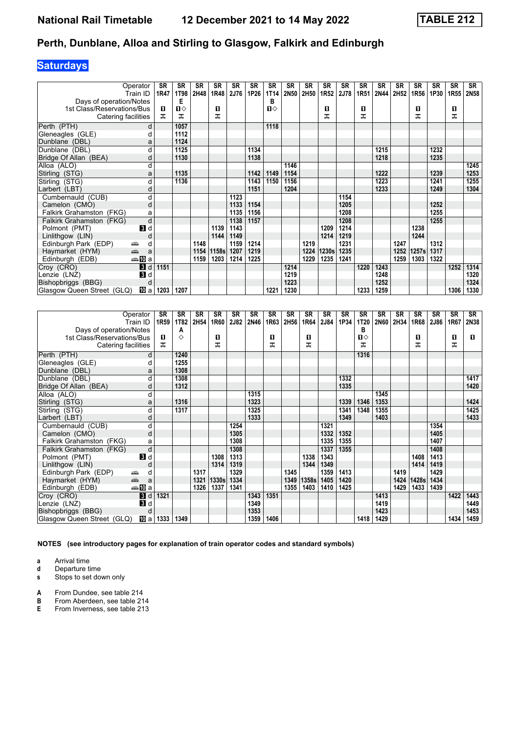# National Rail Timetable 12 December 2021 to 14 May 2022 TABLE 212

## Perth, Dunblane, Alloa and Stirling to Glasgow, Falkirk and Edinburgh

### Saturdays

| Operator | | SR | SR | SR | SR | SR | SR | SR | SR | SR | SR | SR | SR | SR | SR | SR | SR | SR | SR |
|---|---|---|---|---|---|---|---|---|---|---|---|---|---|---|---|---|---|---|---|
| Train ID | | 1R47 | 1T98 | 2H48 | 1R48 | 2J76 | 1P26 | 1T14 | 2N50 | 2H50 | 1R52 | 2J78 | 1R51 | 2N44 | 2H52 | 1R56 | 1P30 | 1R55 | 2N58 |
| Days of operation/Notes | | | E | | | | | B | | | | | | | | | | | |
| 1st Class/Reservations/Bus | | 1 | 1◇ | | 1 | | | 1◇ | | | 1 | | 1 | | | 1 | | 1 | |
| Catering facilities | | ⚹ | ⚹ | | ⚹ | | | | | | ⚹ | | ⚹ | | | ⚹ | | ⚹ | |
| Perth (PTH) | d | | 1057 | | | | | 1118 | | | | | | | | | | | |
| Gleneagles (GLE) | d | | 1112 | | | | | | | | | | | | | | | | |
| Dunblane (DBL) | a | | 1124 | | | | | | | | | | | | | | | | |
| Dunblane (DBL) | d | | 1125 | | | | 1134 | | | | | | | 1215 | | | 1232 | | |
| Bridge Of Allan (BEA) | d | | 1130 | | | | 1138 | | | | | | | 1218 | | | 1235 | | |
| Alloa (ALO) | d | | | | | | | | 1146 | | | | | | | | | | 1245 |
| Stirling (STG) | a | | 1135 | | | | 1142 | 1149 | 1154 | | | | | 1222 | | | 1239 | | 1253 |
| Stirling (STG) | d | | 1136 | | | | 1143 | 1150 | 1156 | | | | | 1223 | | | 1241 | | 1255 |
| Larbert (LBT) | d | | | | | | 1151 | | 1204 | | | | | 1233 | | | 1249 | | 1304 |
| Cumbernauld (CUB) | d | | | | | 1123 | | | | | | 1154 | | | | | | | |
| Camelon (CMO) | d | | | | | 1133 | 1154 | | | | | 1205 | | | | | 1252 | | |
| Falkirk Grahamston (FKG) | a | | | | | 1135 | 1156 | | | | | 1208 | | | | | 1255 | | |
| Falkirk Grahamston (FKG) | d | | | | | 1138 | 1157 | | | | | 1208 | | | | | 1255 | | |
| Polmont (PMT) | 3 d | | | | 1139 | 1143 | | | | | 1209 | 1214 | | | | 1238 | | | |
| Linlithgow (LIN) | d | | | | 1144 | 1149 | | | | | 1214 | 1219 | | | | 1244 | | | |
| Edinburgh Park (EDP) | d | | | 1148 | | 1159 | 1214 | | | 1219 | | 1231 | | | 1247 | | 1312 | | |
| Haymarket (HYM) | a | | | 1154 | 1158s | 1207 | 1219 | | | 1224 | 1230s | 1235 | | | 1252 | 1257s | 1317 | | |
| Edinburgh (EDB) | 10 a | | | 1159 | 1203 | 1214 | 1225 | | | 1229 | 1235 | 1241 | | | 1259 | 1303 | 1322 | | |
| Croy (CRO) | 3 d | 1151 | | | | | | | 1214 | | | | 1220 | 1243 | | | | 1252 | 1314 |
| Lenzie (LNZ) | 3 d | | | | | | | | 1219 | | | | | 1248 | | | | | 1320 |
| Bishopbriggs (BBG) | d | | | | | | | | 1223 | | | | | 1252 | | | | | 1324 |
| Glasgow Queen Street (GLQ) | 10 a | 1203 | 1207 | | | | | 1221 | 1230 | | | | 1233 | 1259 | | | | 1306 | 1330 |

| Operator | | SR | SR | SR | SR | SR | SR | SR | SR | SR | SR | SR | SR | SR | SR | SR | SR | SR | SR |
|---|---|---|---|---|---|---|---|---|---|---|---|---|---|---|---|---|---|---|---|
| Train ID | | 1R59 | 1T82 | 2H54 | 1R60 | 2J82 | 2N46 | 1R63 | 2H56 | 1R64 | 2J84 | 1P34 | 1T20 | 2N60 | 2H34 | 1R68 | 2J86 | 1R67 | 2N38 |
| Days of operation/Notes | | | A | | | | | | | | | | B | | | | | | |
| 1st Class/Reservations/Bus | | 1 | ◇ | | 1 | | | 1 | | 1 | | | 1◇ | | | 1 | | 1 | 1 |
| Catering facilities | | ⚹ | | | ⚹ | | | ⚹ | | ⚹ | | | ⚹ | | | ⚹ | | ⚹ | |
| Perth (PTH) | d | | 1240 | | | | | | | | | | 1316 | | | | | | |
| Gleneagles (GLE) | d | | 1255 | | | | | | | | | | | | | | | | |
| Dunblane (DBL) | a | | 1308 | | | | | | | | | | | | | | | | |
| Dunblane (DBL) | d | | 1308 | | | | | | | | | 1332 | | | | | | | 1417 |
| Bridge Of Allan (BEA) | d | | 1312 | | | | | | | | | 1335 | | | | | | | 1420 |
| Alloa (ALO) | d | | | | | | 1315 | | | | | | | 1345 | | | | | |
| Stirling (STG) | a | | 1316 | | | | 1323 | | | | | 1339 | 1346 | 1353 | | | | | 1424 |
| Stirling (STG) | d | | 1317 | | | | 1325 | | | | | 1341 | 1348 | 1355 | | | | | 1425 |
| Larbert (LBT) | d | | | | | | 1333 | | | | | 1349 | | 1403 | | | | | 1433 |
| Cumbernauld (CUB) | d | | | | | 1254 | | | | | 1321 | | | | | | 1354 | | |
| Camelon (CMO) | d | | | | | 1305 | | | | | 1332 | 1352 | | | | | 1405 | | |
| Falkirk Grahamston (FKG) | a | | | | | 1308 | | | | | 1335 | 1355 | | | | | 1407 | | |
| Falkirk Grahamston (FKG) | d | | | | | 1308 | | | | | 1337 | 1355 | | | | | 1408 | | |
| Polmont (PMT) | 3 d | | | | 1308 | 1313 | | | | 1338 | 1343 | | | | | 1408 | 1413 | | |
| Linlithgow (LIN) | d | | | | 1314 | 1319 | | | | 1344 | 1349 | | | | | 1414 | 1419 | | |
| Edinburgh Park (EDP) | d | | | 1317 | | 1329 | | | 1345 | | 1359 | 1413 | | | 1419 | | 1429 | | |
| Haymarket (HYM) | a | | | 1321 | 1330s | 1334 | | | 1349 | 1358s | 1405 | 1420 | | | 1424 | 1428s | 1434 | | |
| Edinburgh (EDB) | 10 a | | | 1326 | 1337 | 1341 | | | 1355 | 1403 | 1410 | 1425 | | | 1429 | 1433 | 1439 | | |
| Croy (CRO) | 3 d | 1321 | | | | | 1343 | 1351 | | | | | | 1413 | | | | 1422 | 1443 |
| Lenzie (LNZ) | 3 d | | | | | | 1349 | | | | | | | 1419 | | | | | 1449 |
| Bishopbriggs (BBG) | d | | | | | | 1353 | | | | | | | 1423 | | | | | 1453 |
| Glasgow Queen Street (GLQ) | 10 a | 1333 | 1349 | | | | 1359 | 1406 | | | | | 1418 | 1429 | | | | 1434 | 1459 |

**NOTES (see introductory pages for explanation of train operator codes and standard symbols)**

- **a** Arrival time
- **d** Departure time
- **s** Stops to set down only

- **A** From Dundee, see table 214
- **B** From Aberdeen, see table 214
- **E** From Inverness, see table 213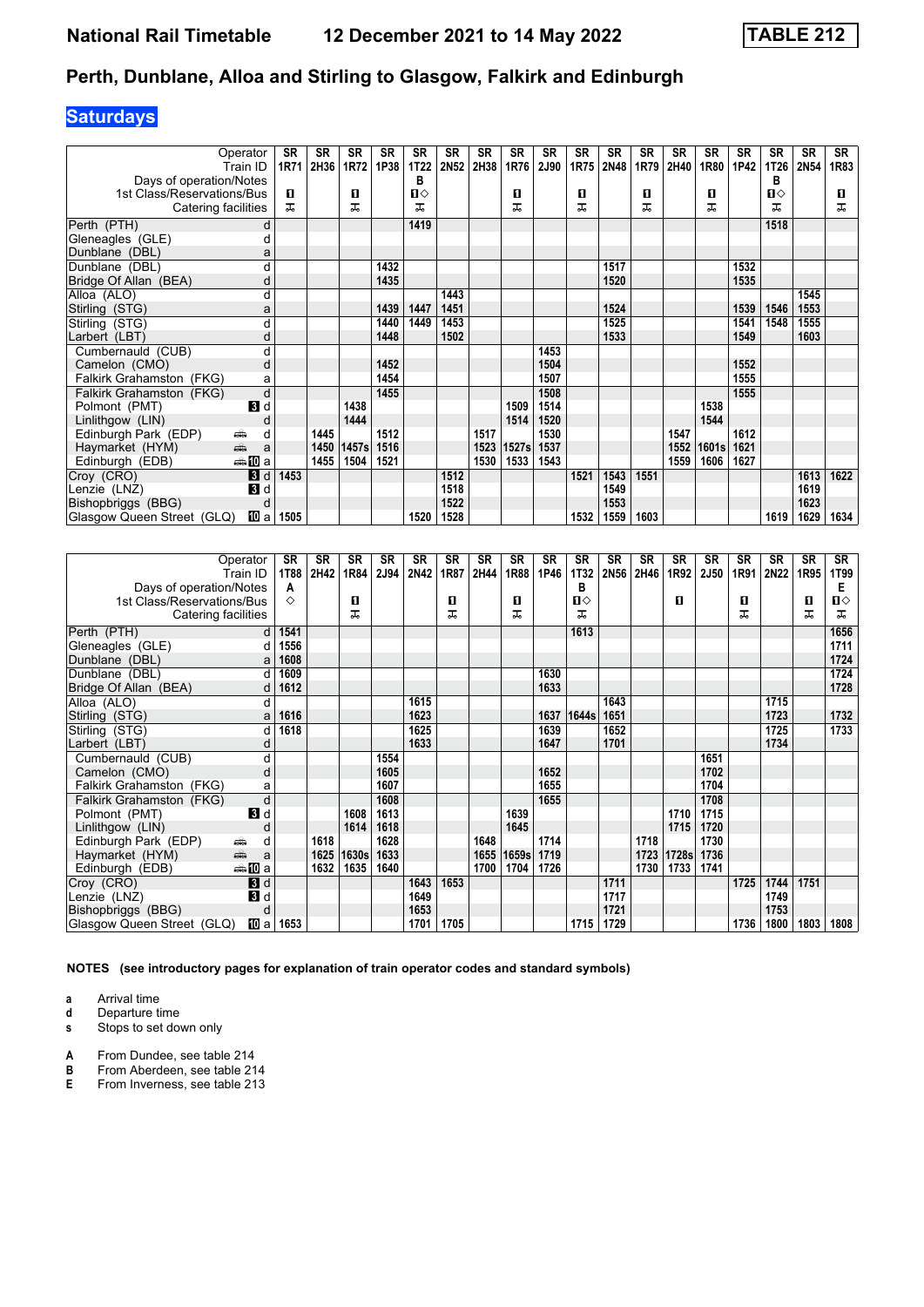# National Rail Timetable 12 December 2021 to 14 May 2022 TABLE 212

## Perth, Dunblane, Alloa and Stirling to Glasgow, Falkirk and Edinburgh

**Saturdays**

| Operator | | SR | SR | SR | SR | SR | SR | SR | SR | SR | SR | SR | SR | SR | SR | SR | SR | SR | SR |
|---|---|---|---|---|---|---|---|---|---|---|---|---|---|---|---|---|---|---|---|
| Train ID | | 1R71 | 2H36 | 1R72 | 1P38 | 1T22 | 2N52 | 2H38 | 1R76 | 2J90 | 1R75 | 2N48 | 1R79 | 2H40 | 1R80 | 1P42 | 1T26 | 2N54 | 1R83 |
| Days of operation/Notes | | | | | | B | | | | | | | | | | | B | | |
| 1st Class/Reservations/Bus | | 1 | | 1 | | 1◇ | | | 1 | | 1 | | 1 | | 1 | | 1◇ | | 1 |
| Catering facilities | | T | | T | | T | | | T | | T | | T | | T | | T | | T |
| Perth (PTH) | d | | | | | 1419 | | | | | | | | | | | 1518 | | |
| Gleneagles (GLE) | d | | | | | | | | | | | | | | | | | | |
| Dunblane (DBL) | a | | | | | | | | | | | | | | | | | | |
| Dunblane (DBL) | d | | | | 1432 | | | | | | | 1517 | | | | 1532 | | | |
| Bridge Of Allan (BEA) | d | | | | 1435 | | | | | | | 1520 | | | | 1535 | | | |
| Alloa (ALO) | d | | | | | | 1443 | | | | | | | | | | | 1545 | |
| Stirling (STG) | a | | | | 1439 | 1447 | 1451 | | | | | 1524 | | | | 1539 | 1546 | 1553 | |
| Stirling (STG) | d | | | | 1440 | 1449 | 1453 | | | | | 1525 | | | | 1541 | 1548 | 1555 | |
| Larbert (LBT) | d | | | | 1448 | | 1502 | | | | | 1533 | | | | 1549 | | 1603 | |
| Cumbernauld (CUB) | d | | | | | | | | | 1453 | | | | | | | | | |
| Camelon (CMO) | d | | | | 1452 | | | | | 1504 | | | | | | 1552 | | | |
| Falkirk Grahamston (FKG) | a | | | | 1454 | | | | | 1507 | | | | | | 1555 | | | |
| Falkirk Grahamston (FKG) | d | | | | 1455 | | | | | 1508 | | | | | | 1555 | | | |
| Polmont (PMT) | 3 d | | | 1438 | | | | | 1509 | 1514 | | | | | 1538 | | | | |
| Linlithgow (LIN) | d | | | 1444 | | | | | 1514 | 1520 | | | | | 1544 | | | | |
| Edinburgh Park (EDP) | d | | 1445 | | 1512 | | | 1517 | | 1530 | | | | 1547 | | 1612 | | | |
| Haymarket (HYM) | a | | 1450 | 1457s | 1516 | | | 1523 | 1527s | 1537 | | | | 1552 | 1601s | 1621 | | | |
| Edinburgh (EDB) | 10 a | | 1455 | 1504 | 1521 | | | 1530 | 1533 | 1543 | | | | 1559 | 1606 | 1627 | | | |
| Croy (CRO) | 3 d | 1453 | | | | | 1512 | | | | 1521 | 1543 | 1551 | | | | | 1613 | 1622 |
| Lenzie (LNZ) | 3 d | | | | | | 1518 | | | | | 1549 | | | | | | 1619 | |
| Bishopbriggs (BBG) | d | | | | | | 1522 | | | | | 1553 | | | | | | 1623 | |
| Glasgow Queen Street (GLQ) | 10 a | 1505 | | | | 1520 | 1528 | | | | 1532 | 1559 | 1603 | | | | 1619 | 1629 | 1634 |

| Operator | | SR | SR | SR | SR | SR | SR | SR | SR | SR | SR | SR | SR | SR | SR | SR | SR | SR | SR |
|---|---|---|---|---|---|---|---|---|---|---|---|---|---|---|---|---|---|---|---|
| Train ID | | 1T88 | 2H42 | 1R84 | 2J94 | 2N42 | 1R87 | 2H44 | 1R88 | 1P46 | 1T32 | 2N56 | 2H46 | 1R92 | 2J50 | 1R91 | 2N22 | 1R95 | 1T99 |
| Days of operation/Notes | | A | | | | | | | | | B | | | | | | | | E |
| 1st Class/Reservations/Bus | | ◇ | | 1 | | | 1 | | 1 | | 1◇ | | | 1 | | 1 | | 1 | 1◇ |
| Catering facilities | | | | T | | | T | | T | | T | | | | | T | | T | T |
| Perth (PTH) | d | 1541 | | | | | | | | | 1613 | | | | | | | | 1656 |
| Gleneagles (GLE) | d | 1556 | | | | | | | | | | | | | | | | | 1711 |
| Dunblane (DBL) | a | 1608 | | | | | | | | | | | | | | | | | 1724 |
| Dunblane (DBL) | d | 1609 | | | | | | | | 1630 | | | | | | | | | 1724 |
| Bridge Of Allan (BEA) | d | 1612 | | | | | | | | 1633 | | | | | | | | | 1728 |
| Alloa (ALO) | d | | | | | 1615 | | | | | | 1643 | | | | | 1715 | | |
| Stirling (STG) | a | 1616 | | | | 1623 | | | | 1637 | 1644s | 1651 | | | | | 1723 | | 1732 |
| Stirling (STG) | d | 1618 | | | | 1625 | | | | 1639 | | 1652 | | | | | 1725 | | 1733 |
| Larbert (LBT) | d | | | | | 1633 | | | | 1647 | | 1701 | | | | | 1734 | | |
| Cumbernauld (CUB) | d | | | | 1554 | | | | | | | | | | 1651 | | | | |
| Camelon (CMO) | d | | | | 1605 | | | | | 1652 | | | | | 1702 | | | | |
| Falkirk Grahamston (FKG) | a | | | | 1607 | | | | | 1655 | | | | | 1704 | | | | |
| Falkirk Grahamston (FKG) | d | | | | 1608 | | | | | 1655 | | | | | 1708 | | | | |
| Polmont (PMT) | 3 d | | | 1608 | 1613 | | | | 1639 | | | | | 1710 | 1715 | | | | |
| Linlithgow (LIN) | d | | | 1614 | 1618 | | | | 1645 | | | | | 1715 | 1720 | | | | |
| Edinburgh Park (EDP) | d | | 1618 | | 1628 | | | 1648 | | 1714 | | | 1718 | | 1730 | | | | |
| Haymarket (HYM) | a | | 1625 | 1630s | 1633 | | | 1655 | 1659s | 1719 | | | 1723 | 1728s | 1736 | | | | |
| Edinburgh (EDB) | 10 a | | 1632 | 1635 | 1640 | | | 1700 | 1704 | 1726 | | | 1730 | 1733 | 1741 | | | | |
| Croy (CRO) | 3 d | | | | | 1643 | 1653 | | | | | 1711 | | | | 1725 | 1744 | 1751 | |
| Lenzie (LNZ) | 3 d | | | | | 1649 | | | | | | 1717 | | | | | 1749 | | |
| Bishopbriggs (BBG) | d | | | | | 1653 | | | | | | 1721 | | | | | 1753 | | |
| Glasgow Queen Street (GLQ) | 10 a | 1653 | | | | 1701 | 1705 | | | | 1715 | 1729 | | | | 1736 | 1800 | 1803 | 1808 |

**NOTES (see introductory pages for explanation of train operator codes and standard symbols)**

- **a** Arrival time
- **d** Departure time
- **s** Stops to set down only

- **A** From Dundee, see table 214
- **B** From Aberdeen, see table 214
- **E** From Inverness, see table 213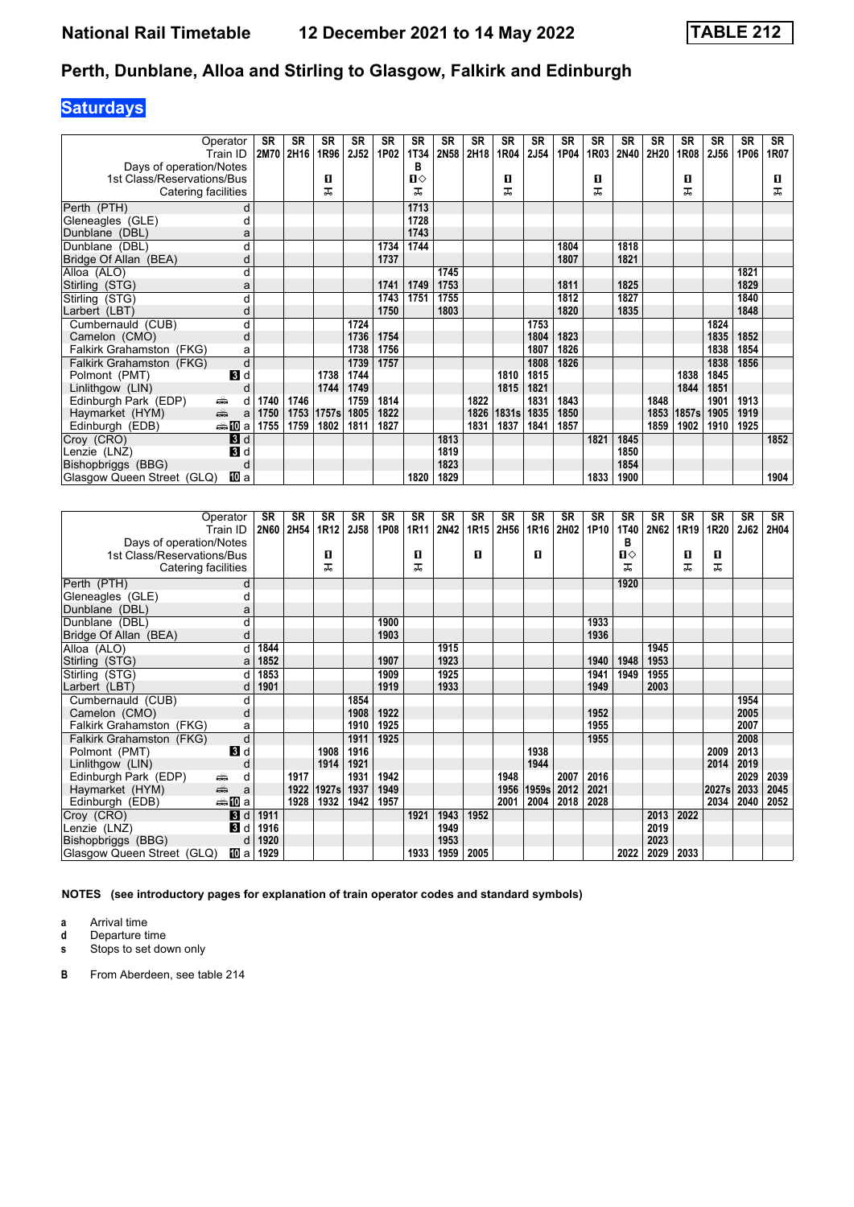# Perth, Dunblane, Alloa and Stirling to Glasgow, Falkirk and Edinburgh

## Saturdays

| Operator | | SR | SR | SR | SR | SR | SR | SR | SR | SR | SR | SR | SR | SR | SR | SR | SR | SR | SR |
|---|---|---|---|---|---|---|---|---|---|---|---|---|---|---|---|---|---|---|---|
| Train ID | | 2M70 | 2H16 | 1R96 | 2J52 | 1P02 | 1T34 | 2N58 | 2H18 | 1R04 | 2J54 | 1P04 | 1R03 | 2N40 | 2H20 | 1R08 | 2J56 | 1P06 | 1R07 |
| Days of operation/Notes | | | | | | | B | | | | | | | | | | | | |
| 1st Class/Reservations/Bus | | | | 1 | | | 1◇ | | | 1 | | | 1 | | | 1 | | | 1 |
| Catering facilities | | | | ⊼ | | | ⊼ | | | ⊼ | | | ⊼ | | | ⊼ | | | ⊼ |
| Perth (PTH) | d | | | | | | 1713 | | | | | | | | | | | | |
| Gleneagles (GLE) | d | | | | | | 1728 | | | | | | | | | | | | |
| Dunblane (DBL) | a | | | | | | 1743 | | | | | | | | | | | | |
| Dunblane (DBL) | d | | | | | 1734 | 1744 | | | | | 1804 | | 1818 | | | | | |
| Bridge Of Allan (BEA) | d | | | | | 1737 | | | | | | 1807 | | 1821 | | | | | |
| Alloa (ALO) | d | | | | | | | 1745 | | | | | | | | | | 1821 | |
| Stirling (STG) | a | | | | | 1741 | 1749 | 1753 | | | | 1811 | | 1825 | | | | 1829 | |
| Stirling (STG) | d | | | | | 1743 | 1751 | 1755 | | | | 1812 | | 1827 | | | | 1840 | |
| Larbert (LBT) | d | | | | | 1750 | | 1803 | | | | 1820 | | 1835 | | | | 1848 | |
| Cumbernauld (CUB) | d | | | | 1724 | | | | | | 1753 | | | | | | 1824 | | |
| Camelon (CMO) | d | | | | 1736 | 1754 | | | | | 1804 | 1823 | | | | | 1835 | 1852 | |
| Falkirk Grahamston (FKG) | a | | | | 1738 | 1756 | | | | | 1807 | 1826 | | | | | 1838 | 1854 | |
| Falkirk Grahamston (FKG) | d | | | | 1739 | 1757 | | | | | 1808 | 1826 | | | | | 1838 | 1856 | |
| Polmont (PMT) 3 | d | | | 1738 | 1744 | | | | | 1810 | 1815 | | | | | 1838 | 1845 | | |
| Linlithgow (LIN) | d | | | 1744 | 1749 | | | | | 1815 | 1821 | | | | | 1844 | 1851 | | |
| Edinburgh Park (EDP) 🚌 | d | 1740 | 1746 | | 1759 | 1814 | | | 1822 | | 1831 | 1843 | | | 1848 | | 1901 | 1913 | |
| Haymarket (HYM) 🚌 | a | 1750 | 1753 | 1757s | 1805 | 1822 | | | 1826 | 1831s | 1835 | 1850 | | | 1853 | 1857s | 1905 | 1919 | |
| Edinburgh (EDB) 🚌 10 | a | 1755 | 1759 | 1802 | 1811 | 1827 | | | 1831 | 1837 | 1841 | 1857 | | | 1859 | 1902 | 1910 | 1925 | |
| Croy (CRO) 3 | d | | | | | | | 1813 | | | | | 1821 | 1845 | | | | | 1852 |
| Lenzie (LNZ) 3 | d | | | | | | | 1819 | | | | | | 1850 | | | | | |
| Bishopbriggs (BBG) | d | | | | | | | 1823 | | | | | | 1854 | | | | | |
| Glasgow Queen Street (GLQ) 10 | a | | | | | | 1820 | 1829 | | | | | 1833 | 1900 | | | | | 1904 |

| Operator | | SR | SR | SR | SR | SR | SR | SR | SR | SR | SR | SR | SR | SR | SR | SR | SR | SR | SR |
|---|---|---|---|---|---|---|---|---|---|---|---|---|---|---|---|---|---|---|---|
| Train ID | | 2N60 | 2H54 | 1R12 | 2J58 | 1P08 | 1R11 | 2N42 | 1R15 | 2H56 | 1R16 | 2H02 | 1P10 | 1T40 | 2N62 | 1R19 | 1R20 | 2J62 | 2H04 |
| Days of operation/Notes | | | | | | | | | | | | | | B | | | | | |
| 1st Class/Reservations/Bus | | | | 1 | | | 1 | | 1 | | 1 | | | 1◇ | | 1 | 1 | | |
| Catering facilities | | | | ⊼ | | | ⊼ | | | | | | | ⊼ | | ⊼ | ⊼ | | |
| Perth (PTH) | d | | | | | | | | | | | | | 1920 | | | | | |
| Gleneagles (GLE) | d | | | | | | | | | | | | | | | | | | |
| Dunblane (DBL) | a | | | | | | | | | | | | | | | | | | |
| Dunblane (DBL) | d | | | | | 1900 | | | | | | | 1933 | | | | | | |
| Bridge Of Allan (BEA) | d | | | | | 1903 | | | | | | | 1936 | | | | | | |
| Alloa (ALO) | d | 1844 | | | | | | 1915 | | | | | | | 1945 | | | | |
| Stirling (STG) | a | 1852 | | | | 1907 | | 1923 | | | | | 1940 | 1948 | 1953 | | | | |
| Stirling (STG) | d | 1853 | | | | 1909 | | 1925 | | | | | 1941 | 1949 | 1955 | | | | |
| Larbert (LBT) | d | 1901 | | | | 1919 | | 1933 | | | | | 1949 | | 2003 | | | | |
| Cumbernauld (CUB) | d | | | | 1854 | | | | | | | | | | | | | 1954 | |
| Camelon (CMO) | d | | | | 1908 | 1922 | | | | | | | 1952 | | | | | 2005 | |
| Falkirk Grahamston (FKG) | a | | | | 1910 | 1925 | | | | | | | 1955 | | | | | 2007 | |
| Falkirk Grahamston (FKG) | d | | | | 1911 | 1925 | | | | | | | 1955 | | | | | 2008 | |
| Polmont (PMT) 3 | d | | | 1908 | 1916 | | | | | | 1938 | | | | | | 2009 | 2013 | |
| Linlithgow (LIN) | d | | | 1914 | 1921 | | | | | | 1944 | | | | | | 2014 | 2019 | |
| Edinburgh Park (EDP) 🚌 | d | | 1917 | | 1931 | 1942 | | | | 1948 | | 2007 | 2016 | | | | | 2029 | 2039 |
| Haymarket (HYM) 🚌 | a | | 1922 | 1927s | 1937 | 1949 | | | | 1956 | 1959s | 2012 | 2021 | | | | 2027s | 2033 | 2045 |
| Edinburgh (EDB) 🚌 10 | a | | 1928 | 1932 | 1942 | 1957 | | | | 2001 | 2004 | 2018 | 2028 | | | | 2034 | 2040 | 2052 |
| Croy (CRO) 3 | d | 1911 | | | | | 1921 | 1943 | 1952 | | | | | | 2013 | 2022 | | | |
| Lenzie (LNZ) 3 | d | 1916 | | | | | | 1949 | | | | | | | 2019 | | | | |
| Bishopbriggs (BBG) | d | 1920 | | | | | | 1953 | | | | | | | 2023 | | | | |
| Glasgow Queen Street (GLQ) 10 | a | 1929 | | | | | 1933 | 1959 | 2005 | | | | | 2022 | 2029 | 2033 | | | |

**NOTES (see introductory pages for explanation of train operator codes and standard symbols)**

- **a** Arrival time
- **d** Departure time
- **s** Stops to set down only

- **B** From Aberdeen, see table 214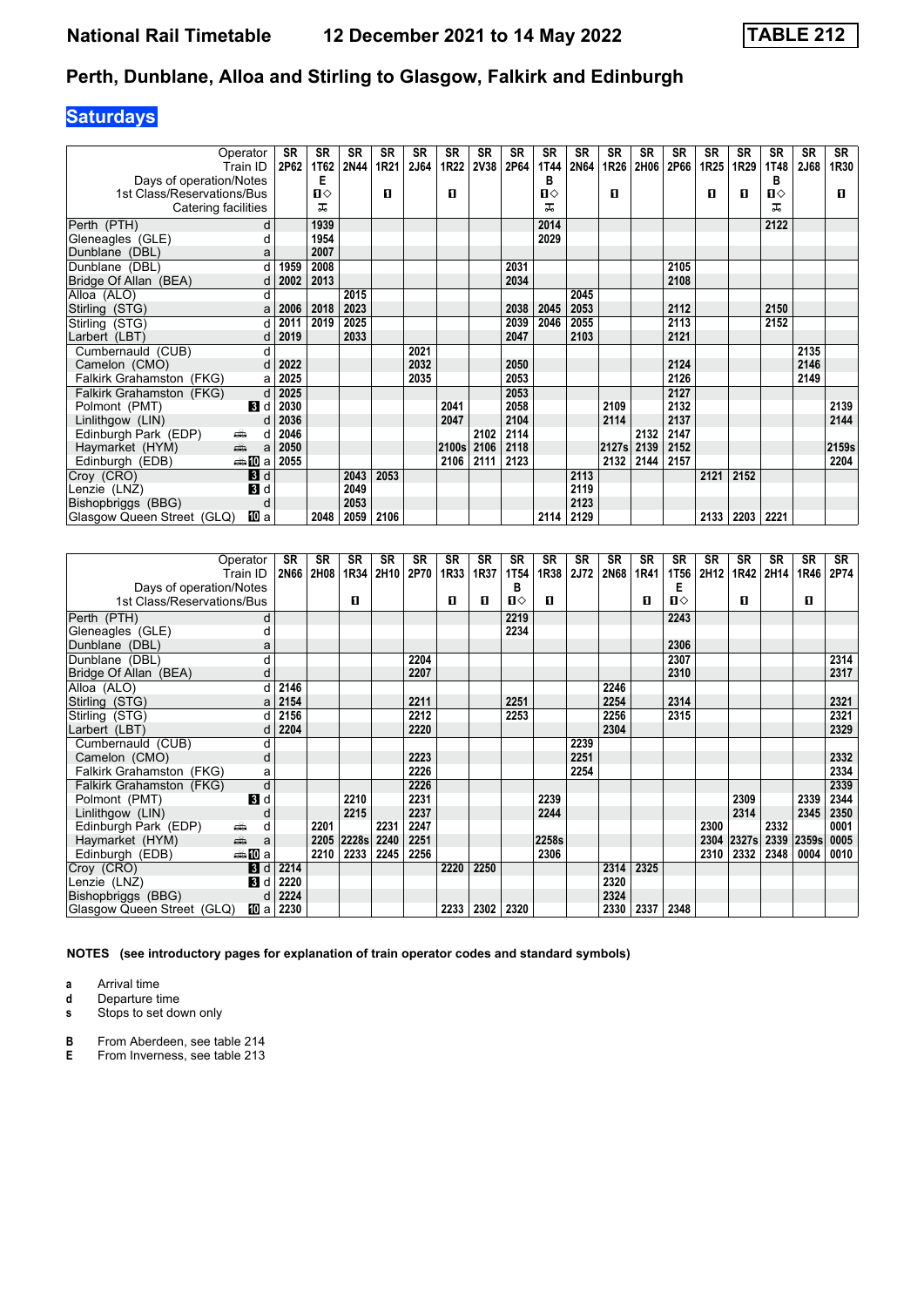# National Rail Timetable    12 December 2021 to 14 May 2022    TABLE 212

## Perth, Dunblane, Alloa and Stirling to Glasgow, Falkirk and Edinburgh

### Saturdays

| Operator | | SR | SR | SR | SR | SR | SR | SR | SR | SR | SR | SR | SR | SR | SR | SR | SR | SR | SR |
|---|---|---|---|---|---|---|---|---|---|---|---|---|---|---|---|---|---|---|---|
| Train ID | | 2P62 | 1T62 | 2N44 | 1R21 | 2J64 | 1R22 | 2V38 | 2P64 | 1T44 | 2N64 | 1R26 | 2H06 | 2P66 | 1R25 | 1R29 | 1T48 | 2J68 | 1R30 |
| Days of operation/Notes | | | E | | | | | | | B | | | | | | | B | | |
| 1st Class/Reservations/Bus | | | ■◇ | | ■ | | ■ | | | ■◇ | | ■ | | | ■ | ■ | ■◇ | | ■ |
| Catering facilities | | | ⚒ | | | | | | | ⚒ | | | | | | | ⚒ | | |
| Perth (PTH) | d | | 1939 | | | | | | | 2014 | | | | | | | 2122 | | |
| Gleneagles (GLE) | d | | 1954 | | | | | | | 2029 | | | | | | | | | |
| Dunblane (DBL) | a | | 2007 | | | | | | | | | | | | | | | | |
| Dunblane (DBL) | d | 1959 | 2008 | | | | | | 2031 | | | | | 2105 | | | | | |
| Bridge Of Allan (BEA) | d | 2002 | 2013 | | | | | | 2034 | | | | | 2108 | | | | | |
| Alloa (ALO) | d | | | 2015 | | | | | | | 2045 | | | | | | | | |
| Stirling (STG) | a | 2006 | 2018 | 2023 | | | | | 2038 | 2045 | 2053 | | | 2112 | | | 2150 | | |
| Stirling (STG) | d | 2011 | 2019 | 2025 | | | | | 2039 | 2046 | 2055 | | | 2113 | | | 2152 | | |
| Larbert (LBT) | d | 2019 | | 2033 | | | | | 2047 | | 2103 | | | 2121 | | | | | |
| Cumbernauld (CUB) | d | | | | | 2021 | | | | | | | | | | | | 2135 | |
| Camelon (CMO) | d | 2022 | | | | 2032 | | | 2050 | | | | | 2124 | | | | 2146 | |
| Falkirk Grahamston (FKG) | a | 2025 | | | | 2035 | | | 2053 | | | | | 2126 | | | | 2149 | |
| Falkirk Grahamston (FKG) | d | 2025 | | | | | | | 2053 | | | | | 2127 | | | | | |
| Polmont (PMT) | 3 d | 2030 | | | | | 2041 | | 2058 | | | 2109 | | 2132 | | | | | 2139 |
| Linlithgow (LIN) | d | 2036 | | | | | 2047 | | 2104 | | | 2114 | | 2137 | | | | | 2144 |
| Edinburgh Park (EDP) | 🚌 d | 2046 | | | | | | 2102 | 2114 | | | | 2132 | 2147 | | | | | |
| Haymarket (HYM) | 🚌 a | 2050 | | | | | 2100s | 2106 | 2118 | | | 2127s | 2139 | 2152 | | | | | 2159s |
| Edinburgh (EDB) | 🚌 10 a | 2055 | | | | | 2106 | 2111 | 2123 | | | 2132 | 2144 | 2157 | | | | | 2204 |
| Croy (CRO) | 3 d | | | 2043 | 2053 | | | | | | 2113 | | | | 2121 | 2152 | | | |
| Lenzie (LNZ) | 3 d | | | 2049 | | | | | | | 2119 | | | | | | | | |
| Bishopbriggs (BBG) | d | | | 2053 | | | | | | | 2123 | | | | | | | | |
| Glasgow Queen Street (GLQ) | 10 a | | 2048 | 2059 | 2106 | | | | | 2114 | 2129 | | | | 2133 | 2203 | 2221 | | |

| Operator | | SR | SR | SR | SR | SR | SR | SR | SR | SR | SR | SR | SR | SR | SR | SR | SR | SR | SR |
|---|---|---|---|---|---|---|---|---|---|---|---|---|---|---|---|---|---|---|---|
| Train ID | | 2N66 | 2H08 | 1R34 | 2H10 | 2P70 | 1R33 | 1R37 | 1T54 | 1R38 | 2J72 | 2N68 | 1R41 | 1T56 | 2H12 | 1R42 | 2H14 | 1R46 | 2P74 |
| Days of operation/Notes | | | | | | | | | B | | | | | E | | | | | |
| 1st Class/Reservations/Bus | | | | ■ | | | ■ | ■ | ■◇ | ■ | | | ■ | ■◇ | | ■ | | ■ | |
| Perth (PTH) | d | | | | | | | | 2219 | | | | | 2243 | | | | | |
| Gleneagles (GLE) | d | | | | | | | | 2234 | | | | | | | | | | |
| Dunblane (DBL) | a | | | | | | | | | | | | | 2306 | | | | | |
| Dunblane (DBL) | d | | | | | 2204 | | | | | | | | 2307 | | | | | 2314 |
| Bridge Of Allan (BEA) | d | | | | | 2207 | | | | | | | | 2310 | | | | | 2317 |
| Alloa (ALO) | d | 2146 | | | | | | | | | | 2246 | | | | | | | |
| Stirling (STG) | a | 2154 | | | | 2211 | | | 2251 | | | 2254 | | 2314 | | | | | 2321 |
| Stirling (STG) | d | 2156 | | | | 2212 | | | 2253 | | | 2256 | | 2315 | | | | | 2321 |
| Larbert (LBT) | d | 2204 | | | | 2220 | | | | | | 2304 | | | | | | | 2329 |
| Cumbernauld (CUB) | d | | | | | | | | | | 2239 | | | | | | | | |
| Camelon (CMO) | d | | | | | 2223 | | | | | 2251 | | | | | | | | 2332 |
| Falkirk Grahamston (FKG) | a | | | | | 2226 | | | | | 2254 | | | | | | | | 2334 |
| Falkirk Grahamston (FKG) | d | | | | | 2226 | | | | | | | | | | | | | 2339 |
| Polmont (PMT) | 3 d | | | 2210 | | 2231 | | | | 2239 | | | | | | 2309 | | 2339 | 2344 |
| Linlithgow (LIN) | d | | | 2215 | | 2237 | | | | 2244 | | | | | | 2314 | | 2345 | 2350 |
| Edinburgh Park (EDP) | 🚌 d | | 2201 | | 2231 | 2247 | | | | | | | | | 2300 | | 2332 | | 0001 |
| Haymarket (HYM) | 🚌 a | | 2205 | 2228s | 2240 | 2251 | | | | 2258s | | | | | 2304 | 2327s | 2339 | 2359s | 0005 |
| Edinburgh (EDB) | 🚌 10 a | | 2210 | 2233 | 2245 | 2256 | | | | 2306 | | | | | 2310 | 2332 | 2348 | 0004 | 0010 |
| Croy (CRO) | 3 d | 2214 | | | | | 2220 | 2250 | | | | 2314 | 2325 | | | | | | |
| Lenzie (LNZ) | 3 d | 2220 | | | | | | | | | | 2320 | | | | | | | |
| Bishopbriggs (BBG) | d | 2224 | | | | | | | | | | 2324 | | | | | | | |
| Glasgow Queen Street (GLQ) | 10 a | 2230 | | | | | 2233 | 2302 | 2320 | | | 2330 | 2337 | 2348 | | | | | |

**NOTES (see introductory pages for explanation of train operator codes and standard symbols)**

- **a** Arrival time
- **d** Departure time
- **s** Stops to set down only

- **B** From Aberdeen, see table 214
- **E** From Inverness, see table 213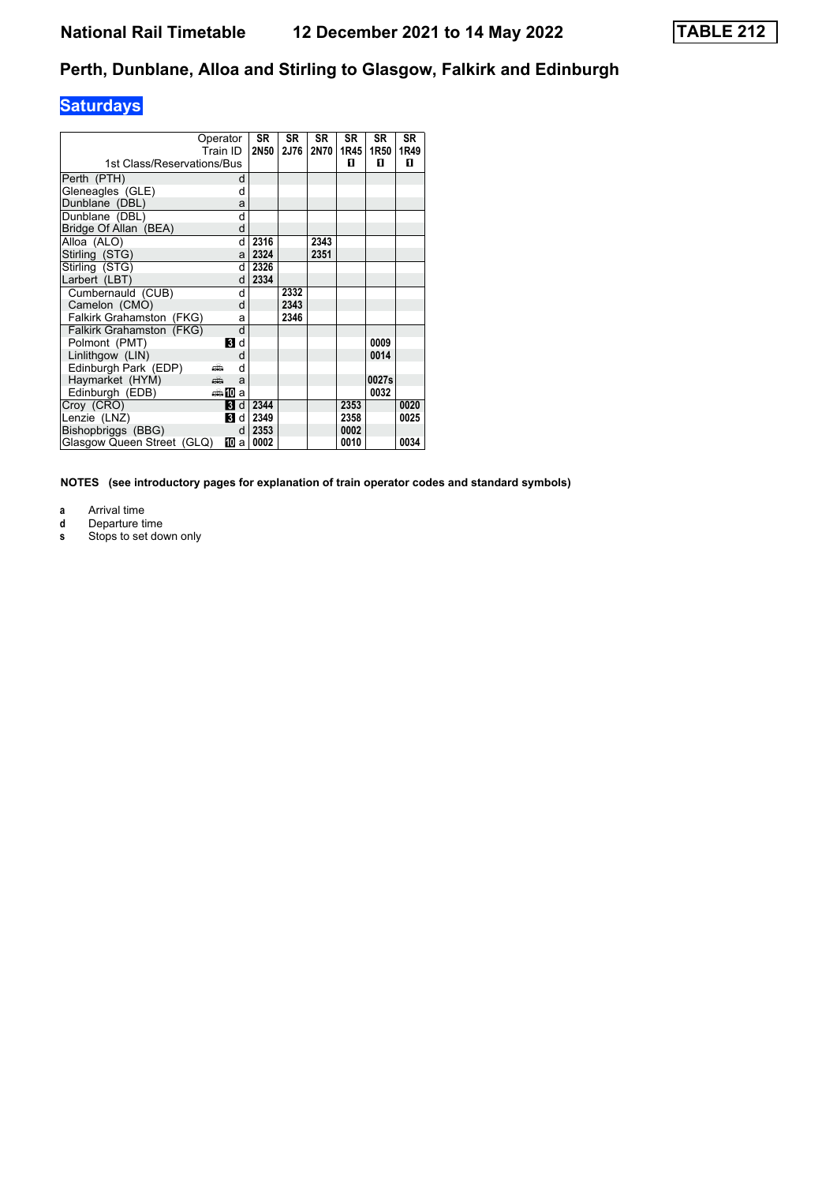# National Rail Timetable 12 December 2021 to 14 May 2022

**TABLE 212**

## Perth, Dunblane, Alloa and Stirling to Glasgow, Falkirk and Edinburgh

### Saturdays

| Operator | | SR | SR | SR | SR | SR | SR |
|---|---|---|---|---|---|---|---|
| Train ID | | 2N50 | 2J76 | 2N70 | 1R45 | 1R50 | 1R49 |
| 1st Class/Reservations/Bus | | | | | 1 | 1 | 1 |
| Perth (PTH) | d | | | | | | |
| Gleneagles (GLE) | d | | | | | | |
| Dunblane (DBL) | a | | | | | | |
| Dunblane (DBL) | d | | | | | | |
| Bridge Of Allan (BEA) | d | | | | | | |
| Alloa (ALO) | d | 2316 | | 2343 | | | |
| Stirling (STG) | a | 2324 | | 2351 | | | |
| Stirling (STG) | d | 2326 | | | | | |
| Larbert (LBT) | d | 2334 | | | | | |
| Cumbernauld (CUB) | d | | 2332 | | | | |
| Camelon (CMO) | d | | 2343 | | | | |
| Falkirk Grahamston (FKG) | a | | 2346 | | | | |
| Falkirk Grahamston (FKG) | d | | | | | | |
| Polmont (PMT) | 3 d | | | | | 0009 | |
| Linlithgow (LIN) | d | | | | | 0014 | |
| Edinburgh Park (EDP) | bus d | | | | | | |
| Haymarket (HYM) | bus a | | | | | 0027s | |
| Edinburgh (EDB) | bus 10 a | | | | | 0032 | |
| Croy (CRO) | 3 d | 2344 | | | 2353 | | 0020 |
| Lenzie (LNZ) | 3 d | 2349 | | | 2358 | | 0025 |
| Bishopbriggs (BBG) | d | 2353 | | | 0002 | | |
| Glasgow Queen Street (GLQ) | 10 a | 0002 | | | 0010 | | 0034 |

**NOTES (see introductory pages for explanation of train operator codes and standard symbols)**

- **a** Arrival time
- **d** Departure time
- **s** Stops to set down only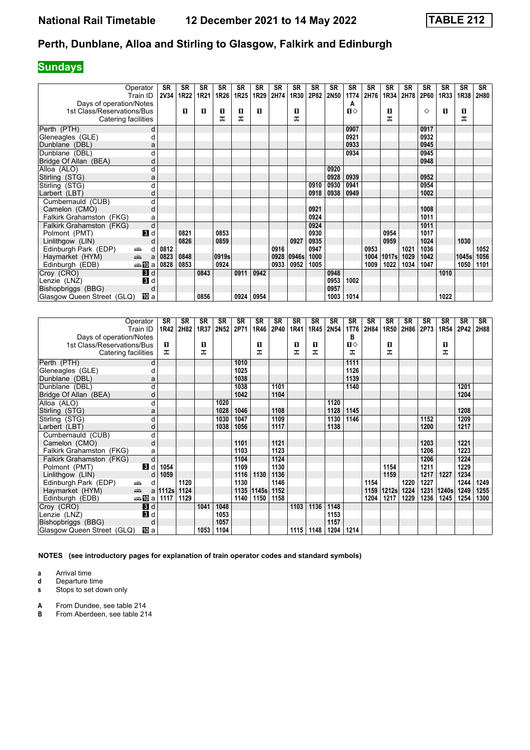# National Rail Timetable 12 December 2021 to 14 May 2022 TABLE 212

## Perth, Dunblane, Alloa and Stirling to Glasgow, Falkirk and Edinburgh

**Sundays**

| Operator | | SR | SR | SR | SR | SR | SR | SR | SR | SR | SR | SR | SR | SR | SR | SR | SR | SR | SR |
|---|---|---|---|---|---|---|---|---|---|---|---|---|---|---|---|---|---|---|---|
| Train ID | | 2V34 | 1R22 | 1R21 | 1R26 | 1R25 | 1R29 | 2H74 | 1R30 | 2P82 | 2N50 | 1T74 | 2H76 | 1R34 | 2H78 | 2P60 | 1R33 | 1R38 | 2H80 |
| Days of operation/Notes | | | | | | | | | | | | A | | | | | | | |
| 1st Class/Reservations/Bus | | | 1 | 1 | 1 | 1 | 1 | | 1 | | | 1◇ | | 1 | | ◇ | 1 | 1 | |
| Catering facilities | | | | | ⚻ | ⚻ | | | ⚻ | | | | | ⚻ | | | | ⚻ | |
| Perth (PTH) | d | | | | | | | | | | | 0907 | | | | 0917 | | | |
| Gleneagles (GLE) | d | | | | | | | | | | | 0921 | | | | 0932 | | | |
| Dunblane (DBL) | a | | | | | | | | | | | 0933 | | | | 0945 | | | |
| Dunblane (DBL) | d | | | | | | | | | | | 0934 | | | | 0945 | | | |
| Bridge Of Allan (BEA) | d | | | | | | | | | | | | | | | 0948 | | | |
| Alloa (ALO) | d | | | | | | | | | | 0920 | | | | | | | | |
| Stirling (STG) | a | | | | | | | | | | 0928 | 0939 | | | | 0952 | | | |
| Stirling (STG) | d | | | | | | | | | 0910 | 0930 | 0941 | | | | 0954 | | | |
| Larbert (LBT) | d | | | | | | | | | 0918 | 0938 | 0949 | | | | 1002 | | | |
| Cumbernauld (CUB) | d | | | | | | | | | | | | | | | | | | |
| Camelon (CMO) | d | | | | | | | | | 0921 | | | | | | 1008 | | | |
| Falkirk Grahamston (FKG) | a | | | | | | | | | 0924 | | | | | | 1011 | | | |
| Falkirk Grahamston (FKG) | d | | | | | | | | | 0924 | | | | | | 1011 | | | |
| Polmont (PMT) | 3 d | | 0821 | | 0853 | | | | | 0930 | | | | 0954 | | 1017 | | | |
| Linlithgow (LIN) | d | | 0826 | | 0859 | | | | 0927 | 0935 | | | | 0959 | | 1024 | | 1030 | |
| Edinburgh Park (EDP) | d | 0812 | | | | | | 0916 | | 0947 | | | 0953 | | 1021 | 1036 | | | 1052 |
| Haymarket (HYM) | a | 0823 | 0848 | | 0919s | | | 0928 | 0946s | 1000 | | | 1004 | 1017s | 1029 | 1042 | | 1045s | 1056 |
| Edinburgh (EDB) | 10 a | 0828 | 0853 | | 0924 | | | 0933 | 0952 | 1005 | | | 1009 | 1022 | 1034 | 1047 | | 1050 | 1101 |
| Croy (CRO) | 3 d | | | 0843 | | 0911 | 0942 | | | | 0948 | | | | | | 1010 | | |
| Lenzie (LNZ) | 3 d | | | | | | | | | | 0953 | 1002 | | | | | | | |
| Bishopbriggs (BBG) | d | | | | | | | | | | 0957 | | | | | | | | |
| Glasgow Queen Street (GLQ) | 10 a | | | 0856 | | 0924 | 0954 | | | | 1003 | 1014 | | | | | 1022 | | |

| Operator | | SR | SR | SR | SR | SR | SR | SR | SR | SR | SR | SR | SR | SR | SR | SR | SR | SR | SR |
|---|---|---|---|---|---|---|---|---|---|---|---|---|---|---|---|---|---|---|---|
| Train ID | | 1R42 | 2H82 | 1R37 | 2N52 | 2P71 | 1R46 | 2P40 | 1R41 | 1R45 | 2N54 | 1T76 | 2H84 | 1R50 | 2H86 | 2P73 | 1R54 | 2P42 | 2H88 |
| Days of operation/Notes | | | | | | | | | | | | B | | | | | | | |
| 1st Class/Reservations/Bus | | 1 | | 1 | | | 1 | | 1 | 1 | | 1◇ | | 1 | | | 1 | | |
| Catering facilities | | ⚻ | | ⚻ | | | ⚻ | | ⚻ | ⚻ | | ⚻ | | ⚻ | | | ⚻ | | |
| Perth (PTH) | d | | | | | 1010 | | | | | | 1111 | | | | | | | |
| Gleneagles (GLE) | d | | | | | 1025 | | | | | | 1126 | | | | | | | |
| Dunblane (DBL) | a | | | | | 1038 | | | | | | 1139 | | | | | | | |
| Dunblane (DBL) | d | | | | | 1038 | | 1101 | | | | 1140 | | | | | | 1201 | |
| Bridge Of Allan (BEA) | d | | | | | 1042 | | 1104 | | | | | | | | | | 1204 | |
| Alloa (ALO) | d | | | | 1020 | | | | | | 1120 | | | | | | | | |
| Stirling (STG) | a | | | | 1028 | 1046 | | 1108 | | | 1128 | 1145 | | | | | | 1208 | |
| Stirling (STG) | d | | | | 1030 | 1047 | | 1109 | | | 1130 | 1146 | | | | 1152 | | 1209 | |
| Larbert (LBT) | d | | | | 1038 | 1056 | | 1117 | | | 1138 | | | | | 1200 | | 1217 | |
| Cumbernauld (CUB) | d | | | | | | | | | | | | | | | | | | |
| Camelon (CMO) | d | | | | | 1101 | | 1121 | | | | | | | | 1203 | | 1221 | |
| Falkirk Grahamston (FKG) | a | | | | | 1103 | | 1123 | | | | | | | | 1206 | | 1223 | |
| Falkirk Grahamston (FKG) | d | | | | | 1104 | | 1124 | | | | | | | | 1206 | | 1224 | |
| Polmont (PMT) | 3 d | 1054 | | | | 1109 | | 1130 | | | | | | 1154 | | 1211 | | 1229 | |
| Linlithgow (LIN) | d | 1059 | | | | 1116 | 1130 | 1136 | | | | | | 1159 | | 1217 | 1227 | 1234 | |
| Edinburgh Park (EDP) | d | | 1120 | | | 1130 | | 1146 | | | | | 1154 | | 1220 | 1227 | | 1244 | 1249 |
| Haymarket (HYM) | a | 1112s | 1124 | | | 1135 | 1145s | 1152 | | | | | 1159 | 1212s | 1224 | 1231 | 1240s | 1249 | 1255 |
| Edinburgh (EDB) | 10 a | 1117 | 1129 | | | 1140 | 1150 | 1158 | | | | | 1204 | 1217 | 1229 | 1236 | 1245 | 1254 | 1300 |
| Croy (CRO) | 3 d | | | 1041 | 1048 | | | | 1103 | 1136 | 1148 | | | | | | | | |
| Lenzie (LNZ) | 3 d | | | | 1053 | | | | | | 1153 | | | | | | | | |
| Bishopbriggs (BBG) | d | | | | 1057 | | | | | | 1157 | | | | | | | | |
| Glasgow Queen Street (GLQ) | 10 a | | | 1053 | 1104 | | | | 1115 | 1148 | 1204 | 1214 | | | | | | | |

**NOTES (see introductory pages for explanation of train operator codes and standard symbols)**

- **a** Arrival time
- **d** Departure time
- **s** Stops to set down only

- **A** From Dundee, see table 214
- **B** From Aberdeen, see table 214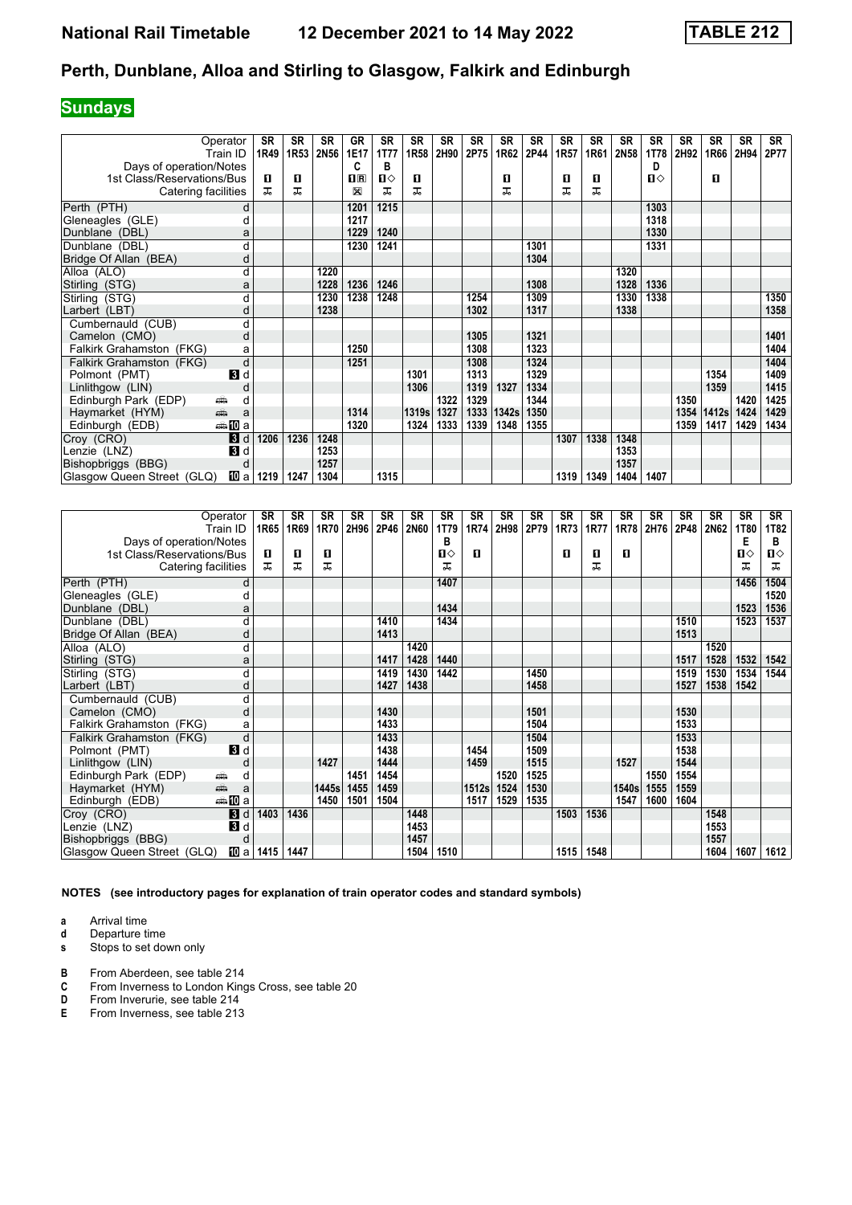# National Rail Timetable 12 December 2021 to 14 May 2022 TABLE 212

## Perth, Dunblane, Alloa and Stirling to Glasgow, Falkirk and Edinburgh

**Sundays**

| Operator | | SR | SR | SR | GR | SR | SR | SR | SR | SR | SR | SR | SR | SR | SR | SR | SR | SR | SR |
|---|---|---|---|---|---|---|---|---|---|---|---|---|---|---|---|---|---|---|---|
| Train ID | | 1R49 | 1R53 | 2N56 | 1E17 | 1T77 | 1R58 | 2H90 | 2P75 | 1R62 | 2P44 | 1R57 | 1R61 | 2N58 | 1T78 | 2H92 | 1R66 | 2H94 | 2P77 |
| Days of operation/Notes | | | | | C | B | | | | | | | | | D | | | | |
| 1st Class/Reservations/Bus | | 1 | 1 | | 1R | 1◇ | 1 | | | 1 | | 1 | 1 | | 1◇ | | 1 | | |
| Catering facilities | | 🛒 | 🛒 | | ☒ | 🛒 | 🛒 | | | 🛒 | | 🛒 | 🛒 | | | | | | |
| Perth (PTH) | d | | | | 1201 | 1215 | | | | | | | | | 1303 | | | | |
| Gleneagles (GLE) | d | | | | 1217 | | | | | | | | | | 1318 | | | | |
| Dunblane (DBL) | a | | | | 1229 | 1240 | | | | | | | | | 1330 | | | | |
| Dunblane (DBL) | d | | | | 1230 | 1241 | | | | | 1301 | | | | 1331 | | | | |
| Bridge Of Allan (BEA) | d | | | | | | | | | | 1304 | | | | | | | | |
| Alloa (ALO) | d | | | 1220 | | | | | | | | | | 1320 | | | | | |
| Stirling (STG) | a | | | 1228 | 1236 | 1246 | | | | | 1308 | | | 1328 | 1336 | | | | |
| Stirling (STG) | d | | | 1230 | 1238 | 1248 | | | 1254 | | 1309 | | | 1330 | 1338 | | | | 1350 |
| Larbert (LBT) | d | | | 1238 | | | | | 1302 | | 1317 | | | 1338 | | | | | 1358 |
| Cumbernauld (CUB) | d | | | | | | | | | | | | | | | | | | |
| Camelon (CMO) | d | | | | | | | | 1305 | | 1321 | | | | | | | | 1401 |
| Falkirk Grahamston (FKG) | a | | | | 1250 | | | | 1308 | | 1323 | | | | | | | | 1404 |
| Falkirk Grahamston (FKG) | d | | | | 1251 | | | | 1308 | | 1324 | | | | | | | | 1404 |
| Polmont (PMT) | 3 d | | | | | | 1301 | | 1313 | | 1329 | | | | | | 1354 | | 1409 |
| Linlithgow (LIN) | d | | | | | | 1306 | | 1319 | 1327 | 1334 | | | | | | 1359 | | 1415 |
| Edinburgh Park (EDP) | 🚌 d | | | | | | | 1322 | 1329 | | 1344 | | | | | 1350 | | 1420 | 1425 |
| Haymarket (HYM) | 🚌 a | | | | 1314 | | 1319s | 1327 | 1333 | 1342s | 1350 | | | | | 1354 | 1412s | 1424 | 1429 |
| Edinburgh (EDB) | 🚌 10 a | | | | 1320 | | 1324 | 1333 | 1339 | 1348 | 1355 | | | | | 1359 | 1417 | 1429 | 1434 |
| Croy (CRO) | 3 d | 1206 | 1236 | 1248 | | | | | | | | 1307 | 1338 | 1348 | | | | | |
| Lenzie (LNZ) | 3 d | | | 1253 | | | | | | | | | | 1353 | | | | | |
| Bishopbriggs (BBG) | d | | | 1257 | | | | | | | | | | 1357 | | | | | |
| Glasgow Queen Street (GLQ) | 10 a | 1219 | 1247 | 1304 | | 1315 | | | | | | 1319 | 1349 | 1404 | 1407 | | | | |

| Operator | | SR | SR | SR | SR | SR | SR | SR | SR | SR | SR | SR | SR | SR | SR | SR | SR | SR | SR |
|---|---|---|---|---|---|---|---|---|---|---|---|---|---|---|---|---|---|---|---|
| Train ID | | 1R65 | 1R69 | 1R70 | 2H96 | 2P46 | 2N60 | 1T79 | 1R74 | 2H98 | 2P79 | 1R73 | 1R77 | 1R78 | 2H76 | 2P48 | 2N62 | 1T80 | 1T82 |
| Days of operation/Notes | | | | | | | | B | | | | | | | | | | E | B |
| 1st Class/Reservations/Bus | | 1 | 1 | 1 | | | | 1◇ | 1 | | | 1 | 1 | 1 | | | | 1◇ | 1◇ |
| Catering facilities | | 🛒 | 🛒 | 🛒 | | | | 🛒 | | | | | 🛒 | | | | | 🛒 | 🛒 |
| Perth (PTH) | d | | | | | | | 1407 | | | | | | | | | | 1456 | 1504 |
| Gleneagles (GLE) | d | | | | | | | | | | | | | | | | | | 1520 |
| Dunblane (DBL) | a | | | | | | | 1434 | | | | | | | | | | 1523 | 1536 |
| Dunblane (DBL) | d | | | | | 1410 | | 1434 | | | | | | | | 1510 | | 1523 | 1537 |
| Bridge Of Allan (BEA) | d | | | | | 1413 | | | | | | | | | | 1513 | | | |
| Alloa (ALO) | d | | | | | | 1420 | | | | | | | | | | 1520 | | |
| Stirling (STG) | a | | | | | 1417 | 1428 | 1440 | | | | | | | | 1517 | 1528 | 1532 | 1542 |
| Stirling (STG) | d | | | | | 1419 | 1430 | 1442 | | | 1450 | | | | | 1519 | 1530 | 1534 | 1544 |
| Larbert (LBT) | d | | | | | 1427 | 1438 | | | | 1458 | | | | | 1527 | 1538 | 1542 | |
| Cumbernauld (CUB) | d | | | | | | | | | | | | | | | | | | |
| Camelon (CMO) | d | | | | | 1430 | | | | | 1501 | | | | | 1530 | | | |
| Falkirk Grahamston (FKG) | a | | | | | 1433 | | | | | 1504 | | | | | 1533 | | | |
| Falkirk Grahamston (FKG) | d | | | | | 1433 | | | | | 1504 | | | | | 1533 | | | |
| Polmont (PMT) | 3 d | | | | | 1438 | | | 1454 | | 1509 | | | | | 1538 | | | |
| Linlithgow (LIN) | d | | | 1427 | | 1444 | | | 1459 | | 1515 | | | 1527 | | 1544 | | | |
| Edinburgh Park (EDP) | 🚌 d | | | | 1451 | 1454 | | | | 1520 | 1525 | | | | 1550 | 1554 | | | |
| Haymarket (HYM) | 🚌 a | | | 1445s | 1455 | 1459 | | | 1512s | 1524 | 1530 | | | 1540s | 1555 | 1559 | | | |
| Edinburgh (EDB) | 🚌 10 a | | | 1450 | 1501 | 1504 | | | 1517 | 1529 | 1535 | | | 1547 | 1600 | 1604 | | | |
| Croy (CRO) | 3 d | 1403 | 1436 | | | | 1448 | | | | | 1503 | 1536 | | | | 1548 | | |
| Lenzie (LNZ) | 3 d | | | | | | 1453 | | | | | | | | | | 1553 | | |
| Bishopbriggs (BBG) | d | | | | | | 1457 | | | | | | | | | | 1557 | | |
| Glasgow Queen Street (GLQ) | 10 a | 1415 | 1447 | | | | 1504 | 1510 | | | | 1515 | 1548 | | | | 1604 | 1607 | 1612 |

**NOTES (see introductory pages for explanation of train operator codes and standard symbols)**

- **a** Arrival time
- **d** Departure time
- **s** Stops to set down only

- **B** From Aberdeen, see table 214
- **C** From Inverness to London Kings Cross, see table 20
- **D** From Inverurie, see table 214
- **E** From Inverness, see table 213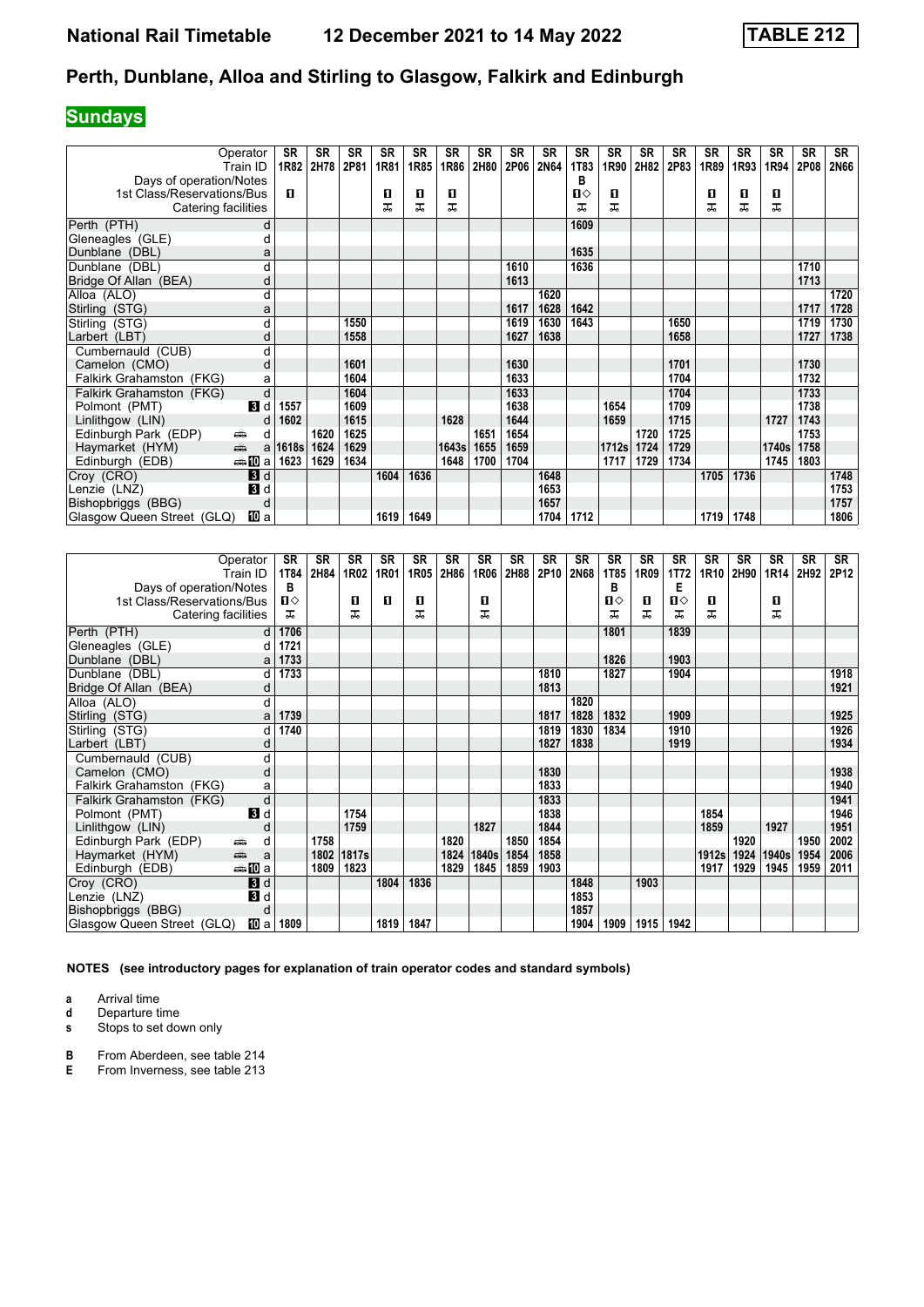# National Rail Timetable — 12 December 2021 to 14 May 2022 — TABLE 212

## Perth, Dunblane, Alloa and Stirling to Glasgow, Falkirk and Edinburgh

### Sundays

| Operator | | SR | SR | SR | SR | SR | SR | SR | SR | SR | SR | SR | SR | SR | SR | SR | SR | SR | SR |
|---|---|---|---|---|---|---|---|---|---|---|---|---|---|---|---|---|---|---|---|
| Train ID | | 1R82 | 2H78 | 2P81 | 1R81 | 1R85 | 1R86 | 2H80 | 2P06 | 2N64 | 1T83 | 1R90 | 2H82 | 2P83 | 1R89 | 1R93 | 1R94 | 2P08 | 2N66 |
| Days of operation/Notes | | | | | | | | | | | B | | | | | | | | |
| 1st Class/Reservations/Bus | | ■ | | | ■ | ■ | ■ | | | | ■◇ | ■ | | | ■ | ■ | ■ | | |
| Catering facilities | | | | | 🍴 | 🍴 | 🍴 | | | | 🍴 | 🍴 | | | 🍴 | 🍴 | 🍴 | | |
| Perth (PTH) | d | | | | | | | | | | 1609 | | | | | | | | |
| Gleneagles (GLE) | d | | | | | | | | | | | | | | | | | | |
| Dunblane (DBL) | a | | | | | | | | | | 1635 | | | | | | | | |
| Dunblane (DBL) | d | | | | | | | | 1610 | | 1636 | | | | | | | 1710 | |
| Bridge Of Allan (BEA) | d | | | | | | | | 1613 | | | | | | | | | 1713 | |
| Alloa (ALO) | d | | | | | | | | | 1620 | | | | | | | | | 1720 |
| Stirling (STG) | a | | | | | | | | 1617 | 1628 | 1642 | | | | | | | 1717 | 1728 |
| Stirling (STG) | d | | | 1550 | | | | | 1619 | 1630 | 1643 | | | 1650 | | | | 1719 | 1730 |
| Larbert (LBT) | d | | | 1558 | | | | | 1627 | 1638 | | | | 1658 | | | | 1727 | 1738 |
| Cumbernauld (CUB) | d | | | | | | | | | | | | | | | | | | |
| Camelon (CMO) | d | | | 1601 | | | | | 1630 | | | | | 1701 | | | | 1730 | |
| Falkirk Grahamston (FKG) | a | | | 1604 | | | | | 1633 | | | | | 1704 | | | | 1732 | |
| Falkirk Grahamston (FKG) | d | | | 1604 | | | | | 1633 | | | | | 1704 | | | | 1733 | |
| Polmont (PMT) | d | 1557 | | 1609 | | | | | 1638 | | | 1654 | | 1709 | | | | 1738 | |
| Linlithgow (LIN) | d | 1602 | | 1615 | | | 1628 | | 1644 | | | 1659 | | 1715 | | | 1727 | 1743 | |
| Edinburgh Park (EDP) | d | | 1620 | 1625 | | | | 1651 | 1654 | | | | 1720 | 1725 | | | | 1753 | |
| Haymarket (HYM) | a | 1618s | 1624 | 1629 | | | 1643s | 1655 | 1659 | | | 1712s | 1724 | 1729 | | | 1740s | 1758 | |
| Edinburgh (EDB) | a | 1623 | 1629 | 1634 | | | 1648 | 1700 | 1704 | | | 1717 | 1729 | 1734 | | | 1745 | 1803 | |
| Croy (CRO) | d | | | | 1604 | 1636 | | | | 1648 | | | | | 1705 | 1736 | | | 1748 |
| Lenzie (LNZ) | d | | | | | | | | | 1653 | | | | | | | | | 1753 |
| Bishopbriggs (BBG) | d | | | | | | | | | 1657 | | | | | | | | | 1757 |
| Glasgow Queen Street (GLQ) | a | | | | 1619 | 1649 | | | | 1704 | 1712 | | | | 1719 | 1748 | | | 1806 |

| Operator | | SR | SR | SR | SR | SR | SR | SR | SR | SR | SR | SR | SR | SR | SR | SR | SR | SR | SR |
|---|---|---|---|---|---|---|---|---|---|---|---|---|---|---|---|---|---|---|---|
| Train ID | | 1T84 | 2H84 | 1R02 | 1R01 | 1R05 | 2H86 | 1R06 | 2H88 | 2P10 | 2N68 | 1T85 | 1R09 | 1T72 | 1R10 | 2H90 | 1R14 | 2H92 | 2P12 |
| Days of operation/Notes | | B | | | | | | | | | | B | | E | | | | | |
| 1st Class/Reservations/Bus | | ■◇ | | ■ | ■ | ■ | | ■ | | | | ■◇ | ■ | ■◇ | ■ | | ■ | | |
| Catering facilities | | 🍴 | | 🍴 | | 🍴 | | 🍴 | | | | 🍴 | 🍴 | 🍴 | 🍴 | | 🍴 | | |
| Perth (PTH) | d | 1706 | | | | | | | | | | 1801 | | 1839 | | | | | |
| Gleneagles (GLE) | d | 1721 | | | | | | | | | | | | | | | | | |
| Dunblane (DBL) | a | 1733 | | | | | | | | | | 1826 | | 1903 | | | | | |
| Dunblane (DBL) | d | 1733 | | | | | | | | 1810 | | 1827 | | 1904 | | | | | 1918 |
| Bridge Of Allan (BEA) | d | | | | | | | | | 1813 | | | | | | | | | 1921 |
| Alloa (ALO) | d | | | | | | | | | | 1820 | | | | | | | | |
| Stirling (STG) | a | 1739 | | | | | | | | 1817 | 1828 | 1832 | | 1909 | | | | | 1925 |
| Stirling (STG) | d | 1740 | | | | | | | | 1819 | 1830 | 1834 | | 1910 | | | | | 1926 |
| Larbert (LBT) | d | | | | | | | | | 1827 | 1838 | | | 1919 | | | | | 1934 |
| Cumbernauld (CUB) | d | | | | | | | | | | | | | | | | | | |
| Camelon (CMO) | d | | | | | | | | | 1830 | | | | | | | | | 1938 |
| Falkirk Grahamston (FKG) | a | | | | | | | | | 1833 | | | | | | | | | 1940 |
| Falkirk Grahamston (FKG) | d | | | | | | | | | 1833 | | | | | | | | | 1941 |
| Polmont (PMT) | d | | | 1754 | | | | | | 1838 | | | | | 1854 | | | | 1946 |
| Linlithgow (LIN) | d | | | 1759 | | | | 1827 | | 1844 | | | | | 1859 | | 1927 | | 1951 |
| Edinburgh Park (EDP) | d | | 1758 | | | | 1820 | | 1850 | 1854 | | | | | | 1920 | | 1950 | 2002 |
| Haymarket (HYM) | a | | 1802 | 1817s | | | 1824 | 1840s | 1854 | 1858 | | | | | 1912s | 1924 | 1940s | 1954 | 2006 |
| Edinburgh (EDB) | a | | 1809 | 1823 | | | 1829 | 1845 | 1859 | 1903 | | | | | 1917 | 1929 | 1945 | 1959 | 2011 |
| Croy (CRO) | d | | | | 1804 | 1836 | | | | | 1848 | | 1903 | | | | | | |
| Lenzie (LNZ) | d | | | | | | | | | | 1853 | | | | | | | | |
| Bishopbriggs (BBG) | d | | | | | | | | | | 1857 | | | | | | | | |
| Glasgow Queen Street (GLQ) | a | 1809 | | | 1819 | 1847 | | | | | 1904 | 1909 | 1915 | 1942 | | | | | |

**NOTES (see introductory pages for explanation of train operator codes and standard symbols)**

- **a** Arrival time
- **d** Departure time
- **s** Stops to set down only

- **B** From Aberdeen, see table 214
- **E** From Inverness, see table 213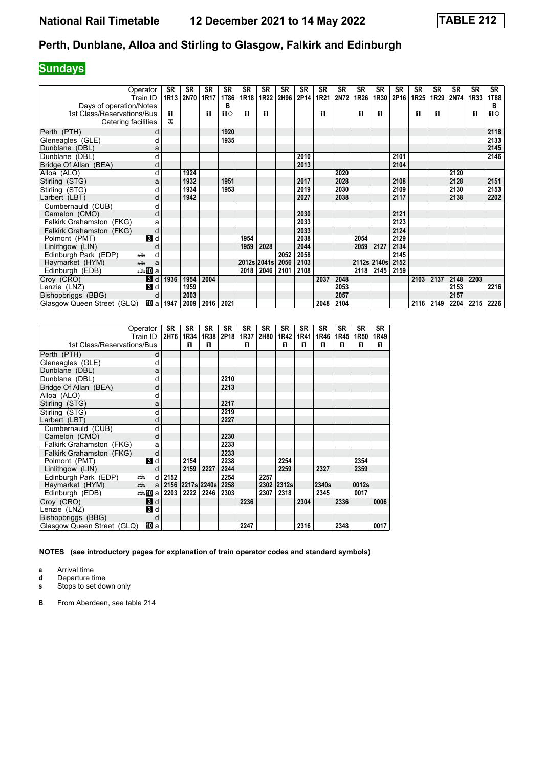# National Rail Timetable 12 December 2021 to 14 May 2022 TABLE 212

## Perth, Dunblane, Alloa and Stirling to Glasgow, Falkirk and Edinburgh

**Sundays**

| Operator | | SR | SR | SR | SR | SR | SR | SR | SR | SR | SR | SR | SR | SR | SR | SR | SR | SR | SR |
|---|---|---|---|---|---|---|---|---|---|---|---|---|---|---|---|---|---|---|---|
| Train ID | | 1R13 | 2N70 | 1R17 | 1T86 | 1R18 | 1R22 | 2H96 | 2P14 | 1R21 | 2N72 | 1R26 | 1R30 | 2P16 | 1R25 | 1R29 | 2N74 | 1R33 | 1T88 |
| Days of operation/Notes | | | | | B | | | | | | | | | | | | | | B |
| 1st Class/Reservations/Bus | | 1 | | 1 | 1◇ | 1 | 1 | | | 1 | | 1 | 1 | | 1 | 1 | | 1 | 1◇ |
| Catering facilities | | 🛒 | | | | | | | | | | | | | | | | | |
| Perth (PTH) | d | | | | 1920 | | | | | | | | | | | | | | 2118 |
| Gleneagles (GLE) | d | | | | 1935 | | | | | | | | | | | | | | 2133 |
| Dunblane (DBL) | a | | | | | | | | | | | | | | | | | | 2145 |
| Dunblane (DBL) | d | | | | | | | | 2010 | | | | | 2101 | | | | | 2146 |
| Bridge Of Allan (BEA) | d | | | | | | | | 2013 | | | | | 2104 | | | | | |
| Alloa (ALO) | d | | 1924 | | | | | | | | 2020 | | | | | | 2120 | | |
| Stirling (STG) | a | | 1932 | | 1951 | | | | 2017 | | 2028 | | | 2108 | | | 2128 | | 2151 |
| Stirling (STG) | d | | 1934 | | 1953 | | | | 2019 | | 2030 | | | 2109 | | | 2130 | | 2153 |
| Larbert (LBT) | d | | 1942 | | | | | | 2027 | | 2038 | | | 2117 | | | 2138 | | 2202 |
| Cumbernauld (CUB) | d | | | | | | | | | | | | | | | | | | |
| Camelon (CMO) | d | | | | | | | | 2030 | | | | | 2121 | | | | | |
| Falkirk Grahamston (FKG) | a | | | | | | | | 2033 | | | | | 2123 | | | | | |
| Falkirk Grahamston (FKG) | d | | | | | | | | 2033 | | | | | 2124 | | | | | |
| Polmont (PMT) | 3 d | | | | | 1954 | | | 2038 | | | 2054 | | 2129 | | | | | |
| Linlithgow (LIN) | d | | | | | 1959 | 2028 | | 2044 | | | 2059 | 2127 | 2134 | | | | | |
| Edinburgh Park (EDP) | 🚌 d | | | | | | | 2052 | 2058 | | | | | 2145 | | | | | |
| Haymarket (HYM) | 🚌 a | | | | | 2012s | 2041s | 2056 | 2103 | | | 2112s | 2140s | 2152 | | | | | |
| Edinburgh (EDB) | 🚌 10 a | | | | | 2018 | 2046 | 2101 | 2108 | | | 2118 | 2145 | 2159 | | | | | |
| Croy (CRO) | 3 d | 1936 | 1954 | 2004 | | | | | | 2037 | 2048 | | | | 2103 | 2137 | 2148 | 2203 | |
| Lenzie (LNZ) | 3 d | | 1959 | | | | | | | | 2053 | | | | | | 2153 | | 2216 |
| Bishopbriggs (BBG) | d | | 2003 | | | | | | | | 2057 | | | | | | 2157 | | |
| Glasgow Queen Street (GLQ) | 10 a | 1947 | 2009 | 2016 | 2021 | | | | | 2048 | 2104 | | | | 2116 | 2149 | 2204 | 2215 | 2226 |

| Operator | | SR | SR | SR | SR | SR | SR | SR | SR | SR | SR | SR | SR |
|---|---|---|---|---|---|---|---|---|---|---|---|---|---|
| Train ID | | 2H76 | 1R34 | 1R38 | 2P18 | 1R37 | 2H80 | 1R42 | 1R41 | 1R46 | 1R45 | 1R50 | 1R49 |
| 1st Class/Reservations/Bus | | | 1 | 1 | | 1 | | 1 | 1 | 1 | 1 | 1 | 1 |
| Perth (PTH) | d | | | | | | | | | | | | |
| Gleneagles (GLE) | d | | | | | | | | | | | | |
| Dunblane (DBL) | a | | | | | | | | | | | | |
| Dunblane (DBL) | d | | | | 2210 | | | | | | | | |
| Bridge Of Allan (BEA) | d | | | | 2213 | | | | | | | | |
| Alloa (ALO) | d | | | | | | | | | | | | |
| Stirling (STG) | a | | | | 2217 | | | | | | | | |
| Stirling (STG) | d | | | | 2219 | | | | | | | | |
| Larbert (LBT) | d | | | | 2227 | | | | | | | | |
| Cumbernauld (CUB) | d | | | | | | | | | | | | |
| Camelon (CMO) | d | | | | 2230 | | | | | | | | |
| Falkirk Grahamston (FKG) | a | | | | 2233 | | | | | | | | |
| Falkirk Grahamston (FKG) | d | | | | 2233 | | | | | | | | |
| Polmont (PMT) | 3 d | | 2154 | | 2238 | | | 2254 | | | | 2354 | |
| Linlithgow (LIN) | d | | 2159 | 2227 | 2244 | | | 2259 | | 2327 | | 2359 | |
| Edinburgh Park (EDP) | 🚌 d | 2152 | | | 2254 | | 2257 | | | | | | |
| Haymarket (HYM) | 🚌 a | 2156 | 2217s | 2240s | 2258 | | 2302 | 2312s | | 2340s | | 0012s | |
| Edinburgh (EDB) | 🚌 10 a | 2203 | 2222 | 2246 | 2303 | | 2307 | 2318 | | 2345 | | 0017 | |
| Croy (CRO) | 3 d | | | | | 2236 | | | 2304 | | 2336 | | 0006 |
| Lenzie (LNZ) | 3 d | | | | | | | | | | | | |
| Bishopbriggs (BBG) | d | | | | | | | | | | | | |
| Glasgow Queen Street (GLQ) | 10 a | | | | | 2247 | | | 2316 | | 2348 | | 0017 |

**NOTES (see introductory pages for explanation of train operator codes and standard symbols)**

- **a** Arrival time
- **d** Departure time
- **s** Stops to set down only

**B** From Aberdeen, see table 214